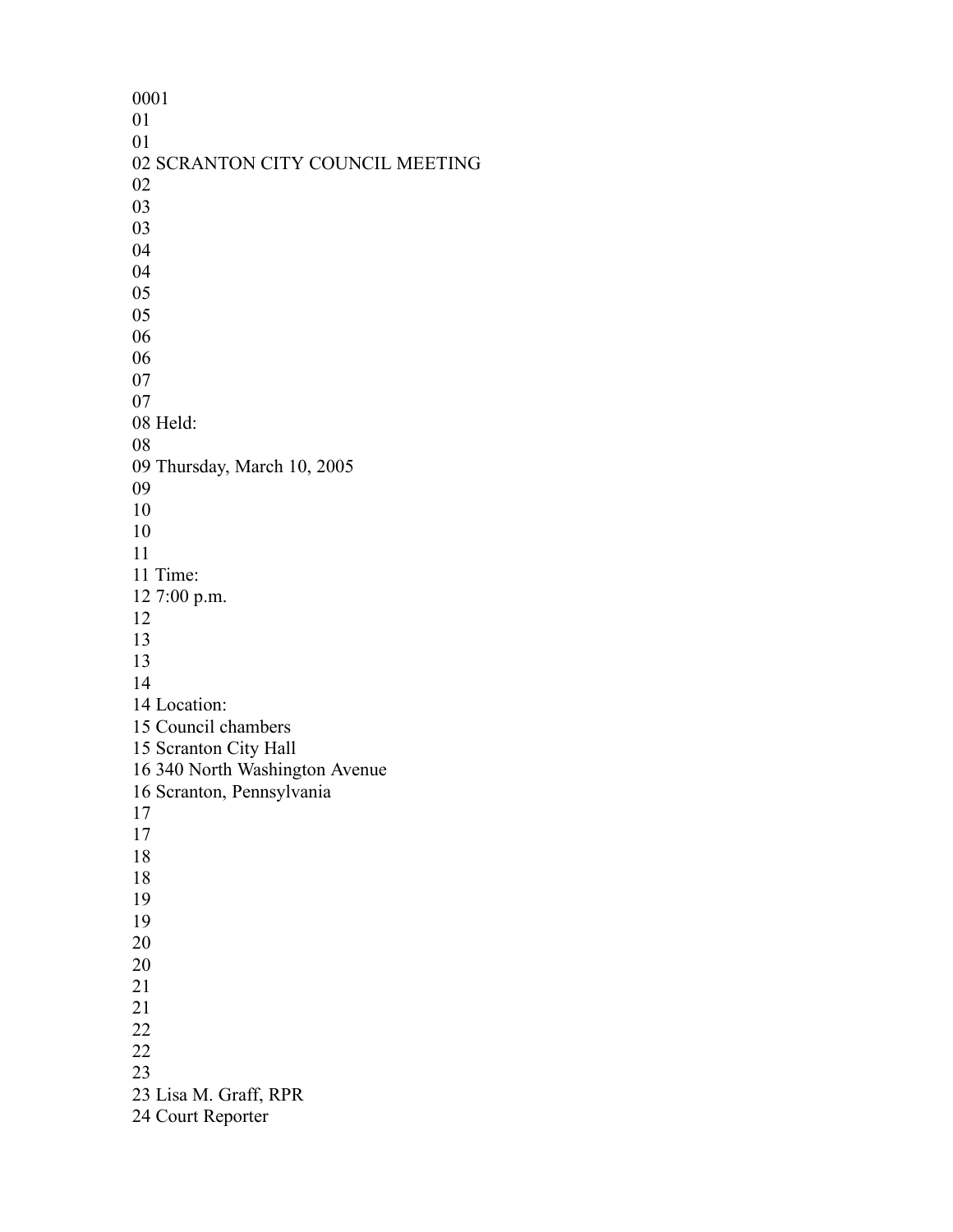0001
01
01
02 SCRANTON CITY COUNCIL MEETING
02
03
03
04
04
05
05
06
06
07
07
08 Held:
08
09 Thursday, March 10, 2005
09
10
10
11
11 Time:
12 7:00 p.m.
12
13
13
14
14 Location:
15 Council chambers
15 Scranton City Hall
16 340 North Washington Avenue
16 Scranton, Pennsylvania
17
17
18
18
19
19
20
20
21
21
22
22
23
23 Lisa M. Graff, RPR
24 Court Reporter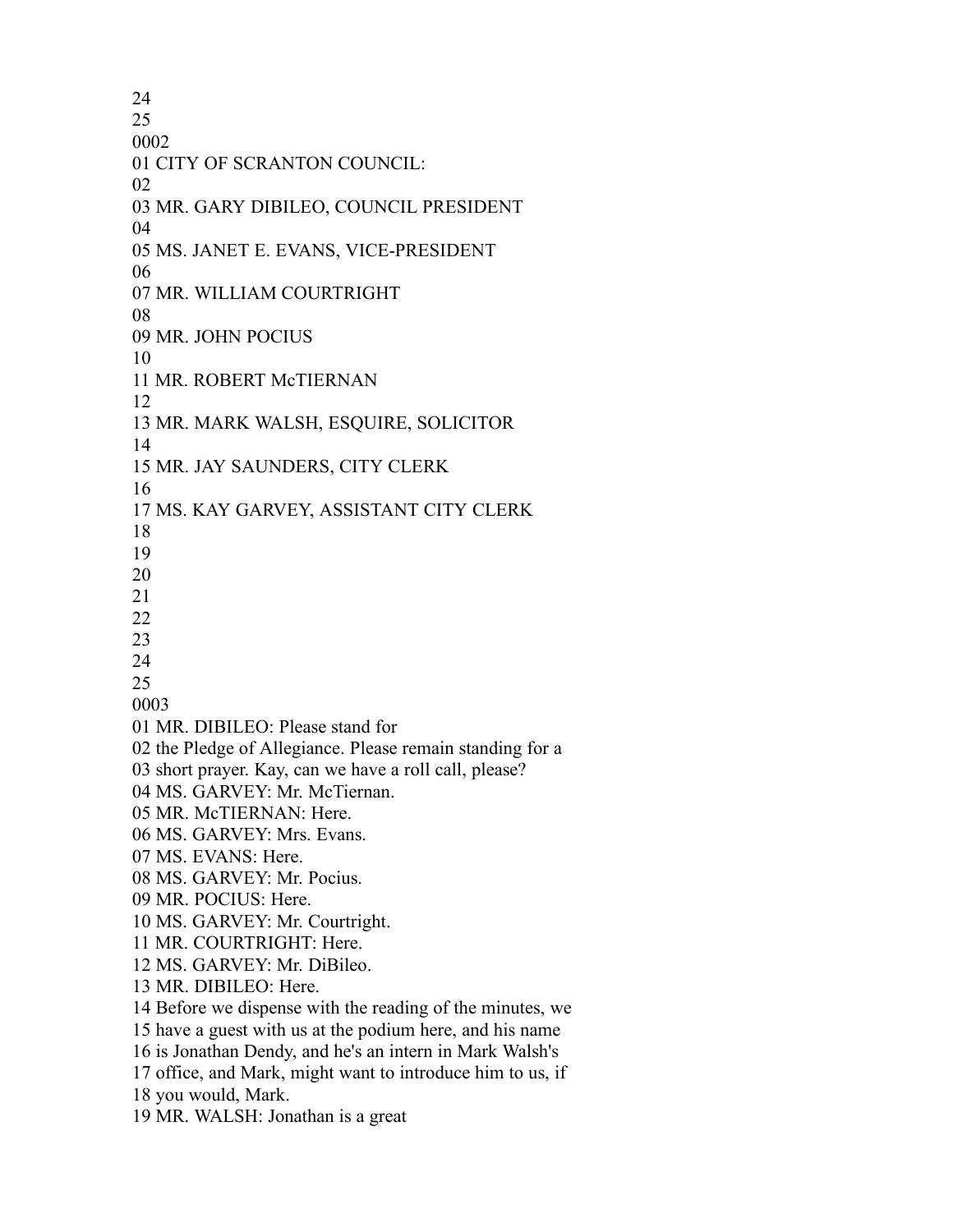24
25
0002
01 CITY OF SCRANTON COUNCIL:
02
03 MR. GARY DIBILEO, COUNCIL PRESIDENT
04
05 MS. JANET E. EVANS, VICE-PRESIDENT
06
07 MR. WILLIAM COURTRIGHT
08
09 MR. JOHN POCIUS
10
11 MR. ROBERT McTIERNAN
12
13 MR. MARK WALSH, ESQUIRE, SOLICITOR
14
15 MR. JAY SAUNDERS, CITY CLERK
16
17 MS. KAY GARVEY, ASSISTANT CITY CLERK
18
19
20
21
22
23
24
25
0003
01 MR. DIBILEO: Please stand for
02 the Pledge of Allegiance. Please remain standing for a
03 short prayer. Kay, can we have a roll call, please?
04 MS. GARVEY: Mr. McTiernan.
05 MR. McTIERNAN: Here.
06 MS. GARVEY: Mrs. Evans.
07 MS. EVANS: Here.
08 MS. GARVEY: Mr. Pocius.
09 MR. POCIUS: Here.
10 MS. GARVEY: Mr. Courtright.
11 MR. COURTRIGHT: Here.
12 MS. GARVEY: Mr. DiBileo.
13 MR. DIBILEO: Here.
14 Before we dispense with the reading of the minutes, we
15 have a guest with us at the podium here, and his name
16 is Jonathan Dendy, and he's an intern in Mark Walsh's
17 office, and Mark, might want to introduce him to us, if
18 you would, Mark.
19 MR. WALSH: Jonathan is a great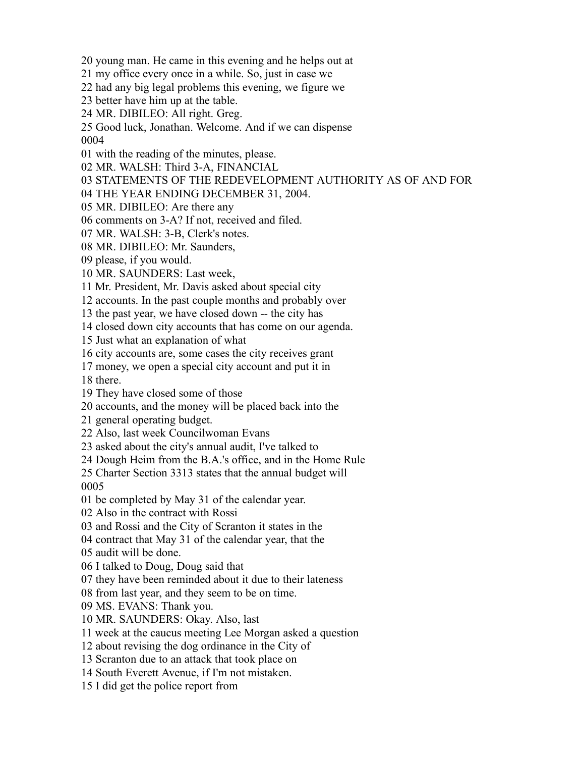20 young man. He came in this evening and he helps out at
21 my office every once in a while. So, just in case we
22 had any big legal problems this evening, we figure we
23 better have him up at the table.
24 MR. DIBILEO: All right. Greg.
25 Good luck, Jonathan. Welcome. And if we can dispense
0004
01 with the reading of the minutes, please.
02 MR. WALSH: Third 3-A, FINANCIAL
03 STATEMENTS OF THE REDEVELOPMENT AUTHORITY AS OF AND FOR
04 THE YEAR ENDING DECEMBER 31, 2004.
05 MR. DIBILEO: Are there any
06 comments on 3-A? If not, received and filed.
07 MR. WALSH: 3-B, Clerk's notes.
08 MR. DIBILEO: Mr. Saunders,
09 please, if you would.
10 MR. SAUNDERS: Last week,
11 Mr. President, Mr. Davis asked about special city
12 accounts. In the past couple months and probably over
13 the past year, we have closed down -- the city has
14 closed down city accounts that has come on our agenda.
15 Just what an explanation of what
16 city accounts are, some cases the city receives grant
17 money, we open a special city account and put it in
18 there.
19 They have closed some of those
20 accounts, and the money will be placed back into the
21 general operating budget.
22 Also, last week Councilwoman Evans
23 asked about the city's annual audit, I've talked to
24 Dough Heim from the B.A.'s office, and in the Home Rule
25 Charter Section 3313 states that the annual budget will
0005
01 be completed by May 31 of the calendar year.
02 Also in the contract with Rossi
03 and Rossi and the City of Scranton it states in the
04 contract that May 31 of the calendar year, that the
05 audit will be done.
06 I talked to Doug, Doug said that
07 they have been reminded about it due to their lateness
08 from last year, and they seem to be on time.
09 MS. EVANS: Thank you.
10 MR. SAUNDERS: Okay. Also, last
11 week at the caucus meeting Lee Morgan asked a question
12 about revising the dog ordinance in the City of
13 Scranton due to an attack that took place on
14 South Everett Avenue, if I'm not mistaken.
15 I did get the police report from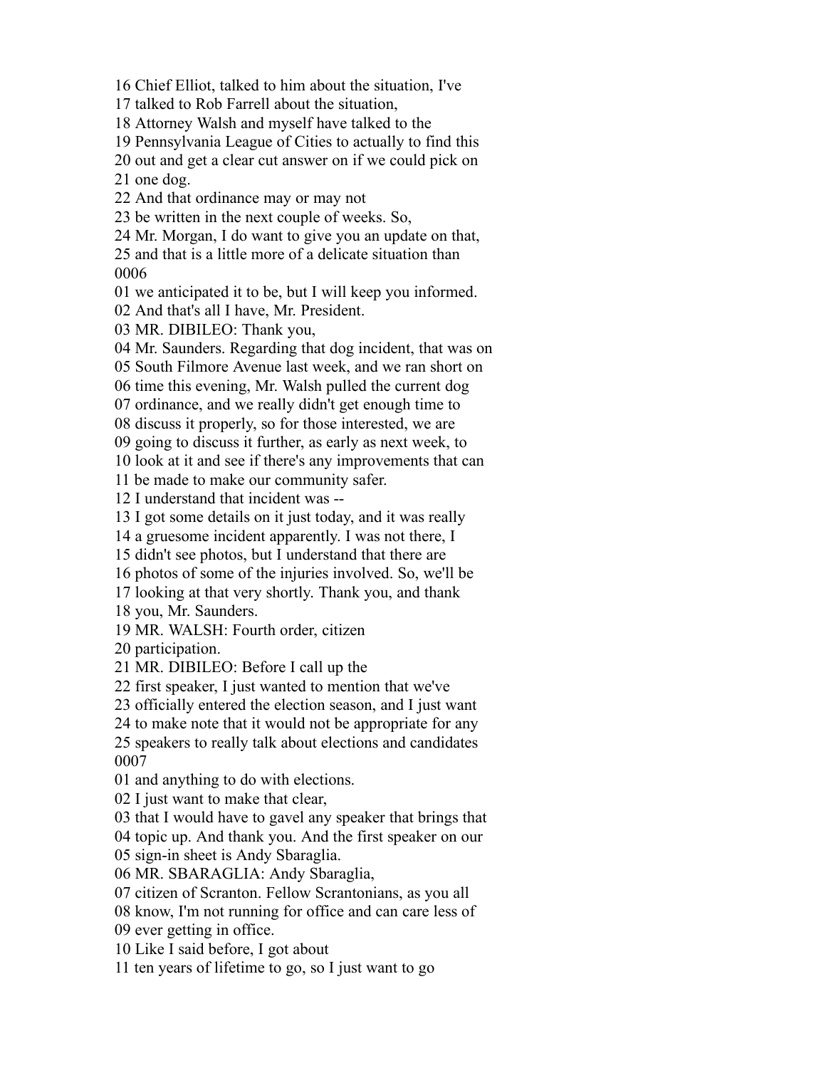16 Chief Elliot, talked to him about the situation, I've
17 talked to Rob Farrell about the situation,
18 Attorney Walsh and myself have talked to the
19 Pennsylvania League of Cities to actually to find this
20 out and get a clear cut answer on if we could pick on
21 one dog.
22 And that ordinance may or may not
23 be written in the next couple of weeks. So,
24 Mr. Morgan, I do want to give you an update on that,
25 and that is a little more of a delicate situation than
0006
01 we anticipated it to be, but I will keep you informed.
02 And that's all I have, Mr. President.
03 MR. DIBILEO: Thank you,
04 Mr. Saunders. Regarding that dog incident, that was on
05 South Filmore Avenue last week, and we ran short on
06 time this evening, Mr. Walsh pulled the current dog
07 ordinance, and we really didn't get enough time to
08 discuss it properly, so for those interested, we are
09 going to discuss it further, as early as next week, to
10 look at it and see if there's any improvements that can
11 be made to make our community safer.
12 I understand that incident was --
13 I got some details on it just today, and it was really
14 a gruesome incident apparently. I was not there, I
15 didn't see photos, but I understand that there are
16 photos of some of the injuries involved. So, we'll be
17 looking at that very shortly. Thank you, and thank
18 you, Mr. Saunders.
19 MR. WALSH: Fourth order, citizen
20 participation.
21 MR. DIBILEO: Before I call up the
22 first speaker, I just wanted to mention that we've
23 officially entered the election season, and I just want
24 to make note that it would not be appropriate for any
25 speakers to really talk about elections and candidates
0007
01 and anything to do with elections.
02 I just want to make that clear,
03 that I would have to gavel any speaker that brings that
04 topic up. And thank you. And the first speaker on our
05 sign-in sheet is Andy Sbaraglia.
06 MR. SBARAGLIA: Andy Sbaraglia,
07 citizen of Scranton. Fellow Scrantonians, as you all
08 know, I'm not running for office and can care less of
09 ever getting in office.
10 Like I said before, I got about
11 ten years of lifetime to go, so I just want to go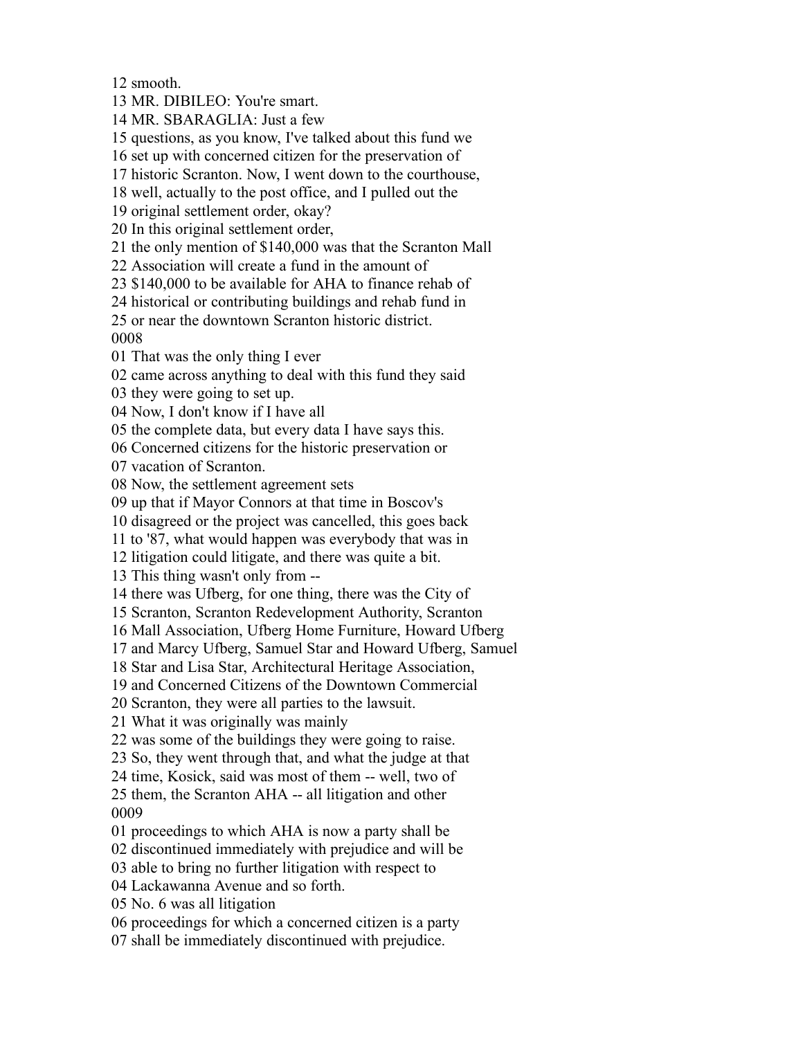12 smooth.
13 MR. DIBILEO: You're smart.
14 MR. SBARAGLIA: Just a few
15 questions, as you know, I've talked about this fund we
16 set up with concerned citizen for the preservation of
17 historic Scranton. Now, I went down to the courthouse,
18 well, actually to the post office, and I pulled out the
19 original settlement order, okay?
20 In this original settlement order,
21 the only mention of $140,000 was that the Scranton Mall
22 Association will create a fund in the amount of
23 $140,000 to be available for AHA to finance rehab of
24 historical or contributing buildings and rehab fund in
25 or near the downtown Scranton historic district.
0008
01 That was the only thing I ever
02 came across anything to deal with this fund they said
03 they were going to set up.
04 Now, I don't know if I have all
05 the complete data, but every data I have says this.
06 Concerned citizens for the historic preservation or
07 vacation of Scranton.
08 Now, the settlement agreement sets
09 up that if Mayor Connors at that time in Boscov's
10 disagreed or the project was cancelled, this goes back
11 to '87, what would happen was everybody that was in
12 litigation could litigate, and there was quite a bit.
13 This thing wasn't only from --
14 there was Ufberg, for one thing, there was the City of
15 Scranton, Scranton Redevelopment Authority, Scranton
16 Mall Association, Ufberg Home Furniture, Howard Ufberg
17 and Marcy Ufberg, Samuel Star and Howard Ufberg, Samuel
18 Star and Lisa Star, Architectural Heritage Association,
19 and Concerned Citizens of the Downtown Commercial
20 Scranton, they were all parties to the lawsuit.
21 What it was originally was mainly
22 was some of the buildings they were going to raise.
23 So, they went through that, and what the judge at that
24 time, Kosick, said was most of them -- well, two of
25 them, the Scranton AHA -- all litigation and other
0009
01 proceedings to which AHA is now a party shall be
02 discontinued immediately with prejudice and will be
03 able to bring no further litigation with respect to
04 Lackawanna Avenue and so forth.
05 No. 6 was all litigation
06 proceedings for which a concerned citizen is a party
07 shall be immediately discontinued with prejudice.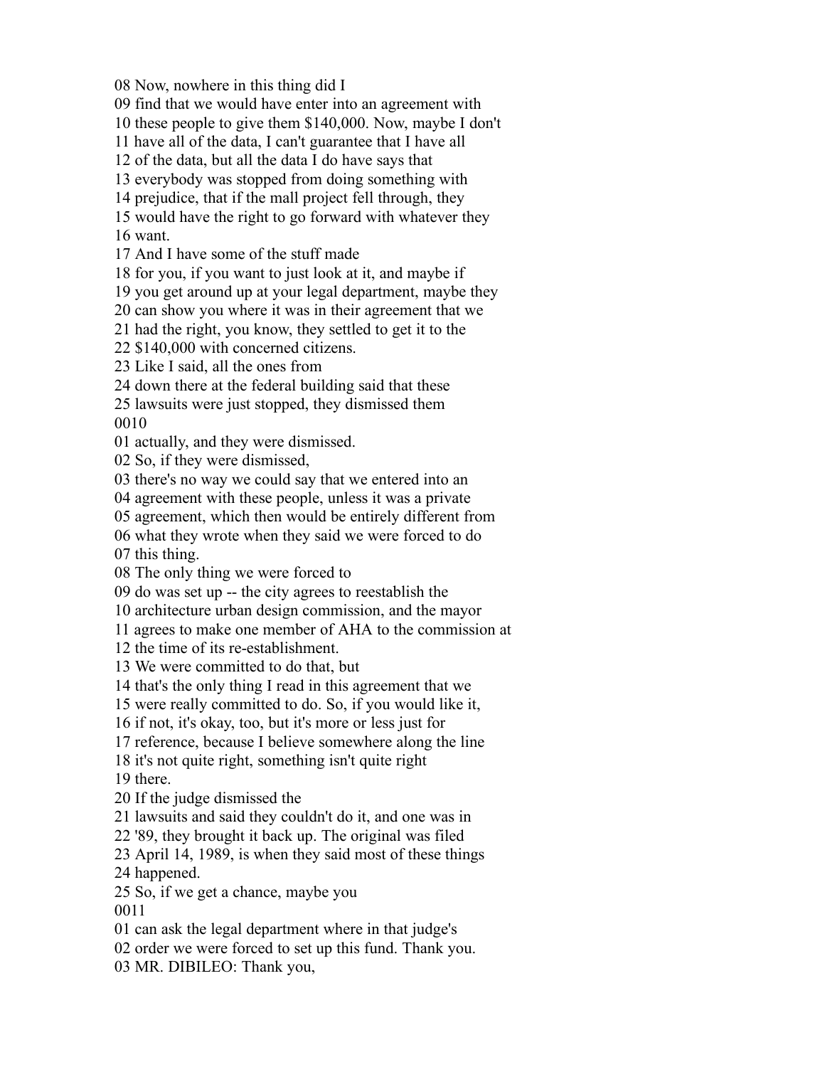08 Now, nowhere in this thing did I
09 find that we would have enter into an agreement with
10 these people to give them $140,000. Now, maybe I don't
11 have all of the data, I can't guarantee that I have all
12 of the data, but all the data I do have says that
13 everybody was stopped from doing something with
14 prejudice, that if the mall project fell through, they
15 would have the right to go forward with whatever they
16 want.
17 And I have some of the stuff made
18 for you, if you want to just look at it, and maybe if
19 you get around up at your legal department, maybe they
20 can show you where it was in their agreement that we
21 had the right, you know, they settled to get it to the
22 $140,000 with concerned citizens.
23 Like I said, all the ones from
24 down there at the federal building said that these
25 lawsuits were just stopped, they dismissed them
0010
01 actually, and they were dismissed.
02 So, if they were dismissed,
03 there's no way we could say that we entered into an
04 agreement with these people, unless it was a private
05 agreement, which then would be entirely different from
06 what they wrote when they said we were forced to do
07 this thing.
08 The only thing we were forced to
09 do was set up -- the city agrees to reestablish the
10 architecture urban design commission, and the mayor
11 agrees to make one member of AHA to the commission at
12 the time of its re-establishment.
13 We were committed to do that, but
14 that's the only thing I read in this agreement that we
15 were really committed to do. So, if you would like it,
16 if not, it's okay, too, but it's more or less just for
17 reference, because I believe somewhere along the line
18 it's not quite right, something isn't quite right
19 there.
20 If the judge dismissed the
21 lawsuits and said they couldn't do it, and one was in
22 '89, they brought it back up. The original was filed
23 April 14, 1989, is when they said most of these things
24 happened.
25 So, if we get a chance, maybe you
0011
01 can ask the legal department where in that judge's
02 order we were forced to set up this fund. Thank you.
03 MR. DIBILEO: Thank you,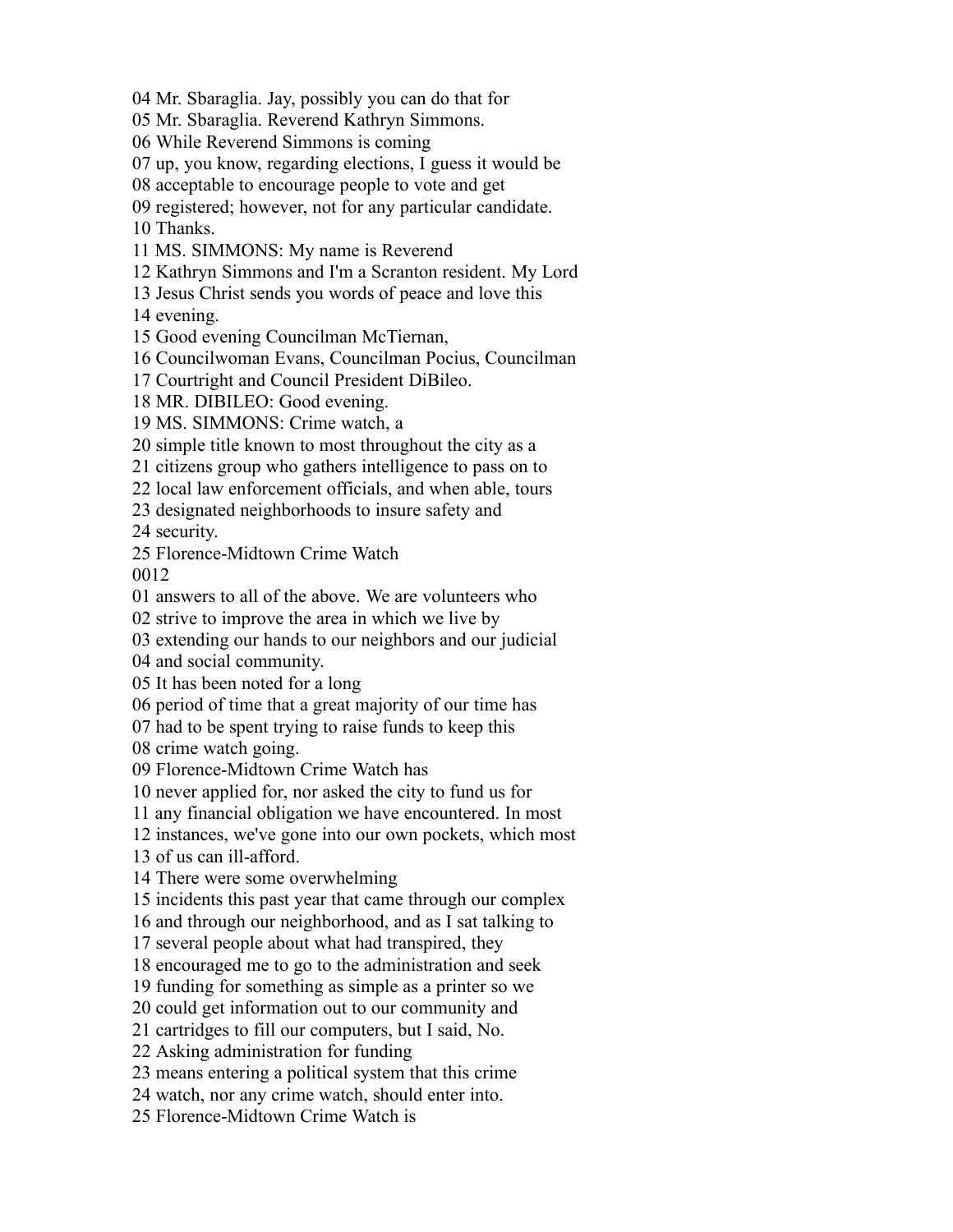04 Mr. Sbaraglia. Jay, possibly you can do that for
05 Mr. Sbaraglia. Reverend Kathryn Simmons.
06 While Reverend Simmons is coming
07 up, you know, regarding elections, I guess it would be
08 acceptable to encourage people to vote and get
09 registered; however, not for any particular candidate.
10 Thanks.
11 MS. SIMMONS: My name is Reverend
12 Kathryn Simmons and I'm a Scranton resident. My Lord
13 Jesus Christ sends you words of peace and love this
14 evening.
15 Good evening Councilman McTiernan,
16 Councilwoman Evans, Councilman Pocius, Councilman
17 Courtright and Council President DiBileo.
18 MR. DIBILEO: Good evening.
19 MS. SIMMONS: Crime watch, a
20 simple title known to most throughout the city as a
21 citizens group who gathers intelligence to pass on to
22 local law enforcement officials, and when able, tours
23 designated neighborhoods to insure safety and
24 security.
25 Florence-Midtown Crime Watch
0012
01 answers to all of the above. We are volunteers who
02 strive to improve the area in which we live by
03 extending our hands to our neighbors and our judicial
04 and social community.
05 It has been noted for a long
06 period of time that a great majority of our time has
07 had to be spent trying to raise funds to keep this
08 crime watch going.
09 Florence-Midtown Crime Watch has
10 never applied for, nor asked the city to fund us for
11 any financial obligation we have encountered. In most
12 instances, we've gone into our own pockets, which most
13 of us can ill-afford.
14 There were some overwhelming
15 incidents this past year that came through our complex
16 and through our neighborhood, and as I sat talking to
17 several people about what had transpired, they
18 encouraged me to go to the administration and seek
19 funding for something as simple as a printer so we
20 could get information out to our community and
21 cartridges to fill our computers, but I said, No.
22 Asking administration for funding
23 means entering a political system that this crime
24 watch, nor any crime watch, should enter into.
25 Florence-Midtown Crime Watch is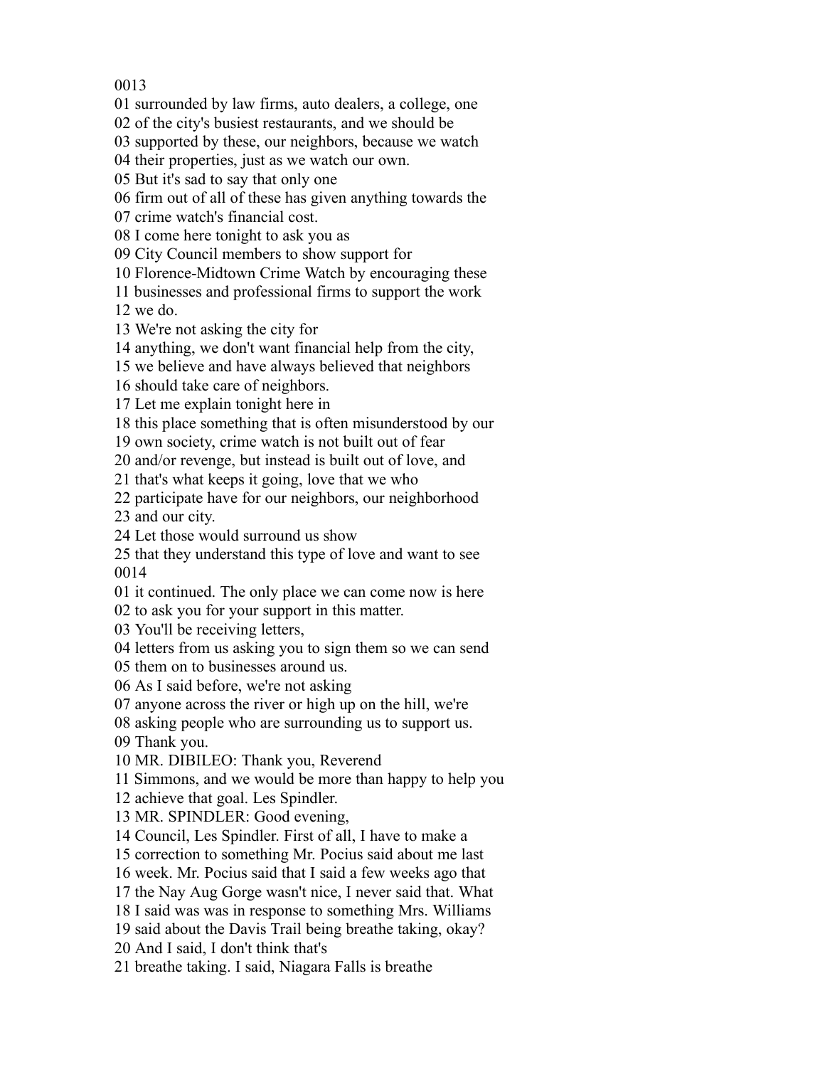0013

01 surrounded by law firms, auto dealers, a college, one
02 of the city's busiest restaurants, and we should be
03 supported by these, our neighbors, because we watch
04 their properties, just as we watch our own.
05 But it's sad to say that only one
06 firm out of all of these has given anything towards the
07 crime watch's financial cost.
08 I come here tonight to ask you as
09 City Council members to show support for
10 Florence-Midtown Crime Watch by encouraging these
11 businesses and professional firms to support the work
12 we do.
13 We're not asking the city for
14 anything, we don't want financial help from the city,
15 we believe and have always believed that neighbors
16 should take care of neighbors.
17 Let me explain tonight here in
18 this place something that is often misunderstood by our
19 own society, crime watch is not built out of fear
20 and/or revenge, but instead is built out of love, and
21 that's what keeps it going, love that we who
22 participate have for our neighbors, our neighborhood
23 and our city.
24 Let those would surround us show
25 that they understand this type of love and want to see

0014

01 it continued. The only place we can come now is here
02 to ask you for your support in this matter.
03 You'll be receiving letters,
04 letters from us asking you to sign them so we can send
05 them on to businesses around us.
06 As I said before, we're not asking
07 anyone across the river or high up on the hill, we're
08 asking people who are surrounding us to support us.
09 Thank you.
10 MR. DIBILEO: Thank you, Reverend
11 Simmons, and we would be more than happy to help you
12 achieve that goal. Les Spindler.
13 MR. SPINDLER: Good evening,
14 Council, Les Spindler. First of all, I have to make a
15 correction to something Mr. Pocius said about me last
16 week. Mr. Pocius said that I said a few weeks ago that
17 the Nay Aug Gorge wasn't nice, I never said that. What
18 I said was was in response to something Mrs. Williams
19 said about the Davis Trail being breathe taking, okay?
20 And I said, I don't think that's
21 breathe taking. I said, Niagara Falls is breathe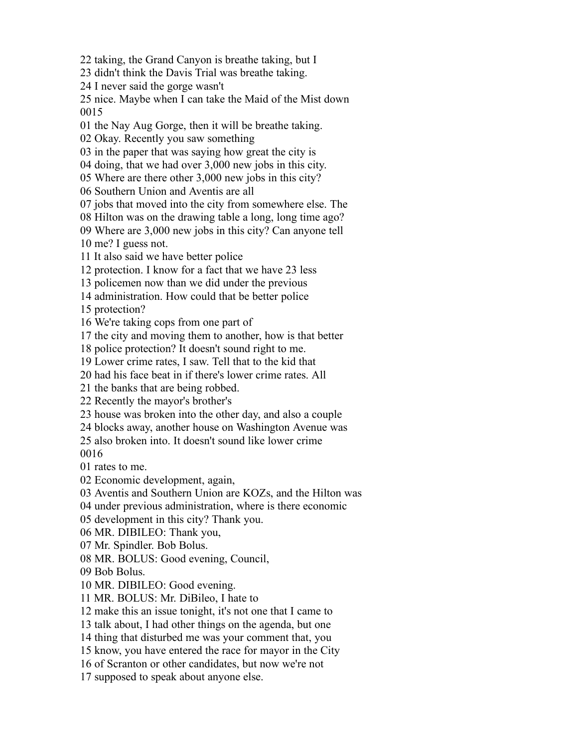22 taking, the Grand Canyon is breathe taking, but I
23 didn't think the Davis Trial was breathe taking.
24 I never said the gorge wasn't
25 nice. Maybe when I can take the Maid of the Mist down
0015
01 the Nay Aug Gorge, then it will be breathe taking.
02 Okay. Recently you saw something
03 in the paper that was saying how great the city is
04 doing, that we had over 3,000 new jobs in this city.
05 Where are there other 3,000 new jobs in this city?
06 Southern Union and Aventis are all
07 jobs that moved into the city from somewhere else. The
08 Hilton was on the drawing table a long, long time ago?
09 Where are 3,000 new jobs in this city? Can anyone tell
10 me? I guess not.
11 It also said we have better police
12 protection. I know for a fact that we have 23 less
13 policemen now than we did under the previous
14 administration. How could that be better police
15 protection?
16 We're taking cops from one part of
17 the city and moving them to another, how is that better
18 police protection? It doesn't sound right to me.
19 Lower crime rates, I saw. Tell that to the kid that
20 had his face beat in if there's lower crime rates. All
21 the banks that are being robbed.
22 Recently the mayor's brother's
23 house was broken into the other day, and also a couple
24 blocks away, another house on Washington Avenue was
25 also broken into. It doesn't sound like lower crime
0016
01 rates to me.
02 Economic development, again,
03 Aventis and Southern Union are KOZs, and the Hilton was
04 under previous administration, where is there economic
05 development in this city? Thank you.
06 MR. DIBILEO: Thank you,
07 Mr. Spindler. Bob Bolus.
08 MR. BOLUS: Good evening, Council,
09 Bob Bolus.
10 MR. DIBILEO: Good evening.
11 MR. BOLUS: Mr. DiBileo, I hate to
12 make this an issue tonight, it's not one that I came to
13 talk about, I had other things on the agenda, but one
14 thing that disturbed me was your comment that, you
15 know, you have entered the race for mayor in the City
16 of Scranton or other candidates, but now we're not
17 supposed to speak about anyone else.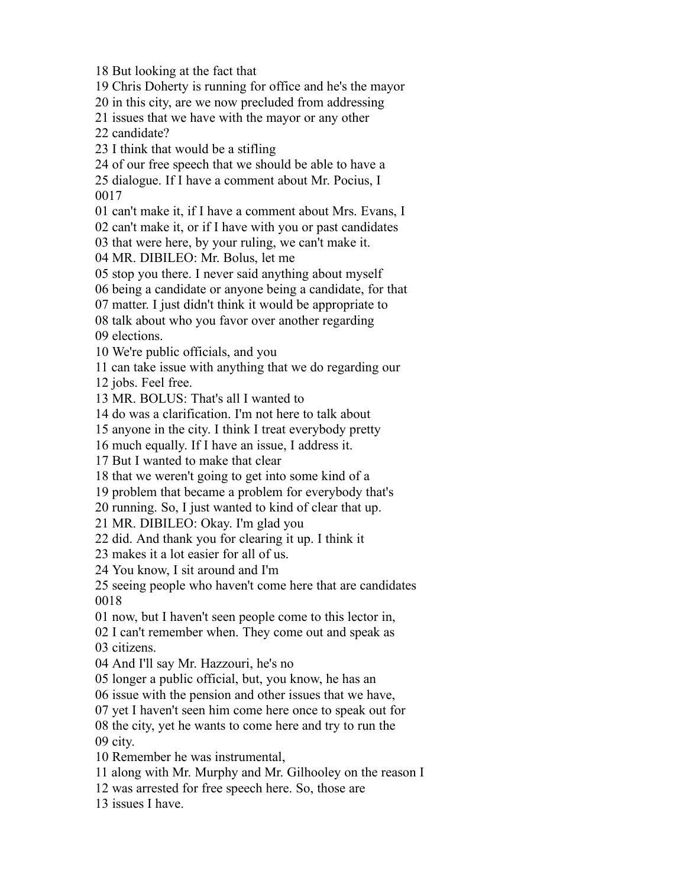18 But looking at the fact that
19 Chris Doherty is running for office and he's the mayor
20 in this city, are we now precluded from addressing
21 issues that we have with the mayor or any other
22 candidate?
23 I think that would be a stifling
24 of our free speech that we should be able to have a
25 dialogue. If I have a comment about Mr. Pocius, I
0017
01 can't make it, if I have a comment about Mrs. Evans, I
02 can't make it, or if I have with you or past candidates
03 that were here, by your ruling, we can't make it.
04 MR. DIBILEO: Mr. Bolus, let me
05 stop you there. I never said anything about myself
06 being a candidate or anyone being a candidate, for that
07 matter. I just didn't think it would be appropriate to
08 talk about who you favor over another regarding
09 elections.
10 We're public officials, and you
11 can take issue with anything that we do regarding our
12 jobs. Feel free.
13 MR. BOLUS: That's all I wanted to
14 do was a clarification. I'm not here to talk about
15 anyone in the city. I think I treat everybody pretty
16 much equally. If I have an issue, I address it.
17 But I wanted to make that clear
18 that we weren't going to get into some kind of a
19 problem that became a problem for everybody that's
20 running. So, I just wanted to kind of clear that up.
21 MR. DIBILEO: Okay. I'm glad you
22 did. And thank you for clearing it up. I think it
23 makes it a lot easier for all of us.
24 You know, I sit around and I'm
25 seeing people who haven't come here that are candidates
0018
01 now, but I haven't seen people come to this lector in,
02 I can't remember when. They come out and speak as
03 citizens.
04 And I'll say Mr. Hazzouri, he's no
05 longer a public official, but, you know, he has an
06 issue with the pension and other issues that we have,
07 yet I haven't seen him come here once to speak out for
08 the city, yet he wants to come here and try to run the
09 city.
10 Remember he was instrumental,
11 along with Mr. Murphy and Mr. Gilhooley on the reason I
12 was arrested for free speech here. So, those are
13 issues I have.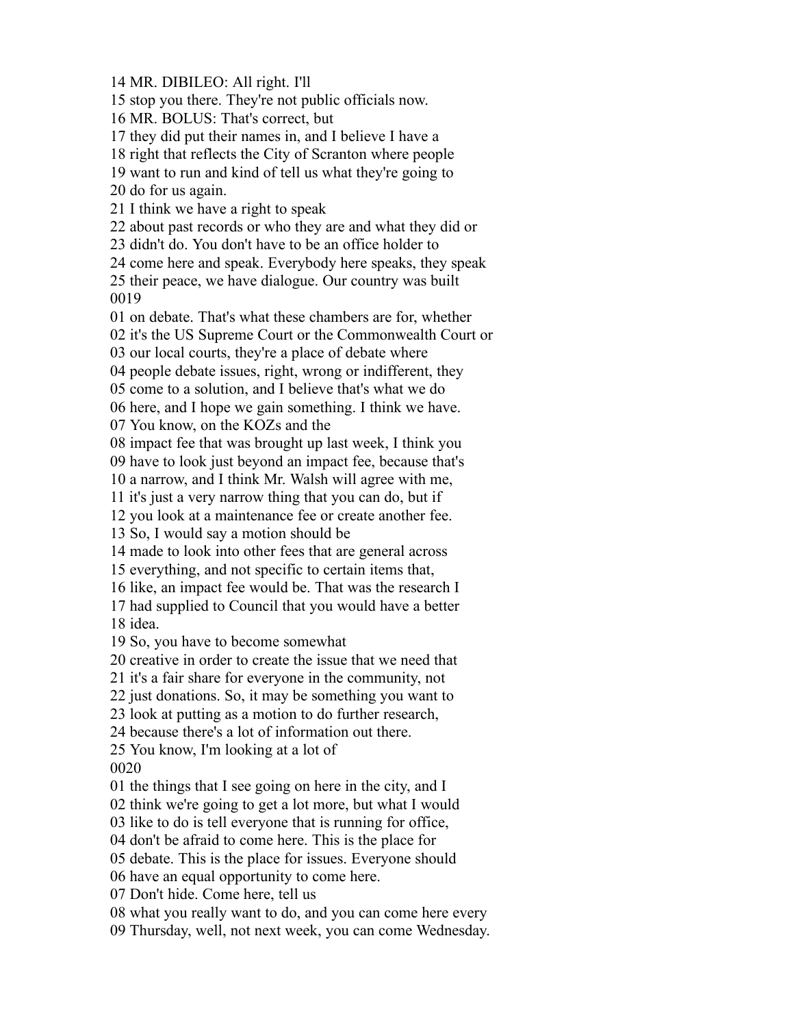14 MR. DIBILEO: All right. I'll
15 stop you there. They're not public officials now.
16 MR. BOLUS: That's correct, but
17 they did put their names in, and I believe I have a
18 right that reflects the City of Scranton where people
19 want to run and kind of tell us what they're going to
20 do for us again.
21 I think we have a right to speak
22 about past records or who they are and what they did or
23 didn't do. You don't have to be an office holder to
24 come here and speak. Everybody here speaks, they speak
25 their peace, we have dialogue. Our country was built
0019
01 on debate. That's what these chambers are for, whether
02 it's the US Supreme Court or the Commonwealth Court or
03 our local courts, they're a place of debate where
04 people debate issues, right, wrong or indifferent, they
05 come to a solution, and I believe that's what we do
06 here, and I hope we gain something. I think we have.
07 You know, on the KOZs and the
08 impact fee that was brought up last week, I think you
09 have to look just beyond an impact fee, because that's
10 a narrow, and I think Mr. Walsh will agree with me,
11 it's just a very narrow thing that you can do, but if
12 you look at a maintenance fee or create another fee.
13 So, I would say a motion should be
14 made to look into other fees that are general across
15 everything, and not specific to certain items that,
16 like, an impact fee would be. That was the research I
17 had supplied to Council that you would have a better
18 idea.
19 So, you have to become somewhat
20 creative in order to create the issue that we need that
21 it's a fair share for everyone in the community, not
22 just donations. So, it may be something you want to
23 look at putting as a motion to do further research,
24 because there's a lot of information out there.
25 You know, I'm looking at a lot of
0020
01 the things that I see going on here in the city, and I
02 think we're going to get a lot more, but what I would
03 like to do is tell everyone that is running for office,
04 don't be afraid to come here. This is the place for
05 debate. This is the place for issues. Everyone should
06 have an equal opportunity to come here.
07 Don't hide. Come here, tell us
08 what you really want to do, and you can come here every
09 Thursday, well, not next week, you can come Wednesday.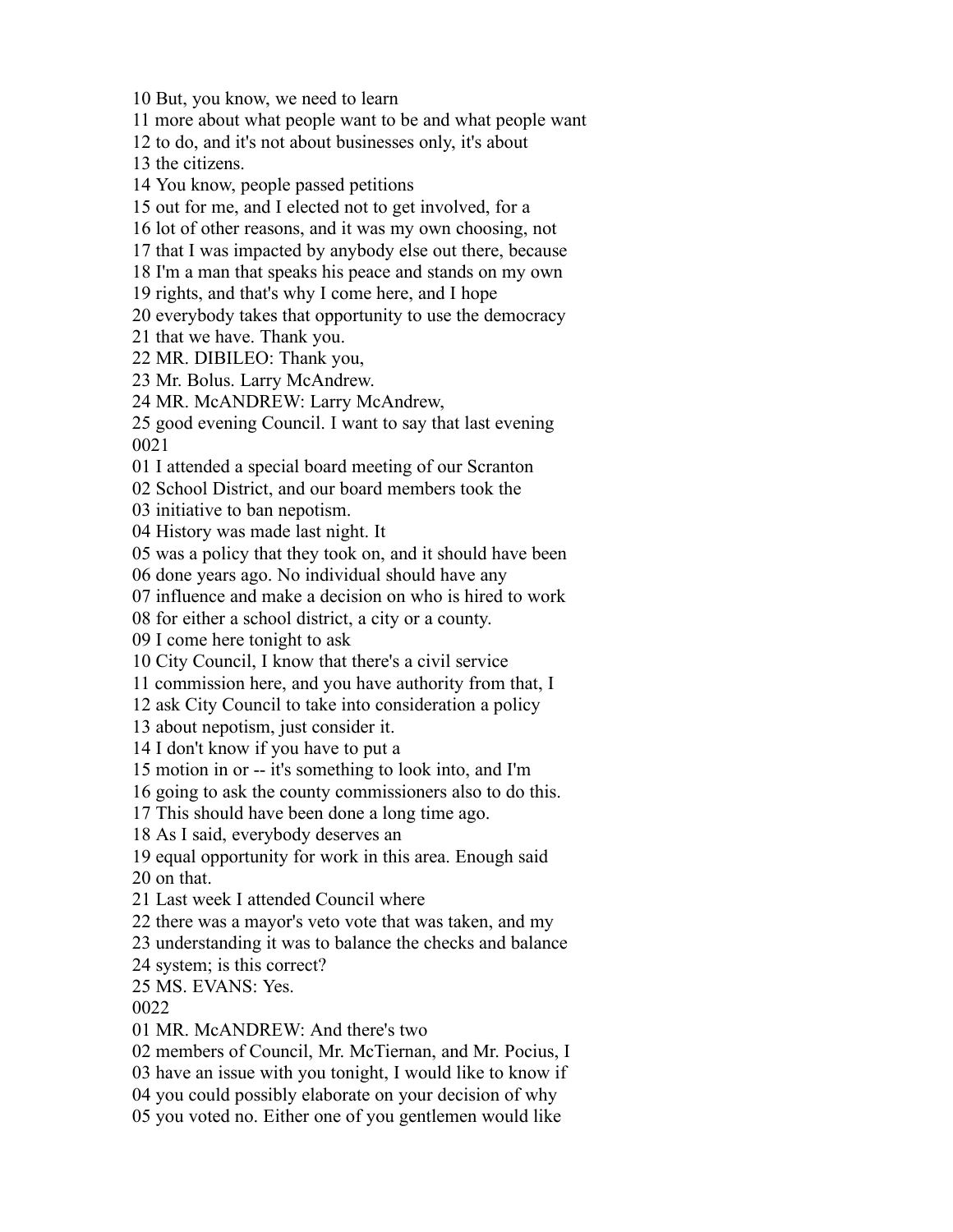10 But, you know, we need to learn
11 more about what people want to be and what people want
12 to do, and it's not about businesses only, it's about
13 the citizens.
14 You know, people passed petitions
15 out for me, and I elected not to get involved, for a
16 lot of other reasons, and it was my own choosing, not
17 that I was impacted by anybody else out there, because
18 I'm a man that speaks his peace and stands on my own
19 rights, and that's why I come here, and I hope
20 everybody takes that opportunity to use the democracy
21 that we have. Thank you.
22 MR. DIBILEO: Thank you,
23 Mr. Bolus. Larry McAndrew.
24 MR. McANDREW: Larry McAndrew,
25 good evening Council. I want to say that last evening
0021
01 I attended a special board meeting of our Scranton
02 School District, and our board members took the
03 initiative to ban nepotism.
04 History was made last night. It
05 was a policy that they took on, and it should have been
06 done years ago. No individual should have any
07 influence and make a decision on who is hired to work
08 for either a school district, a city or a county.
09 I come here tonight to ask
10 City Council, I know that there's a civil service
11 commission here, and you have authority from that, I
12 ask City Council to take into consideration a policy
13 about nepotism, just consider it.
14 I don't know if you have to put a
15 motion in or -- it's something to look into, and I'm
16 going to ask the county commissioners also to do this.
17 This should have been done a long time ago.
18 As I said, everybody deserves an
19 equal opportunity for work in this area. Enough said
20 on that.
21 Last week I attended Council where
22 there was a mayor's veto vote that was taken, and my
23 understanding it was to balance the checks and balance
24 system; is this correct?
25 MS. EVANS: Yes.
0022
01 MR. McANDREW: And there's two
02 members of Council, Mr. McTiernan, and Mr. Pocius, I
03 have an issue with you tonight, I would like to know if
04 you could possibly elaborate on your decision of why
05 you voted no. Either one of you gentlemen would like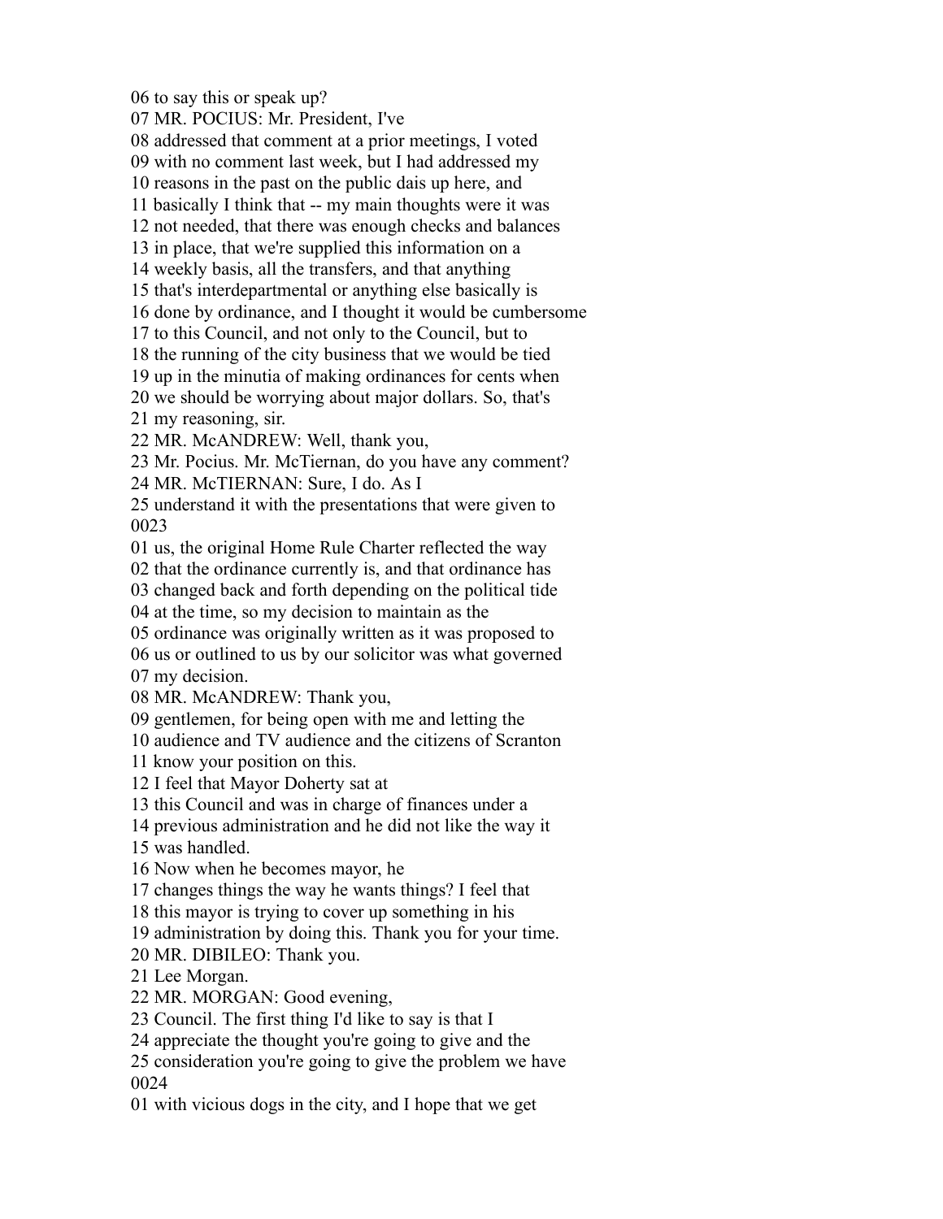06 to say this or speak up?
07 MR. POCIUS: Mr. President, I've
08 addressed that comment at a prior meetings, I voted
09 with no comment last week, but I had addressed my
10 reasons in the past on the public dais up here, and
11 basically I think that -- my main thoughts were it was
12 not needed, that there was enough checks and balances
13 in place, that we're supplied this information on a
14 weekly basis, all the transfers, and that anything
15 that's interdepartmental or anything else basically is
16 done by ordinance, and I thought it would be cumbersome
17 to this Council, and not only to the Council, but to
18 the running of the city business that we would be tied
19 up in the minutia of making ordinances for cents when
20 we should be worrying about major dollars. So, that's
21 my reasoning, sir.
22 MR. McANDREW: Well, thank you,
23 Mr. Pocius. Mr. McTiernan, do you have any comment?
24 MR. McTIERNAN: Sure, I do. As I
25 understand it with the presentations that were given to
0023
01 us, the original Home Rule Charter reflected the way
02 that the ordinance currently is, and that ordinance has
03 changed back and forth depending on the political tide
04 at the time, so my decision to maintain as the
05 ordinance was originally written as it was proposed to
06 us or outlined to us by our solicitor was what governed
07 my decision.
08 MR. McANDREW: Thank you,
09 gentlemen, for being open with me and letting the
10 audience and TV audience and the citizens of Scranton
11 know your position on this.
12 I feel that Mayor Doherty sat at
13 this Council and was in charge of finances under a
14 previous administration and he did not like the way it
15 was handled.
16 Now when he becomes mayor, he
17 changes things the way he wants things? I feel that
18 this mayor is trying to cover up something in his
19 administration by doing this. Thank you for your time.
20 MR. DIBILEO: Thank you.
21 Lee Morgan.
22 MR. MORGAN: Good evening,
23 Council. The first thing I'd like to say is that I
24 appreciate the thought you're going to give and the
25 consideration you're going to give the problem we have
0024
01 with vicious dogs in the city, and I hope that we get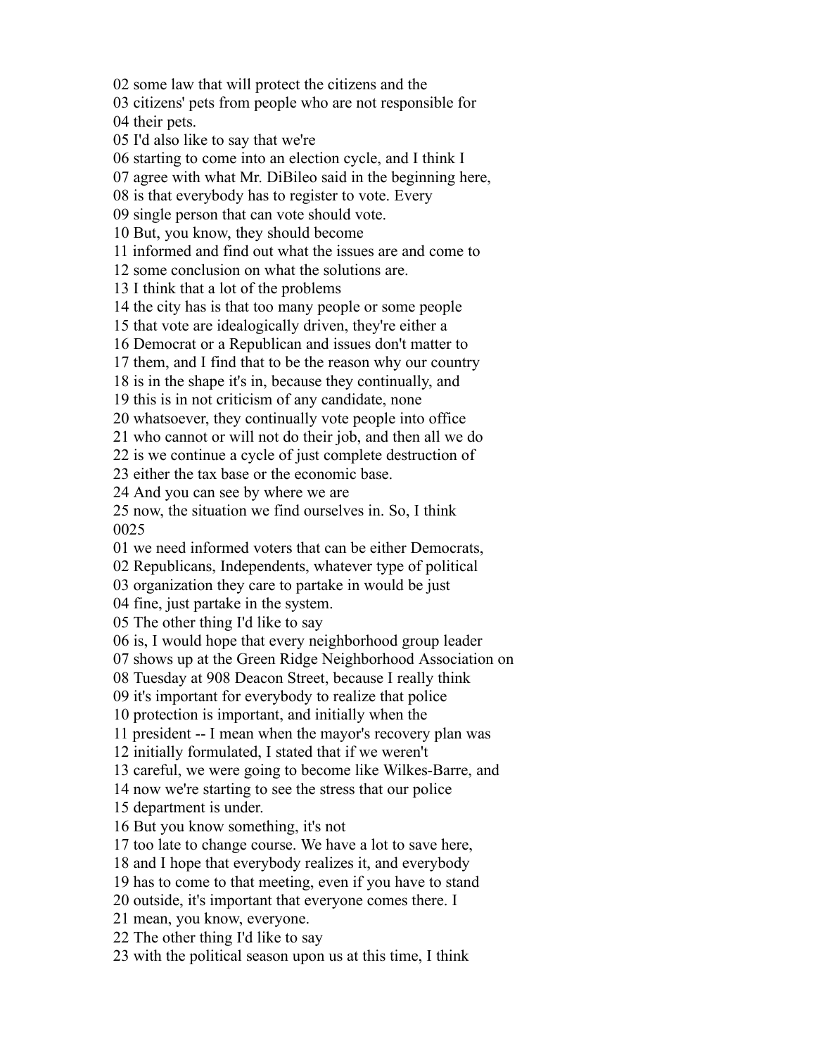02 some law that will protect the citizens and the
03 citizens' pets from people who are not responsible for
04 their pets.
05 I'd also like to say that we're
06 starting to come into an election cycle, and I think I
07 agree with what Mr. DiBileo said in the beginning here,
08 is that everybody has to register to vote. Every
09 single person that can vote should vote.
10 But, you know, they should become
11 informed and find out what the issues are and come to
12 some conclusion on what the solutions are.
13 I think that a lot of the problems
14 the city has is that too many people or some people
15 that vote are idealogically driven, they're either a
16 Democrat or a Republican and issues don't matter to
17 them, and I find that to be the reason why our country
18 is in the shape it's in, because they continually, and
19 this is in not criticism of any candidate, none
20 whatsoever, they continually vote people into office
21 who cannot or will not do their job, and then all we do
22 is we continue a cycle of just complete destruction of
23 either the tax base or the economic base.
24 And you can see by where we are
25 now, the situation we find ourselves in. So, I think
0025
01 we need informed voters that can be either Democrats,
02 Republicans, Independents, whatever type of political
03 organization they care to partake in would be just
04 fine, just partake in the system.
05 The other thing I'd like to say
06 is, I would hope that every neighborhood group leader
07 shows up at the Green Ridge Neighborhood Association on
08 Tuesday at 908 Deacon Street, because I really think
09 it's important for everybody to realize that police
10 protection is important, and initially when the
11 president -- I mean when the mayor's recovery plan was
12 initially formulated, I stated that if we weren't
13 careful, we were going to become like Wilkes-Barre, and
14 now we're starting to see the stress that our police
15 department is under.
16 But you know something, it's not
17 too late to change course. We have a lot to save here,
18 and I hope that everybody realizes it, and everybody
19 has to come to that meeting, even if you have to stand
20 outside, it's important that everyone comes there. I
21 mean, you know, everyone.
22 The other thing I'd like to say
23 with the political season upon us at this time, I think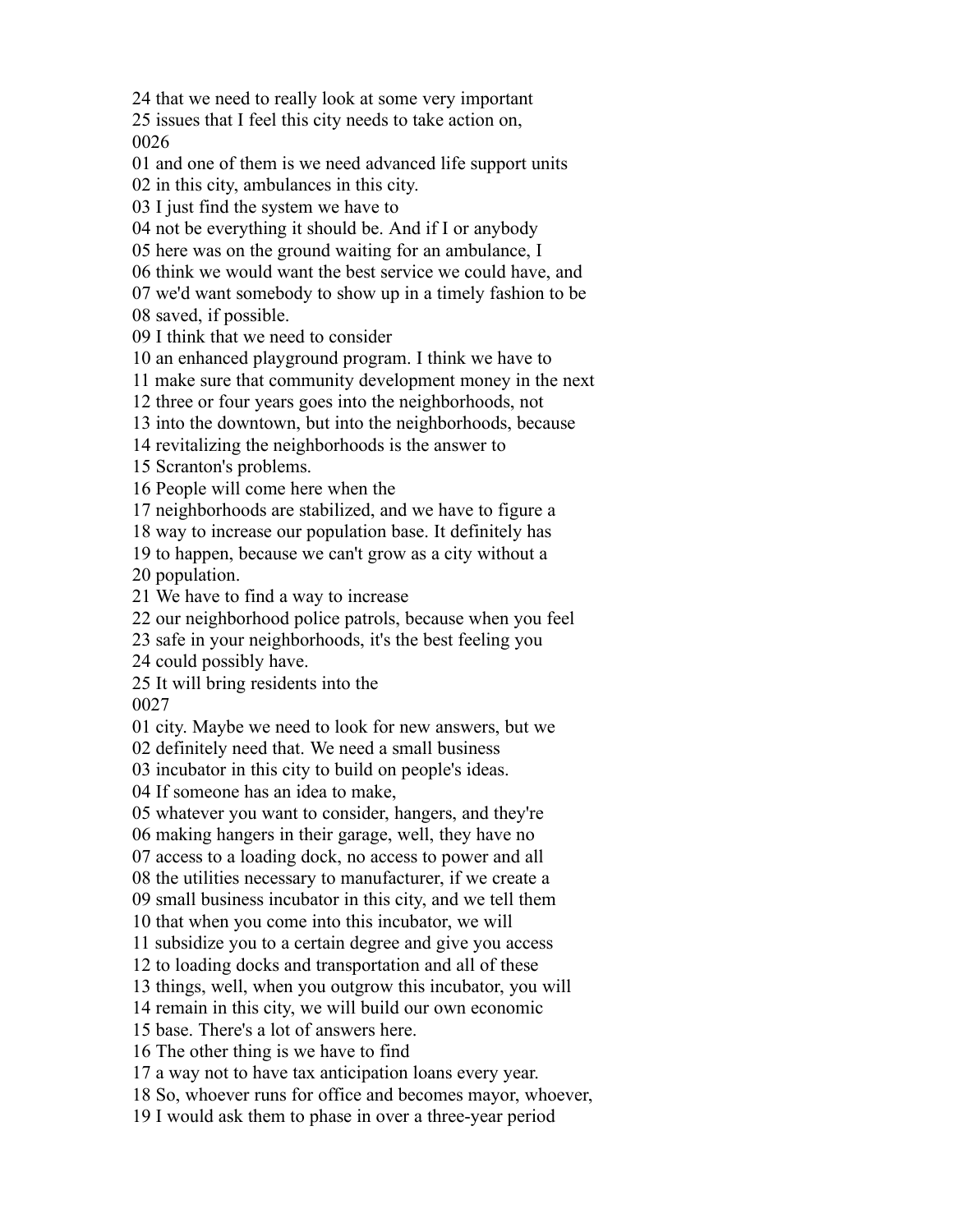24 that we need to really look at some very important
25 issues that I feel this city needs to take action on,
0026
01 and one of them is we need advanced life support units
02 in this city, ambulances in this city.
03 I just find the system we have to
04 not be everything it should be. And if I or anybody
05 here was on the ground waiting for an ambulance, I
06 think we would want the best service we could have, and
07 we'd want somebody to show up in a timely fashion to be
08 saved, if possible.
09 I think that we need to consider
10 an enhanced playground program. I think we have to
11 make sure that community development money in the next
12 three or four years goes into the neighborhoods, not
13 into the downtown, but into the neighborhoods, because
14 revitalizing the neighborhoods is the answer to
15 Scranton's problems.
16 People will come here when the
17 neighborhoods are stabilized, and we have to figure a
18 way to increase our population base. It definitely has
19 to happen, because we can't grow as a city without a
20 population.
21 We have to find a way to increase
22 our neighborhood police patrols, because when you feel
23 safe in your neighborhoods, it's the best feeling you
24 could possibly have.
25 It will bring residents into the
0027
01 city. Maybe we need to look for new answers, but we
02 definitely need that. We need a small business
03 incubator in this city to build on people's ideas.
04 If someone has an idea to make,
05 whatever you want to consider, hangers, and they're
06 making hangers in their garage, well, they have no
07 access to a loading dock, no access to power and all
08 the utilities necessary to manufacturer, if we create a
09 small business incubator in this city, and we tell them
10 that when you come into this incubator, we will
11 subsidize you to a certain degree and give you access
12 to loading docks and transportation and all of these
13 things, well, when you outgrow this incubator, you will
14 remain in this city, we will build our own economic
15 base. There's a lot of answers here.
16 The other thing is we have to find
17 a way not to have tax anticipation loans every year.
18 So, whoever runs for office and becomes mayor, whoever,
19 I would ask them to phase in over a three-year period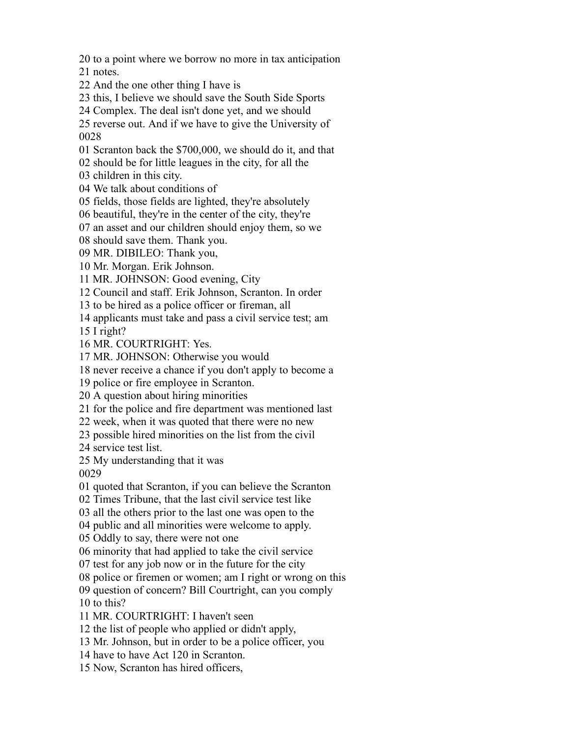20 to a point where we borrow no more in tax anticipation
21 notes.
22 And the one other thing I have is
23 this, I believe we should save the South Side Sports
24 Complex. The deal isn't done yet, and we should
25 reverse out. And if we have to give the University of
0028
01 Scranton back the $700,000, we should do it, and that
02 should be for little leagues in the city, for all the
03 children in this city.
04 We talk about conditions of
05 fields, those fields are lighted, they're absolutely
06 beautiful, they're in the center of the city, they're
07 an asset and our children should enjoy them, so we
08 should save them. Thank you.
09 MR. DIBILEO: Thank you,
10 Mr. Morgan. Erik Johnson.
11 MR. JOHNSON: Good evening, City
12 Council and staff. Erik Johnson, Scranton. In order
13 to be hired as a police officer or fireman, all
14 applicants must take and pass a civil service test; am
15 I right?
16 MR. COURTRIGHT: Yes.
17 MR. JOHNSON: Otherwise you would
18 never receive a chance if you don't apply to become a
19 police or fire employee in Scranton.
20 A question about hiring minorities
21 for the police and fire department was mentioned last
22 week, when it was quoted that there were no new
23 possible hired minorities on the list from the civil
24 service test list.
25 My understanding that it was
0029
01 quoted that Scranton, if you can believe the Scranton
02 Times Tribune, that the last civil service test like
03 all the others prior to the last one was open to the
04 public and all minorities were welcome to apply.
05 Oddly to say, there were not one
06 minority that had applied to take the civil service
07 test for any job now or in the future for the city
08 police or firemen or women; am I right or wrong on this
09 question of concern? Bill Courtright, can you comply
10 to this?
11 MR. COURTRIGHT: I haven't seen
12 the list of people who applied or didn't apply,
13 Mr. Johnson, but in order to be a police officer, you
14 have to have Act 120 in Scranton.
15 Now, Scranton has hired officers,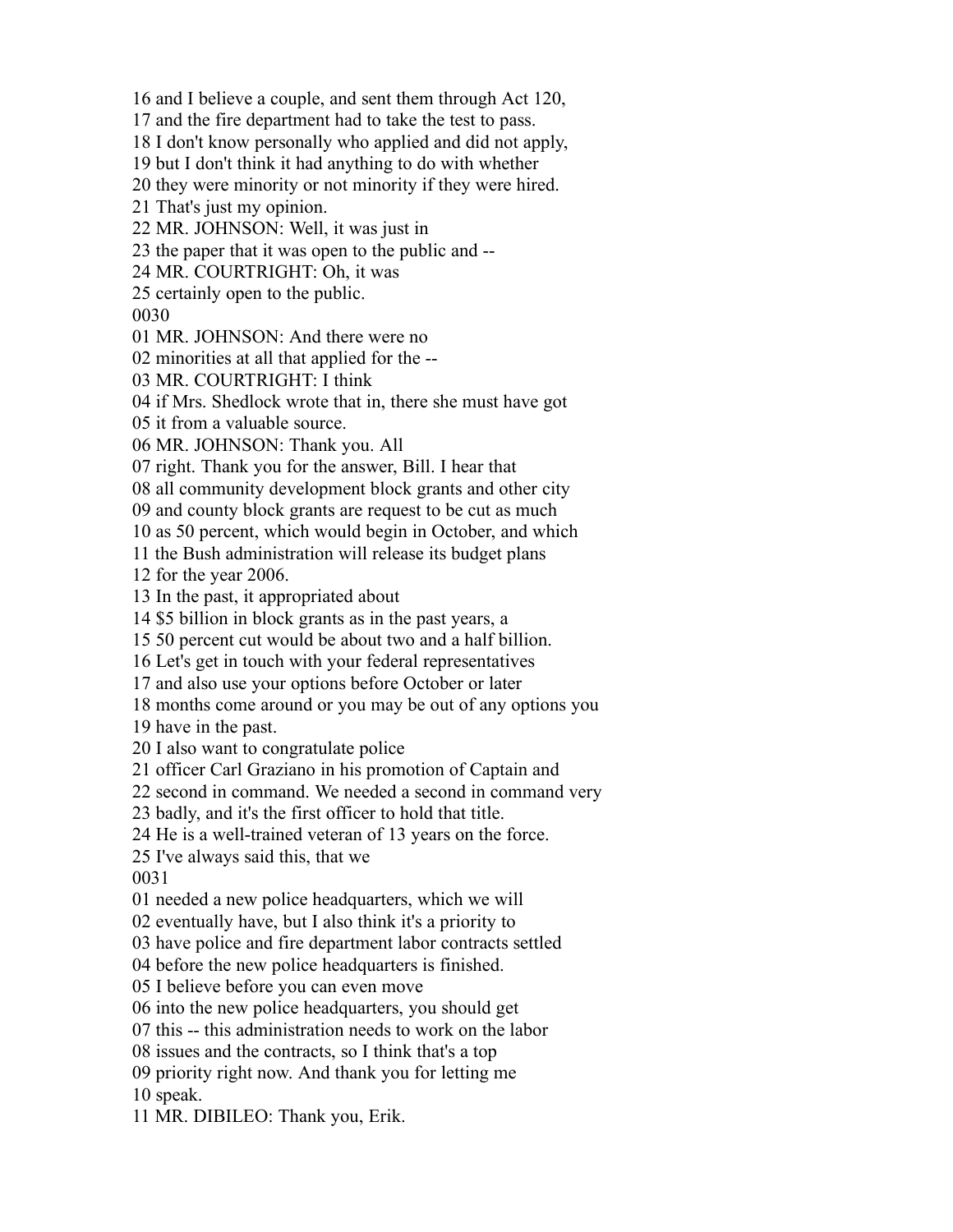16 and I believe a couple, and sent them through Act 120,
17 and the fire department had to take the test to pass.
18 I don't know personally who applied and did not apply,
19 but I don't think it had anything to do with whether
20 they were minority or not minority if they were hired.
21 That's just my opinion.
22 MR. JOHNSON: Well, it was just in
23 the paper that it was open to the public and --
24 MR. COURTRIGHT: Oh, it was
25 certainly open to the public.
0030
01 MR. JOHNSON: And there were no
02 minorities at all that applied for the --
03 MR. COURTRIGHT: I think
04 if Mrs. Shedlock wrote that in, there she must have got
05 it from a valuable source.
06 MR. JOHNSON: Thank you. All
07 right. Thank you for the answer, Bill. I hear that
08 all community development block grants and other city
09 and county block grants are request to be cut as much
10 as 50 percent, which would begin in October, and which
11 the Bush administration will release its budget plans
12 for the year 2006.
13 In the past, it appropriated about
14 $5 billion in block grants as in the past years, a
15 50 percent cut would be about two and a half billion.
16 Let's get in touch with your federal representatives
17 and also use your options before October or later
18 months come around or you may be out of any options you
19 have in the past.
20 I also want to congratulate police
21 officer Carl Graziano in his promotion of Captain and
22 second in command. We needed a second in command very
23 badly, and it's the first officer to hold that title.
24 He is a well-trained veteran of 13 years on the force.
25 I've always said this, that we
0031
01 needed a new police headquarters, which we will
02 eventually have, but I also think it's a priority to
03 have police and fire department labor contracts settled
04 before the new police headquarters is finished.
05 I believe before you can even move
06 into the new police headquarters, you should get
07 this -- this administration needs to work on the labor
08 issues and the contracts, so I think that's a top
09 priority right now. And thank you for letting me
10 speak.
11 MR. DIBILEO: Thank you, Erik.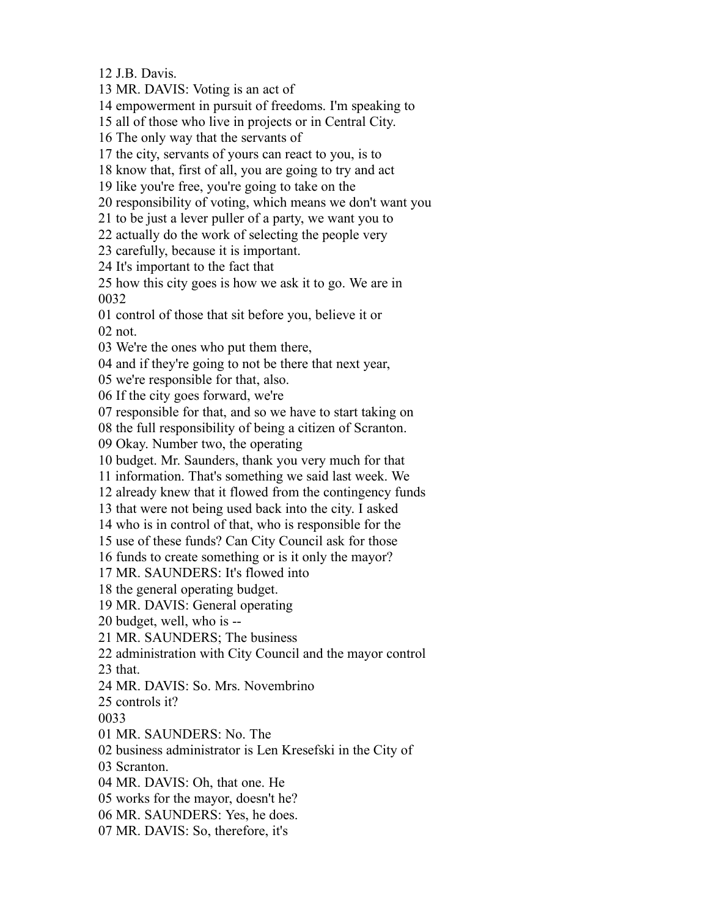12 J.B. Davis.
13 MR. DAVIS: Voting is an act of
14 empowerment in pursuit of freedoms. I'm speaking to
15 all of those who live in projects or in Central City.
16 The only way that the servants of
17 the city, servants of yours can react to you, is to
18 know that, first of all, you are going to try and act
19 like you're free, you're going to take on the
20 responsibility of voting, which means we don't want you
21 to be just a lever puller of a party, we want you to
22 actually do the work of selecting the people very
23 carefully, because it is important.
24 It's important to the fact that
25 how this city goes is how we ask it to go. We are in
0032
01 control of those that sit before you, believe it or
02 not.
03 We're the ones who put them there,
04 and if they're going to not be there that next year,
05 we're responsible for that, also.
06 If the city goes forward, we're
07 responsible for that, and so we have to start taking on
08 the full responsibility of being a citizen of Scranton.
09 Okay. Number two, the operating
10 budget. Mr. Saunders, thank you very much for that
11 information. That's something we said last week. We
12 already knew that it flowed from the contingency funds
13 that were not being used back into the city. I asked
14 who is in control of that, who is responsible for the
15 use of these funds? Can City Council ask for those
16 funds to create something or is it only the mayor?
17 MR. SAUNDERS: It's flowed into
18 the general operating budget.
19 MR. DAVIS: General operating
20 budget, well, who is --
21 MR. SAUNDERS; The business
22 administration with City Council and the mayor control
23 that.
24 MR. DAVIS: So. Mrs. Novembrino
25 controls it?
0033
01 MR. SAUNDERS: No. The
02 business administrator is Len Kresefski in the City of
03 Scranton.
04 MR. DAVIS: Oh, that one. He
05 works for the mayor, doesn't he?
06 MR. SAUNDERS: Yes, he does.
07 MR. DAVIS: So, therefore, it's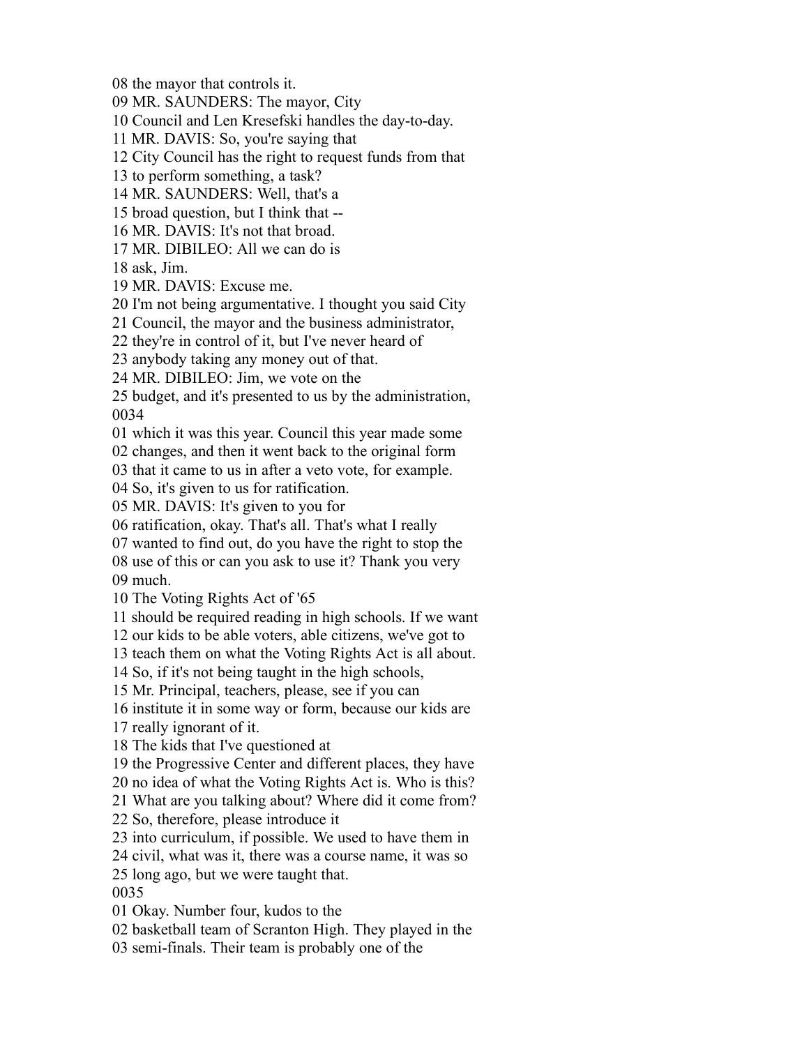08 the mayor that controls it.
09 MR. SAUNDERS: The mayor, City
10 Council and Len Kresefski handles the day-to-day.
11 MR. DAVIS: So, you're saying that
12 City Council has the right to request funds from that
13 to perform something, a task?
14 MR. SAUNDERS: Well, that's a
15 broad question, but I think that --
16 MR. DAVIS: It's not that broad.
17 MR. DIBILEO: All we can do is
18 ask, Jim.
19 MR. DAVIS: Excuse me.
20 I'm not being argumentative. I thought you said City
21 Council, the mayor and the business administrator,
22 they're in control of it, but I've never heard of
23 anybody taking any money out of that.
24 MR. DIBILEO: Jim, we vote on the
25 budget, and it's presented to us by the administration,
0034
01 which it was this year. Council this year made some
02 changes, and then it went back to the original form
03 that it came to us in after a veto vote, for example.
04 So, it's given to us for ratification.
05 MR. DAVIS: It's given to you for
06 ratification, okay. That's all. That's what I really
07 wanted to find out, do you have the right to stop the
08 use of this or can you ask to use it? Thank you very
09 much.
10 The Voting Rights Act of '65
11 should be required reading in high schools. If we want
12 our kids to be able voters, able citizens, we've got to
13 teach them on what the Voting Rights Act is all about.
14 So, if it's not being taught in the high schools,
15 Mr. Principal, teachers, please, see if you can
16 institute it in some way or form, because our kids are
17 really ignorant of it.
18 The kids that I've questioned at
19 the Progressive Center and different places, they have
20 no idea of what the Voting Rights Act is. Who is this?
21 What are you talking about? Where did it come from?
22 So, therefore, please introduce it
23 into curriculum, if possible. We used to have them in
24 civil, what was it, there was a course name, it was so
25 long ago, but we were taught that.
0035
01 Okay. Number four, kudos to the
02 basketball team of Scranton High. They played in the
03 semi-finals. Their team is probably one of the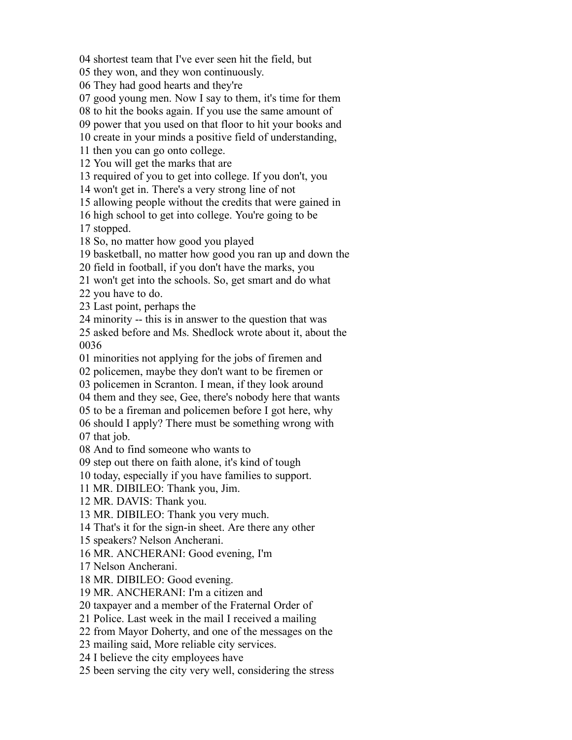04 shortest team that I've ever seen hit the field, but
05 they won, and they won continuously.
06 They had good hearts and they're
07 good young men. Now I say to them, it's time for them
08 to hit the books again. If you use the same amount of
09 power that you used on that floor to hit your books and
10 create in your minds a positive field of understanding,
11 then you can go onto college.
12 You will get the marks that are
13 required of you to get into college. If you don't, you
14 won't get in. There's a very strong line of not
15 allowing people without the credits that were gained in
16 high school to get into college. You're going to be
17 stopped.
18 So, no matter how good you played
19 basketball, no matter how good you ran up and down the
20 field in football, if you don't have the marks, you
21 won't get into the schools. So, get smart and do what
22 you have to do.
23 Last point, perhaps the
24 minority -- this is in answer to the question that was
25 asked before and Ms. Shedlock wrote about it, about the
0036
01 minorities not applying for the jobs of firemen and
02 policemen, maybe they don't want to be firemen or
03 policemen in Scranton. I mean, if they look around
04 them and they see, Gee, there's nobody here that wants
05 to be a fireman and policemen before I got here, why
06 should I apply? There must be something wrong with
07 that job.
08 And to find someone who wants to
09 step out there on faith alone, it's kind of tough
10 today, especially if you have families to support.
11 MR. DIBILEO: Thank you, Jim.
12 MR. DAVIS: Thank you.
13 MR. DIBILEO: Thank you very much.
14 That's it for the sign-in sheet. Are there any other
15 speakers? Nelson Ancherani.
16 MR. ANCHERANI: Good evening, I'm
17 Nelson Ancherani.
18 MR. DIBILEO: Good evening.
19 MR. ANCHERANI: I'm a citizen and
20 taxpayer and a member of the Fraternal Order of
21 Police. Last week in the mail I received a mailing
22 from Mayor Doherty, and one of the messages on the
23 mailing said, More reliable city services.
24 I believe the city employees have
25 been serving the city very well, considering the stress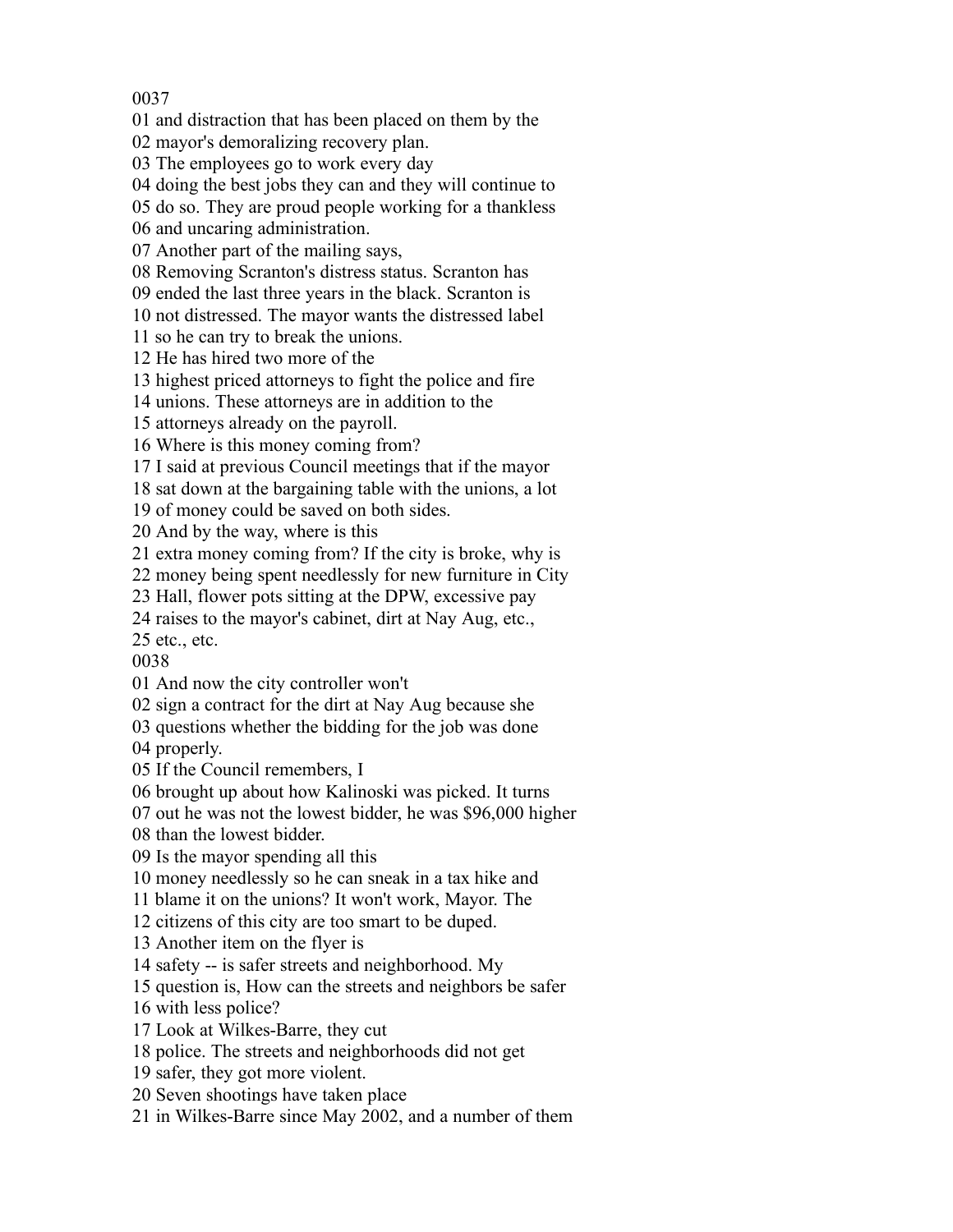0037
01 and distraction that has been placed on them by the
02 mayor's demoralizing recovery plan.
03 The employees go to work every day
04 doing the best jobs they can and they will continue to
05 do so. They are proud people working for a thankless
06 and uncaring administration.
07 Another part of the mailing says,
08 Removing Scranton's distress status. Scranton has
09 ended the last three years in the black. Scranton is
10 not distressed. The mayor wants the distressed label
11 so he can try to break the unions.
12 He has hired two more of the
13 highest priced attorneys to fight the police and fire
14 unions. These attorneys are in addition to the
15 attorneys already on the payroll.
16 Where is this money coming from?
17 I said at previous Council meetings that if the mayor
18 sat down at the bargaining table with the unions, a lot
19 of money could be saved on both sides.
20 And by the way, where is this
21 extra money coming from? If the city is broke, why is
22 money being spent needlessly for new furniture in City
23 Hall, flower pots sitting at the DPW, excessive pay
24 raises to the mayor's cabinet, dirt at Nay Aug, etc.,
25 etc., etc.
0038
01 And now the city controller won't
02 sign a contract for the dirt at Nay Aug because she
03 questions whether the bidding for the job was done
04 properly.
05 If the Council remembers, I
06 brought up about how Kalinoski was picked. It turns
07 out he was not the lowest bidder, he was $96,000 higher
08 than the lowest bidder.
09 Is the mayor spending all this
10 money needlessly so he can sneak in a tax hike and
11 blame it on the unions? It won't work, Mayor. The
12 citizens of this city are too smart to be duped.
13 Another item on the flyer is
14 safety -- is safer streets and neighborhood. My
15 question is, How can the streets and neighbors be safer
16 with less police?
17 Look at Wilkes-Barre, they cut
18 police. The streets and neighborhoods did not get
19 safer, they got more violent.
20 Seven shootings have taken place
21 in Wilkes-Barre since May 2002, and a number of them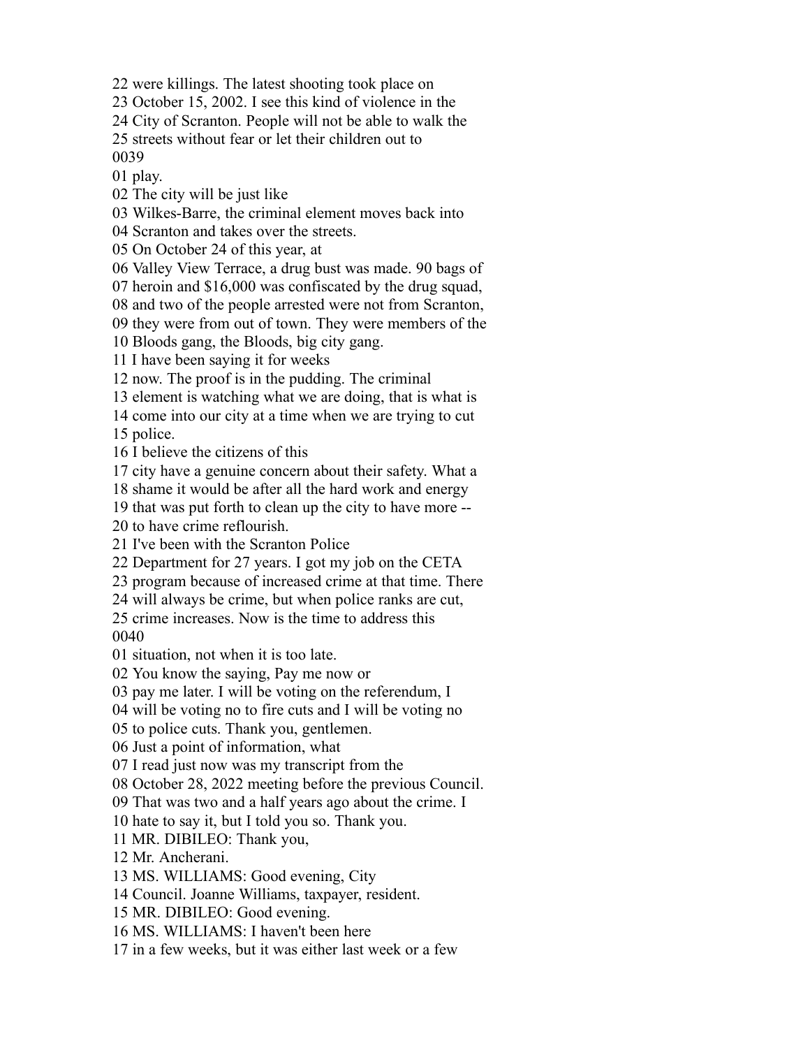22 were killings. The latest shooting took place on
23 October 15, 2002. I see this kind of violence in the
24 City of Scranton. People will not be able to walk the
25 streets without fear or let their children out to
0039
01 play.
02 The city will be just like
03 Wilkes-Barre, the criminal element moves back into
04 Scranton and takes over the streets.
05 On October 24 of this year, at
06 Valley View Terrace, a drug bust was made. 90 bags of
07 heroin and $16,000 was confiscated by the drug squad,
08 and two of the people arrested were not from Scranton,
09 they were from out of town. They were members of the
10 Bloods gang, the Bloods, big city gang.
11 I have been saying it for weeks
12 now. The proof is in the pudding. The criminal
13 element is watching what we are doing, that is what is
14 come into our city at a time when we are trying to cut
15 police.
16 I believe the citizens of this
17 city have a genuine concern about their safety. What a
18 shame it would be after all the hard work and energy
19 that was put forth to clean up the city to have more --
20 to have crime reflourish.
21 I've been with the Scranton Police
22 Department for 27 years. I got my job on the CETA
23 program because of increased crime at that time. There
24 will always be crime, but when police ranks are cut,
25 crime increases. Now is the time to address this
0040
01 situation, not when it is too late.
02 You know the saying, Pay me now or
03 pay me later. I will be voting on the referendum, I
04 will be voting no to fire cuts and I will be voting no
05 to police cuts. Thank you, gentlemen.
06 Just a point of information, what
07 I read just now was my transcript from the
08 October 28, 2022 meeting before the previous Council.
09 That was two and a half years ago about the crime. I
10 hate to say it, but I told you so. Thank you.
11 MR. DIBILEO: Thank you,
12 Mr. Ancherani.
13 MS. WILLIAMS: Good evening, City
14 Council. Joanne Williams, taxpayer, resident.
15 MR. DIBILEO: Good evening.
16 MS. WILLIAMS: I haven't been here
17 in a few weeks, but it was either last week or a few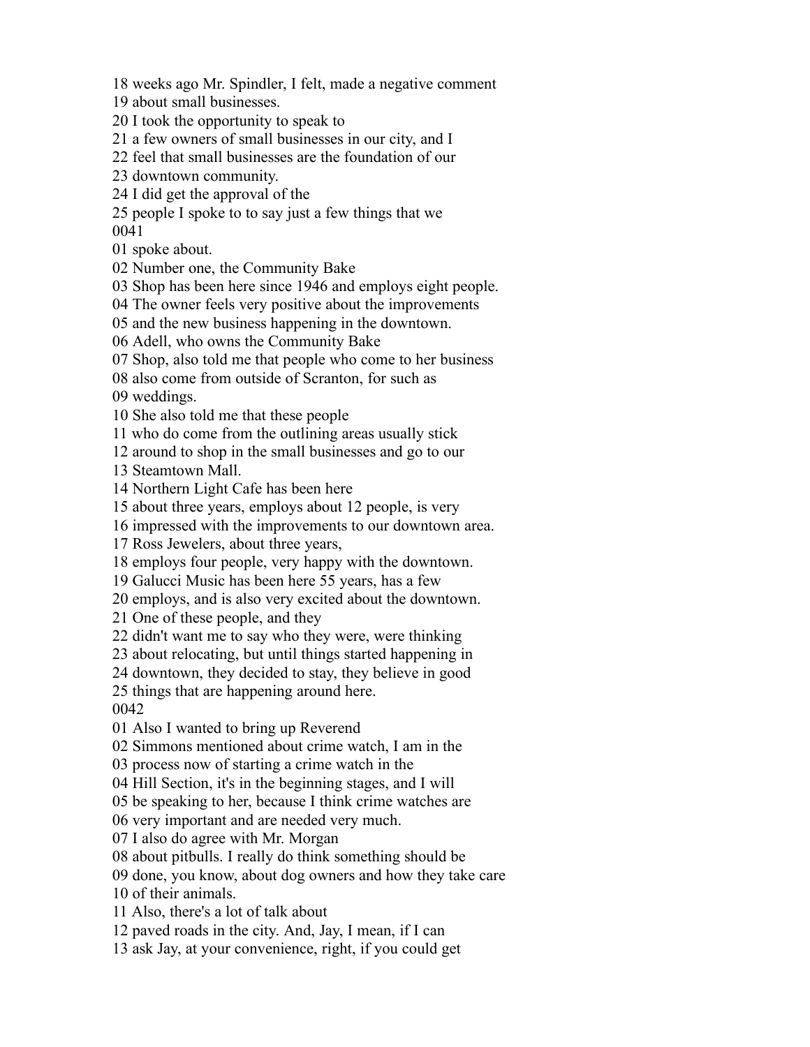18 weeks ago Mr. Spindler, I felt, made a negative comment
19 about small businesses.
20 I took the opportunity to speak to
21 a few owners of small businesses in our city, and I
22 feel that small businesses are the foundation of our
23 downtown community.
24 I did get the approval of the
25 people I spoke to to say just a few things that we
0041
01 spoke about.
02 Number one, the Community Bake
03 Shop has been here since 1946 and employs eight people.
04 The owner feels very positive about the improvements
05 and the new business happening in the downtown.
06 Adell, who owns the Community Bake
07 Shop, also told me that people who come to her business
08 also come from outside of Scranton, for such as
09 weddings.
10 She also told me that these people
11 who do come from the outlining areas usually stick
12 around to shop in the small businesses and go to our
13 Steamtown Mall.
14 Northern Light Cafe has been here
15 about three years, employs about 12 people, is very
16 impressed with the improvements to our downtown area.
17 Ross Jewelers, about three years,
18 employs four people, very happy with the downtown.
19 Galucci Music has been here 55 years, has a few
20 employs, and is also very excited about the downtown.
21 One of these people, and they
22 didn't want me to say who they were, were thinking
23 about relocating, but until things started happening in
24 downtown, they decided to stay, they believe in good
25 things that are happening around here.
0042
01 Also I wanted to bring up Reverend
02 Simmons mentioned about crime watch, I am in the
03 process now of starting a crime watch in the
04 Hill Section, it's in the beginning stages, and I will
05 be speaking to her, because I think crime watches are
06 very important and are needed very much.
07 I also do agree with Mr. Morgan
08 about pitbulls. I really do think something should be
09 done, you know, about dog owners and how they take care
10 of their animals.
11 Also, there's a lot of talk about
12 paved roads in the city. And, Jay, I mean, if I can
13 ask Jay, at your convenience, right, if you could get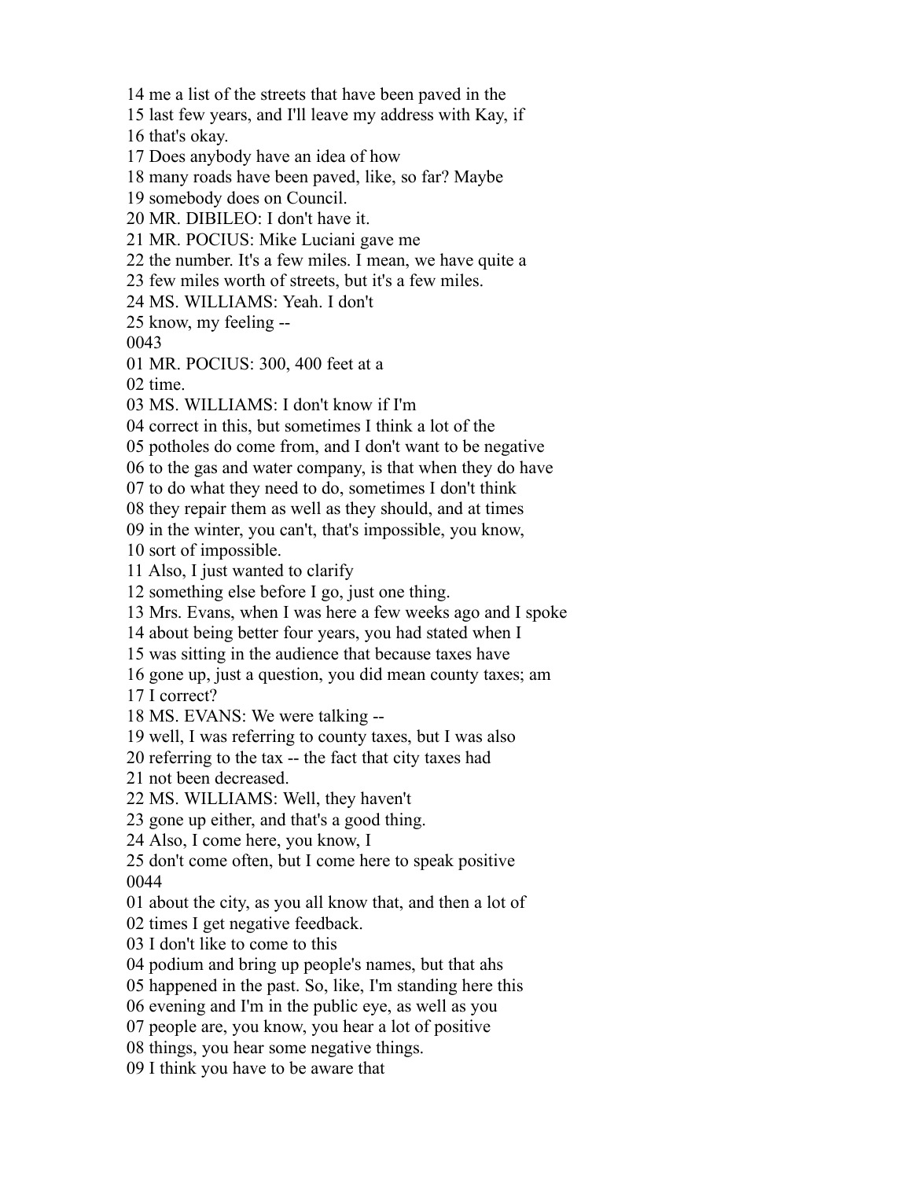14 me a list of the streets that have been paved in the
15 last few years, and I'll leave my address with Kay, if
16 that's okay.
17 Does anybody have an idea of how
18 many roads have been paved, like, so far? Maybe
19 somebody does on Council.
20 MR. DIBILEO: I don't have it.
21 MR. POCIUS: Mike Luciani gave me
22 the number. It's a few miles. I mean, we have quite a
23 few miles worth of streets, but it's a few miles.
24 MS. WILLIAMS: Yeah. I don't
25 know, my feeling --
0043
01 MR. POCIUS: 300, 400 feet at a
02 time.
03 MS. WILLIAMS: I don't know if I'm
04 correct in this, but sometimes I think a lot of the
05 potholes do come from, and I don't want to be negative
06 to the gas and water company, is that when they do have
07 to do what they need to do, sometimes I don't think
08 they repair them as well as they should, and at times
09 in the winter, you can't, that's impossible, you know,
10 sort of impossible.
11 Also, I just wanted to clarify
12 something else before I go, just one thing.
13 Mrs. Evans, when I was here a few weeks ago and I spoke
14 about being better four years, you had stated when I
15 was sitting in the audience that because taxes have
16 gone up, just a question, you did mean county taxes; am
17 I correct?
18 MS. EVANS: We were talking --
19 well, I was referring to county taxes, but I was also
20 referring to the tax -- the fact that city taxes had
21 not been decreased.
22 MS. WILLIAMS: Well, they haven't
23 gone up either, and that's a good thing.
24 Also, I come here, you know, I
25 don't come often, but I come here to speak positive
0044
01 about the city, as you all know that, and then a lot of
02 times I get negative feedback.
03 I don't like to come to this
04 podium and bring up people's names, but that ahs
05 happened in the past. So, like, I'm standing here this
06 evening and I'm in the public eye, as well as you
07 people are, you know, you hear a lot of positive
08 things, you hear some negative things.
09 I think you have to be aware that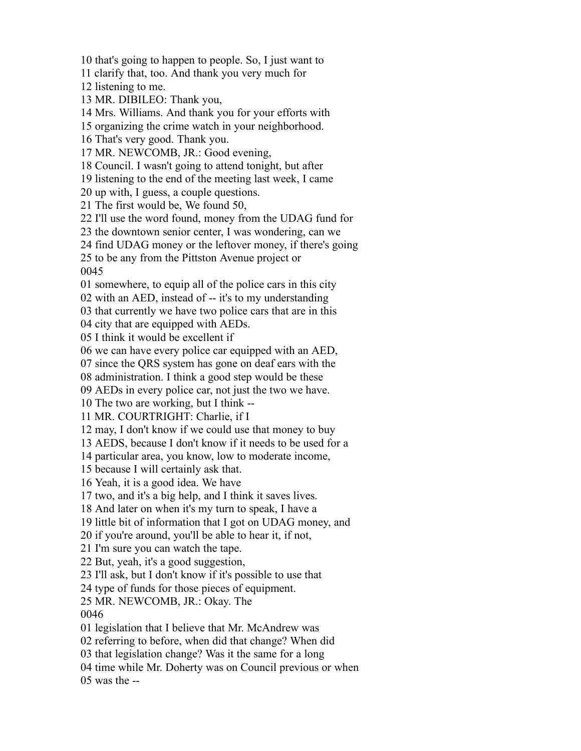10 that's going to happen to people. So, I just want to
11 clarify that, too. And thank you very much for
12 listening to me.
13 MR. DIBILEO: Thank you,
14 Mrs. Williams. And thank you for your efforts with
15 organizing the crime watch in your neighborhood.
16 That's very good. Thank you.
17 MR. NEWCOMB, JR.: Good evening,
18 Council. I wasn't going to attend tonight, but after
19 listening to the end of the meeting last week, I came
20 up with, I guess, a couple questions.
21 The first would be, We found 50,
22 I'll use the word found, money from the UDAG fund for
23 the downtown senior center, I was wondering, can we
24 find UDAG money or the leftover money, if there's going
25 to be any from the Pittston Avenue project or
0045
01 somewhere, to equip all of the police cars in this city
02 with an AED, instead of -- it's to my understanding
03 that currently we have two police cars that are in this
04 city that are equipped with AEDs.
05 I think it would be excellent if
06 we can have every police car equipped with an AED,
07 since the QRS system has gone on deaf ears with the
08 administration. I think a good step would be these
09 AEDs in every police car, not just the two we have.
10 The two are working, but I think --
11 MR. COURTRIGHT: Charlie, if I
12 may, I don't know if we could use that money to buy
13 AEDS, because I don't know if it needs to be used for a
14 particular area, you know, low to moderate income,
15 because I will certainly ask that.
16 Yeah, it is a good idea. We have
17 two, and it's a big help, and I think it saves lives.
18 And later on when it's my turn to speak, I have a
19 little bit of information that I got on UDAG money, and
20 if you're around, you'll be able to hear it, if not,
21 I'm sure you can watch the tape.
22 But, yeah, it's a good suggestion,
23 I'll ask, but I don't know if it's possible to use that
24 type of funds for those pieces of equipment.
25 MR. NEWCOMB, JR.: Okay. The
0046
01 legislation that I believe that Mr. McAndrew was
02 referring to before, when did that change? When did
03 that legislation change? Was it the same for a long
04 time while Mr. Doherty was on Council previous or when
05 was the --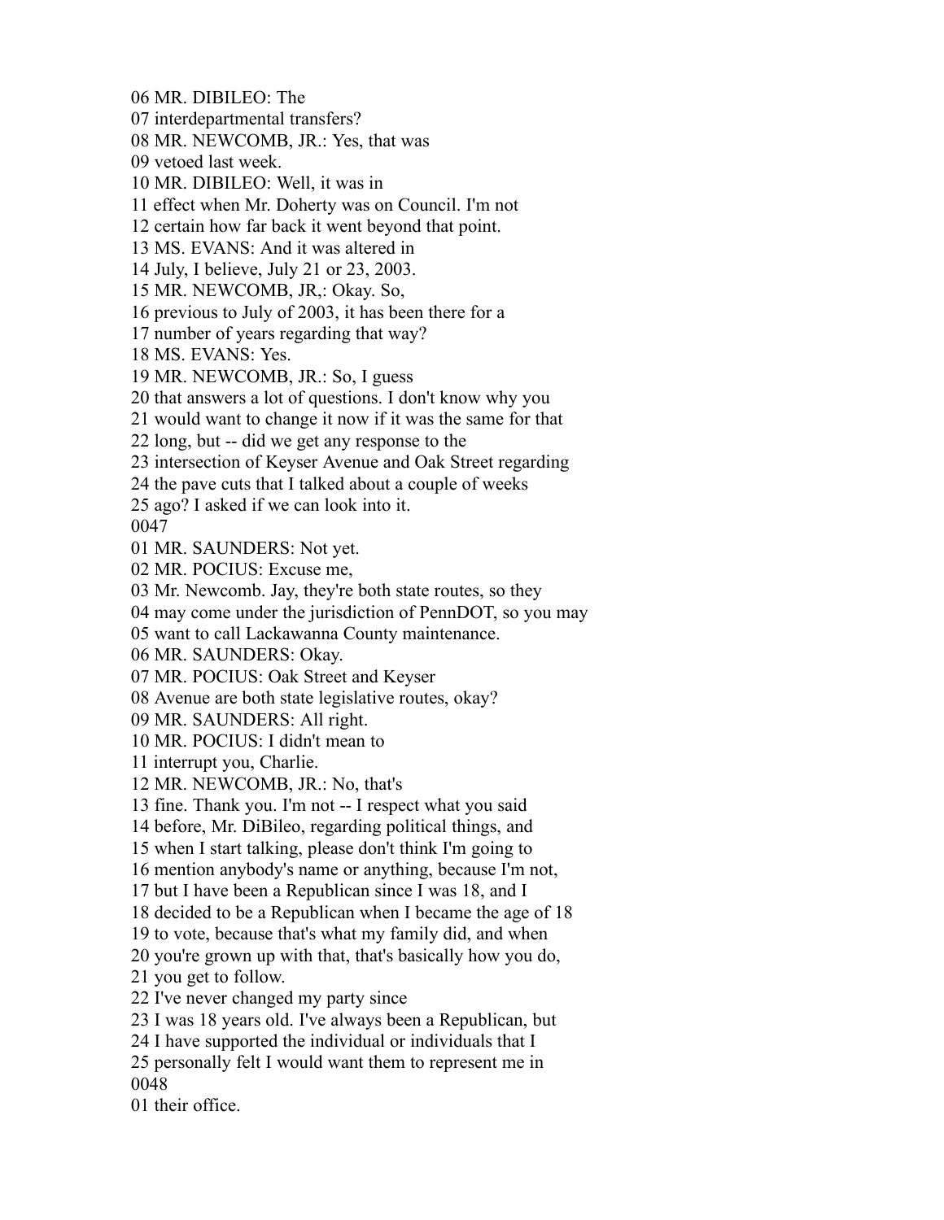06 MR. DIBILEO: The
07 interdepartmental transfers?
08 MR. NEWCOMB, JR.: Yes, that was
09 vetoed last week.
10 MR. DIBILEO: Well, it was in
11 effect when Mr. Doherty was on Council. I'm not
12 certain how far back it went beyond that point.
13 MS. EVANS: And it was altered in
14 July, I believe, July 21 or 23, 2003.
15 MR. NEWCOMB, JR,: Okay. So,
16 previous to July of 2003, it has been there for a
17 number of years regarding that way?
18 MS. EVANS: Yes.
19 MR. NEWCOMB, JR.: So, I guess
20 that answers a lot of questions. I don't know why you
21 would want to change it now if it was the same for that
22 long, but -- did we get any response to the
23 intersection of Keyser Avenue and Oak Street regarding
24 the pave cuts that I talked about a couple of weeks
25 ago? I asked if we can look into it.
0047
01 MR. SAUNDERS: Not yet.
02 MR. POCIUS: Excuse me,
03 Mr. Newcomb. Jay, they're both state routes, so they
04 may come under the jurisdiction of PennDOT, so you may
05 want to call Lackawanna County maintenance.
06 MR. SAUNDERS: Okay.
07 MR. POCIUS: Oak Street and Keyser
08 Avenue are both state legislative routes, okay?
09 MR. SAUNDERS: All right.
10 MR. POCIUS: I didn't mean to
11 interrupt you, Charlie.
12 MR. NEWCOMB, JR.: No, that's
13 fine. Thank you. I'm not -- I respect what you said
14 before, Mr. DiBileo, regarding political things, and
15 when I start talking, please don't think I'm going to
16 mention anybody's name or anything, because I'm not,
17 but I have been a Republican since I was 18, and I
18 decided to be a Republican when I became the age of 18
19 to vote, because that's what my family did, and when
20 you're grown up with that, that's basically how you do,
21 you get to follow.
22 I've never changed my party since
23 I was 18 years old. I've always been a Republican, but
24 I have supported the individual or individuals that I
25 personally felt I would want them to represent me in
0048
01 their office.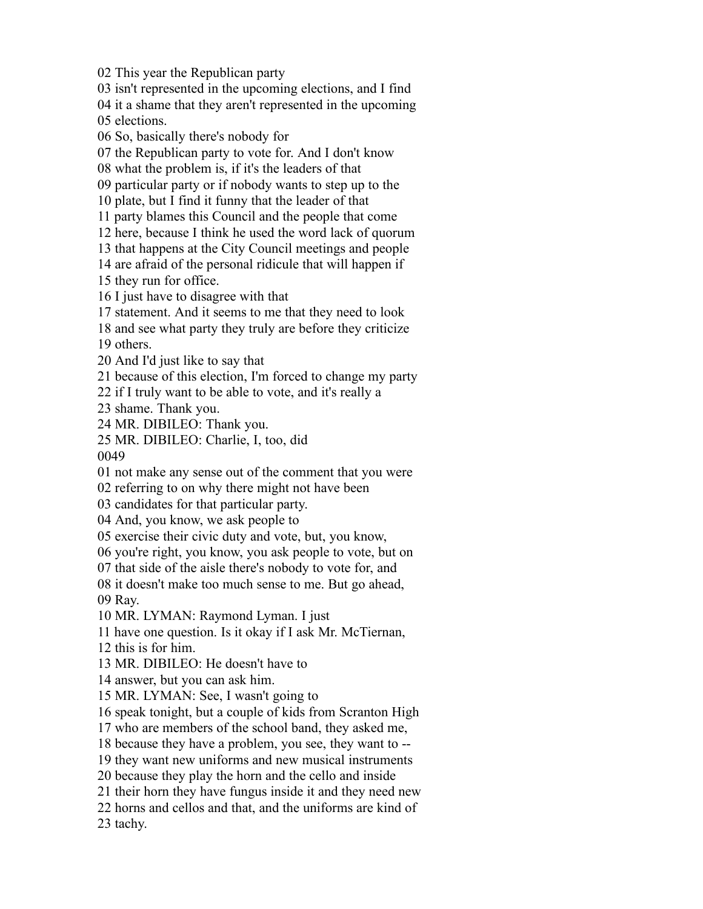02 This year the Republican party
03 isn't represented in the upcoming elections, and I find
04 it a shame that they aren't represented in the upcoming
05 elections.
06 So, basically there's nobody for
07 the Republican party to vote for. And I don't know
08 what the problem is, if it's the leaders of that
09 particular party or if nobody wants to step up to the
10 plate, but I find it funny that the leader of that
11 party blames this Council and the people that come
12 here, because I think he used the word lack of quorum
13 that happens at the City Council meetings and people
14 are afraid of the personal ridicule that will happen if
15 they run for office.
16 I just have to disagree with that
17 statement. And it seems to me that they need to look
18 and see what party they truly are before they criticize
19 others.
20 And I'd just like to say that
21 because of this election, I'm forced to change my party
22 if I truly want to be able to vote, and it's really a
23 shame. Thank you.
24 MR. DIBILEO: Thank you.
25 MR. DIBILEO: Charlie, I, too, did
0049
01 not make any sense out of the comment that you were
02 referring to on why there might not have been
03 candidates for that particular party.
04 And, you know, we ask people to
05 exercise their civic duty and vote, but, you know,
06 you're right, you know, you ask people to vote, but on
07 that side of the aisle there's nobody to vote for, and
08 it doesn't make too much sense to me. But go ahead,
09 Ray.
10 MR. LYMAN: Raymond Lyman. I just
11 have one question. Is it okay if I ask Mr. McTiernan,
12 this is for him.
13 MR. DIBILEO: He doesn't have to
14 answer, but you can ask him.
15 MR. LYMAN: See, I wasn't going to
16 speak tonight, but a couple of kids from Scranton High
17 who are members of the school band, they asked me,
18 because they have a problem, you see, they want to --
19 they want new uniforms and new musical instruments
20 because they play the horn and the cello and inside
21 their horn they have fungus inside it and they need new
22 horns and cellos and that, and the uniforms are kind of
23 tachy.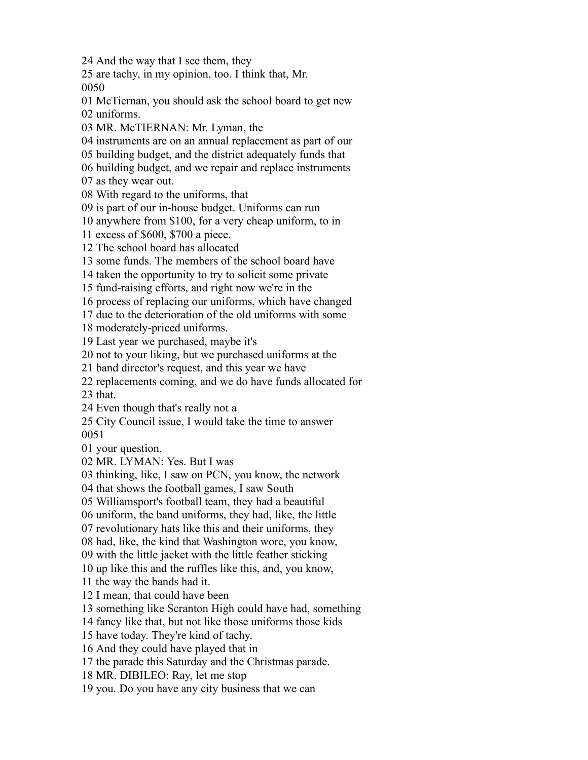24 And the way that I see them, they
25 are tachy, in my opinion, too. I think that, Mr.
0050
01 McTiernan, you should ask the school board to get new
02 uniforms.
03 MR. McTIERNAN: Mr. Lyman, the
04 instruments are on an annual replacement as part of our
05 building budget, and the district adequately funds that
06 building budget, and we repair and replace instruments
07 as they wear out.
08 With regard to the uniforms, that
09 is part of our in-house budget. Uniforms can run
10 anywhere from $100, for a very cheap uniform, to in
11 excess of $600, $700 a piece.
12 The school board has allocated
13 some funds. The members of the school board have
14 taken the opportunity to try to solicit some private
15 fund-raising efforts, and right now we're in the
16 process of replacing our uniforms, which have changed
17 due to the deterioration of the old uniforms with some
18 moderately-priced uniforms.
19 Last year we purchased, maybe it's
20 not to your liking, but we purchased uniforms at the
21 band director's request, and this year we have
22 replacements coming, and we do have funds allocated for
23 that.
24 Even though that's really not a
25 City Council issue, I would take the time to answer
0051
01 your question.
02 MR. LYMAN: Yes. But I was
03 thinking, like, I saw on PCN, you know, the network
04 that shows the football games, I saw South
05 Williamsport's football team, they had a beautiful
06 uniform, the band uniforms, they had, like, the little
07 revolutionary hats like this and their uniforms, they
08 had, like, the kind that Washington wore, you know,
09 with the little jacket with the little feather sticking
10 up like this and the ruffles like this, and, you know,
11 the way the bands had it.
12 I mean, that could have been
13 something like Scranton High could have had, something
14 fancy like that, but not like those uniforms those kids
15 have today. They're kind of tachy.
16 And they could have played that in
17 the parade this Saturday and the Christmas parade.
18 MR. DIBILEO: Ray, let me stop
19 you. Do you have any city business that we can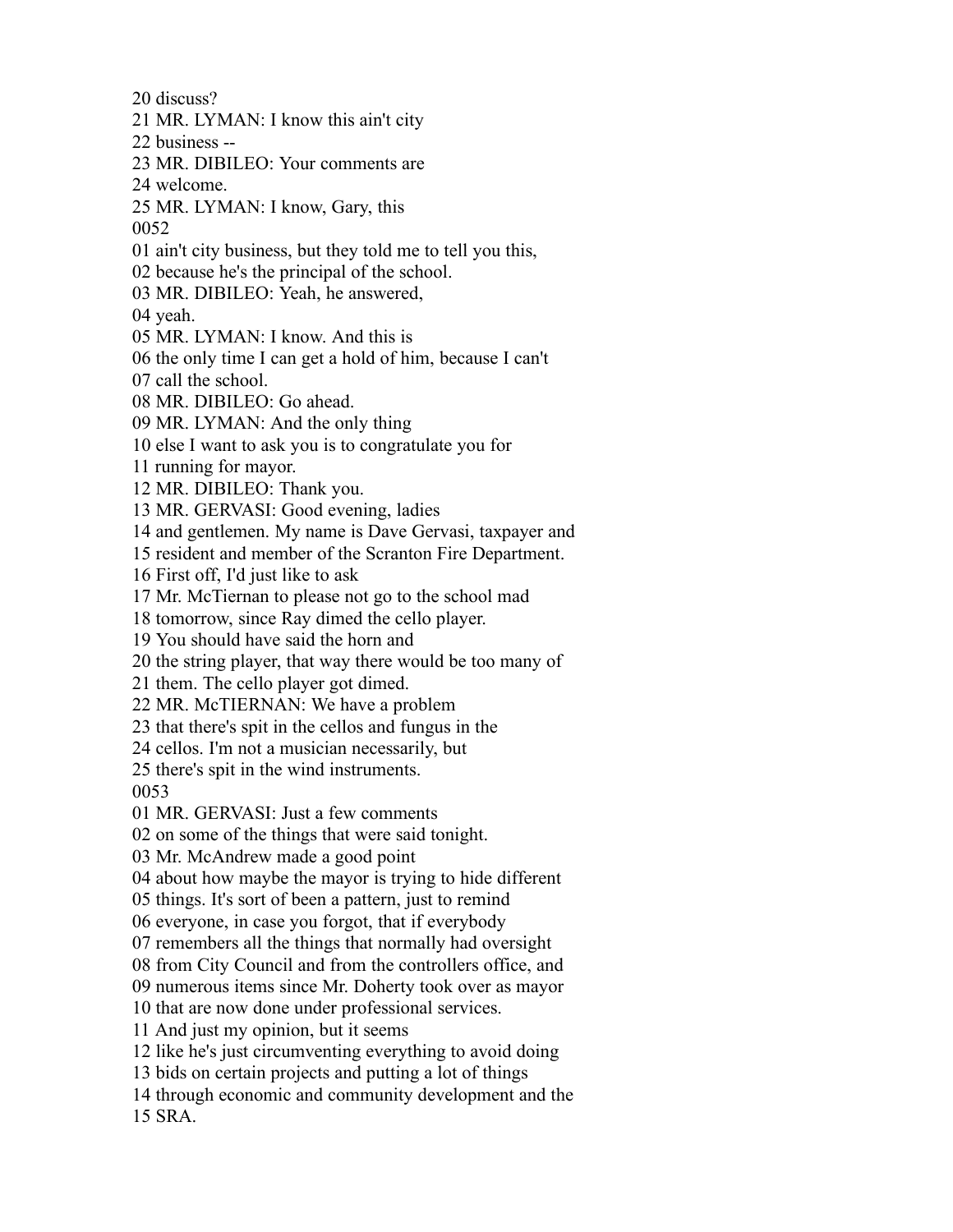20 discuss?
21 MR. LYMAN: I know this ain't city
22 business --
23 MR. DIBILEO: Your comments are
24 welcome.
25 MR. LYMAN: I know, Gary, this
0052
01 ain't city business, but they told me to tell you this,
02 because he's the principal of the school.
03 MR. DIBILEO: Yeah, he answered,
04 yeah.
05 MR. LYMAN: I know. And this is
06 the only time I can get a hold of him, because I can't
07 call the school.
08 MR. DIBILEO: Go ahead.
09 MR. LYMAN: And the only thing
10 else I want to ask you is to congratulate you for
11 running for mayor.
12 MR. DIBILEO: Thank you.
13 MR. GERVASI: Good evening, ladies
14 and gentlemen. My name is Dave Gervasi, taxpayer and
15 resident and member of the Scranton Fire Department.
16 First off, I'd just like to ask
17 Mr. McTiernan to please not go to the school mad
18 tomorrow, since Ray dimed the cello player.
19 You should have said the horn and
20 the string player, that way there would be too many of
21 them. The cello player got dimed.
22 MR. McTIERNAN: We have a problem
23 that there's spit in the cellos and fungus in the
24 cellos. I'm not a musician necessarily, but
25 there's spit in the wind instruments.
0053
01 MR. GERVASI: Just a few comments
02 on some of the things that were said tonight.
03 Mr. McAndrew made a good point
04 about how maybe the mayor is trying to hide different
05 things. It's sort of been a pattern, just to remind
06 everyone, in case you forgot, that if everybody
07 remembers all the things that normally had oversight
08 from City Council and from the controllers office, and
09 numerous items since Mr. Doherty took over as mayor
10 that are now done under professional services.
11 And just my opinion, but it seems
12 like he's just circumventing everything to avoid doing
13 bids on certain projects and putting a lot of things
14 through economic and community development and the
15 SRA.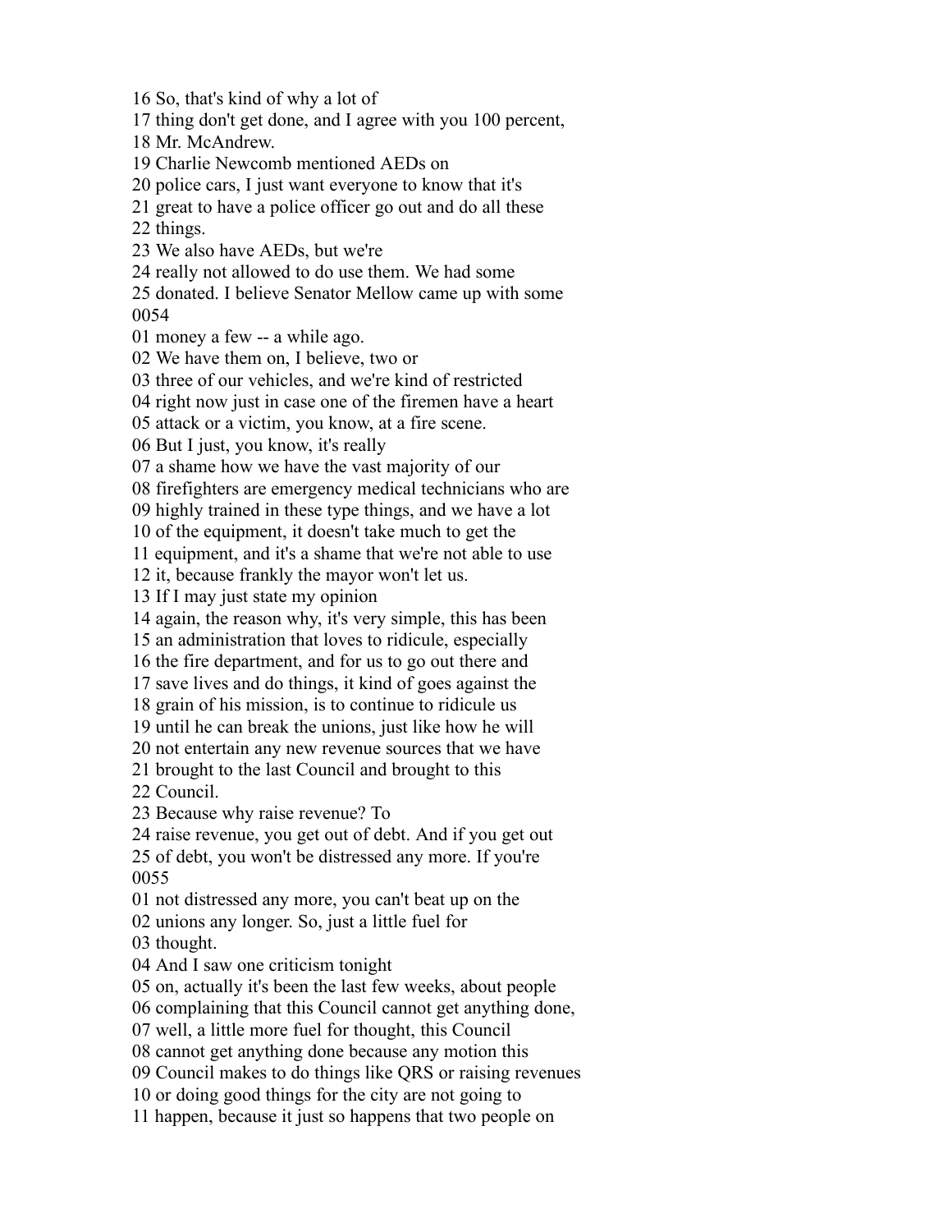16 So, that's kind of why a lot of
17 thing don't get done, and I agree with you 100 percent,
18 Mr. McAndrew.
19 Charlie Newcomb mentioned AEDs on
20 police cars, I just want everyone to know that it's
21 great to have a police officer go out and do all these
22 things.
23 We also have AEDs, but we're
24 really not allowed to do use them. We had some
25 donated. I believe Senator Mellow came up with some
0054
01 money a few -- a while ago.
02 We have them on, I believe, two or
03 three of our vehicles, and we're kind of restricted
04 right now just in case one of the firemen have a heart
05 attack or a victim, you know, at a fire scene.
06 But I just, you know, it's really
07 a shame how we have the vast majority of our
08 firefighters are emergency medical technicians who are
09 highly trained in these type things, and we have a lot
10 of the equipment, it doesn't take much to get the
11 equipment, and it's a shame that we're not able to use
12 it, because frankly the mayor won't let us.
13 If I may just state my opinion
14 again, the reason why, it's very simple, this has been
15 an administration that loves to ridicule, especially
16 the fire department, and for us to go out there and
17 save lives and do things, it kind of goes against the
18 grain of his mission, is to continue to ridicule us
19 until he can break the unions, just like how he will
20 not entertain any new revenue sources that we have
21 brought to the last Council and brought to this
22 Council.
23 Because why raise revenue? To
24 raise revenue, you get out of debt. And if you get out
25 of debt, you won't be distressed any more. If you're
0055
01 not distressed any more, you can't beat up on the
02 unions any longer. So, just a little fuel for
03 thought.
04 And I saw one criticism tonight
05 on, actually it's been the last few weeks, about people
06 complaining that this Council cannot get anything done,
07 well, a little more fuel for thought, this Council
08 cannot get anything done because any motion this
09 Council makes to do things like QRS or raising revenues
10 or doing good things for the city are not going to
11 happen, because it just so happens that two people on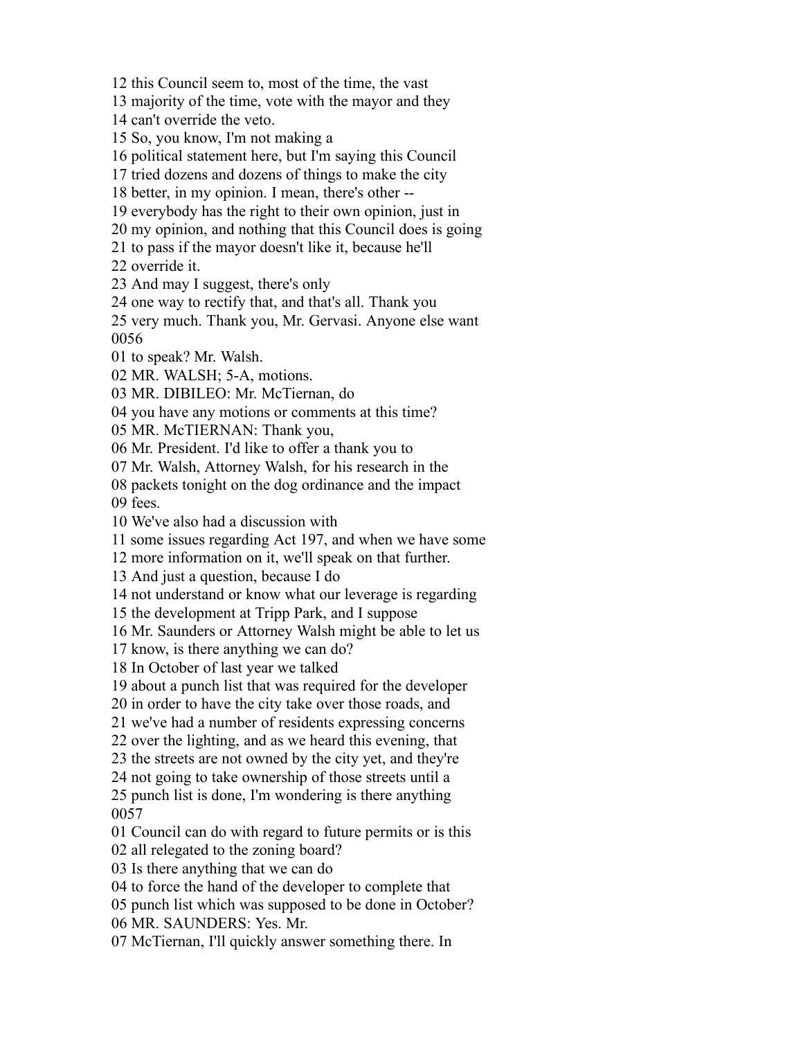12 this Council seem to, most of the time, the vast
13 majority of the time, vote with the mayor and they
14 can't override the veto.
15 So, you know, I'm not making a
16 political statement here, but I'm saying this Council
17 tried dozens and dozens of things to make the city
18 better, in my opinion. I mean, there's other --
19 everybody has the right to their own opinion, just in
20 my opinion, and nothing that this Council does is going
21 to pass if the mayor doesn't like it, because he'll
22 override it.
23 And may I suggest, there's only
24 one way to rectify that, and that's all. Thank you
25 very much. Thank you, Mr. Gervasi. Anyone else want
0056
01 to speak? Mr. Walsh.
02 MR. WALSH; 5-A, motions.
03 MR. DIBILEO: Mr. McTiernan, do
04 you have any motions or comments at this time?
05 MR. McTIERNAN: Thank you,
06 Mr. President. I'd like to offer a thank you to
07 Mr. Walsh, Attorney Walsh, for his research in the
08 packets tonight on the dog ordinance and the impact
09 fees.
10 We've also had a discussion with
11 some issues regarding Act 197, and when we have some
12 more information on it, we'll speak on that further.
13 And just a question, because I do
14 not understand or know what our leverage is regarding
15 the development at Tripp Park, and I suppose
16 Mr. Saunders or Attorney Walsh might be able to let us
17 know, is there anything we can do?
18 In October of last year we talked
19 about a punch list that was required for the developer
20 in order to have the city take over those roads, and
21 we've had a number of residents expressing concerns
22 over the lighting, and as we heard this evening, that
23 the streets are not owned by the city yet, and they're
24 not going to take ownership of those streets until a
25 punch list is done, I'm wondering is there anything
0057
01 Council can do with regard to future permits or is this
02 all relegated to the zoning board?
03 Is there anything that we can do
04 to force the hand of the developer to complete that
05 punch list which was supposed to be done in October?
06 MR. SAUNDERS: Yes. Mr.
07 McTiernan, I'll quickly answer something there. In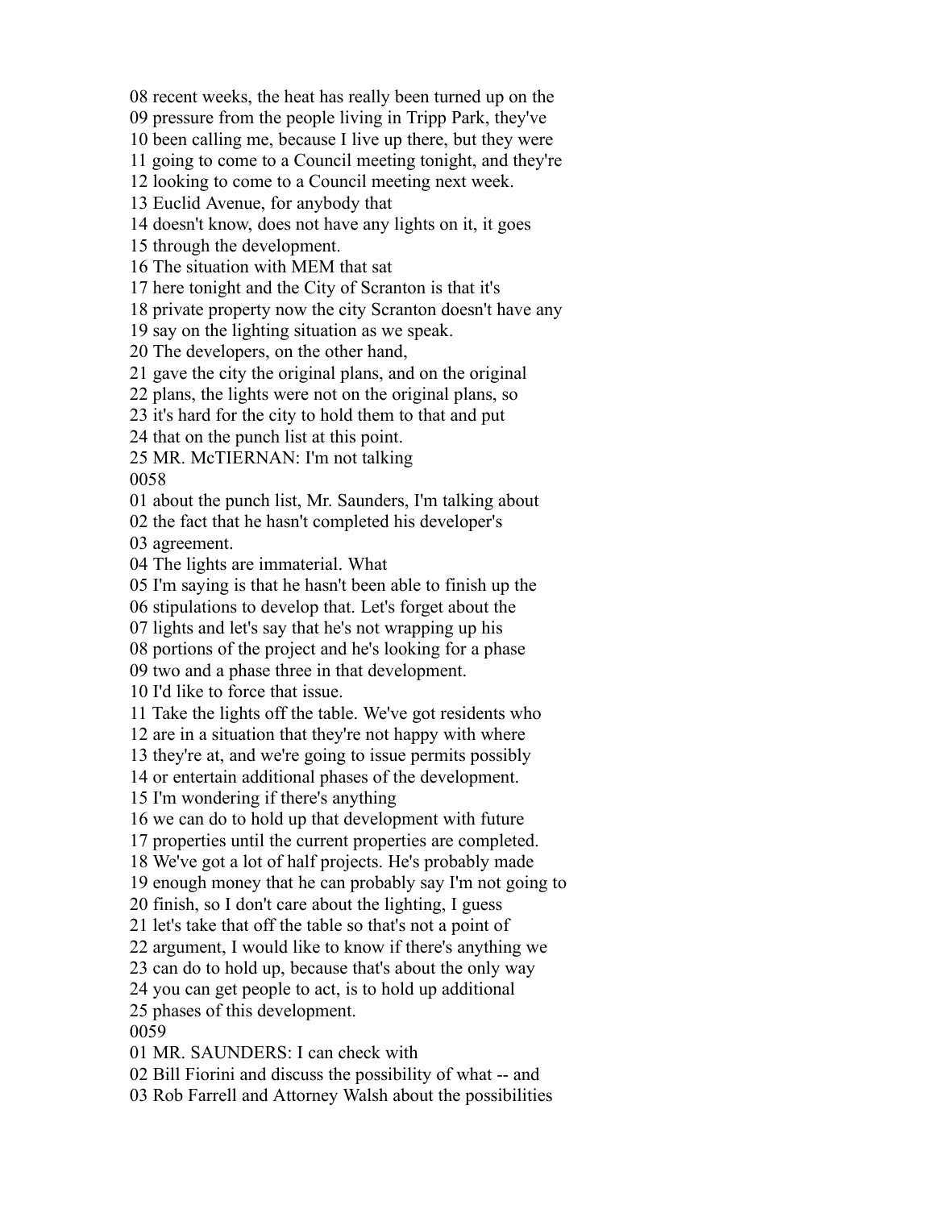08 recent weeks, the heat has really been turned up on the
09 pressure from the people living in Tripp Park, they've
10 been calling me, because I live up there, but they were
11 going to come to a Council meeting tonight, and they're
12 looking to come to a Council meeting next week.
13 Euclid Avenue, for anybody that
14 doesn't know, does not have any lights on it, it goes
15 through the development.
16 The situation with MEM that sat
17 here tonight and the City of Scranton is that it's
18 private property now the city Scranton doesn't have any
19 say on the lighting situation as we speak.
20 The developers, on the other hand,
21 gave the city the original plans, and on the original
22 plans, the lights were not on the original plans, so
23 it's hard for the city to hold them to that and put
24 that on the punch list at this point.
25 MR. McTIERNAN: I'm not talking
0058
01 about the punch list, Mr. Saunders, I'm talking about
02 the fact that he hasn't completed his developer's
03 agreement.
04 The lights are immaterial. What
05 I'm saying is that he hasn't been able to finish up the
06 stipulations to develop that. Let's forget about the
07 lights and let's say that he's not wrapping up his
08 portions of the project and he's looking for a phase
09 two and a phase three in that development.
10 I'd like to force that issue.
11 Take the lights off the table. We've got residents who
12 are in a situation that they're not happy with where
13 they're at, and we're going to issue permits possibly
14 or entertain additional phases of the development.
15 I'm wondering if there's anything
16 we can do to hold up that development with future
17 properties until the current properties are completed.
18 We've got a lot of half projects. He's probably made
19 enough money that he can probably say I'm not going to
20 finish, so I don't care about the lighting, I guess
21 let's take that off the table so that's not a point of
22 argument, I would like to know if there's anything we
23 can do to hold up, because that's about the only way
24 you can get people to act, is to hold up additional
25 phases of this development.
0059
01 MR. SAUNDERS: I can check with
02 Bill Fiorini and discuss the possibility of what -- and
03 Rob Farrell and Attorney Walsh about the possibilities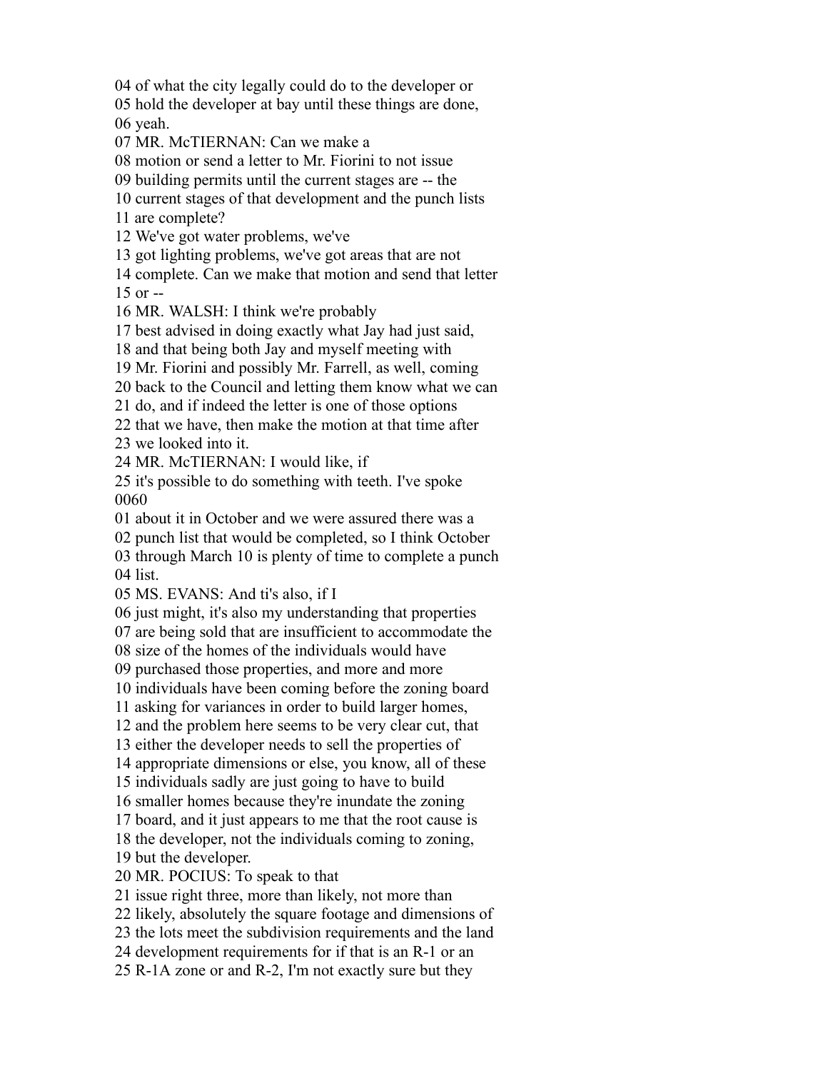04 of what the city legally could do to the developer or
05 hold the developer at bay until these things are done,
06 yeah.
07 MR. McTIERNAN: Can we make a
08 motion or send a letter to Mr. Fiorini to not issue
09 building permits until the current stages are -- the
10 current stages of that development and the punch lists
11 are complete?
12 We've got water problems, we've
13 got lighting problems, we've got areas that are not
14 complete. Can we make that motion and send that letter
15 or --
16 MR. WALSH: I think we're probably
17 best advised in doing exactly what Jay had just said,
18 and that being both Jay and myself meeting with
19 Mr. Fiorini and possibly Mr. Farrell, as well, coming
20 back to the Council and letting them know what we can
21 do, and if indeed the letter is one of those options
22 that we have, then make the motion at that time after
23 we looked into it.
24 MR. McTIERNAN: I would like, if
25 it's possible to do something with teeth. I've spoke
0060
01 about it in October and we were assured there was a
02 punch list that would be completed, so I think October
03 through March 10 is plenty of time to complete a punch
04 list.
05 MS. EVANS: And ti's also, if I
06 just might, it's also my understanding that properties
07 are being sold that are insufficient to accommodate the
08 size of the homes of the individuals would have
09 purchased those properties, and more and more
10 individuals have been coming before the zoning board
11 asking for variances in order to build larger homes,
12 and the problem here seems to be very clear cut, that
13 either the developer needs to sell the properties of
14 appropriate dimensions or else, you know, all of these
15 individuals sadly are just going to have to build
16 smaller homes because they're inundate the zoning
17 board, and it just appears to me that the root cause is
18 the developer, not the individuals coming to zoning,
19 but the developer.
20 MR. POCIUS: To speak to that
21 issue right three, more than likely, not more than
22 likely, absolutely the square footage and dimensions of
23 the lots meet the subdivision requirements and the land
24 development requirements for if that is an R-1 or an
25 R-1A zone or and R-2, I'm not exactly sure but they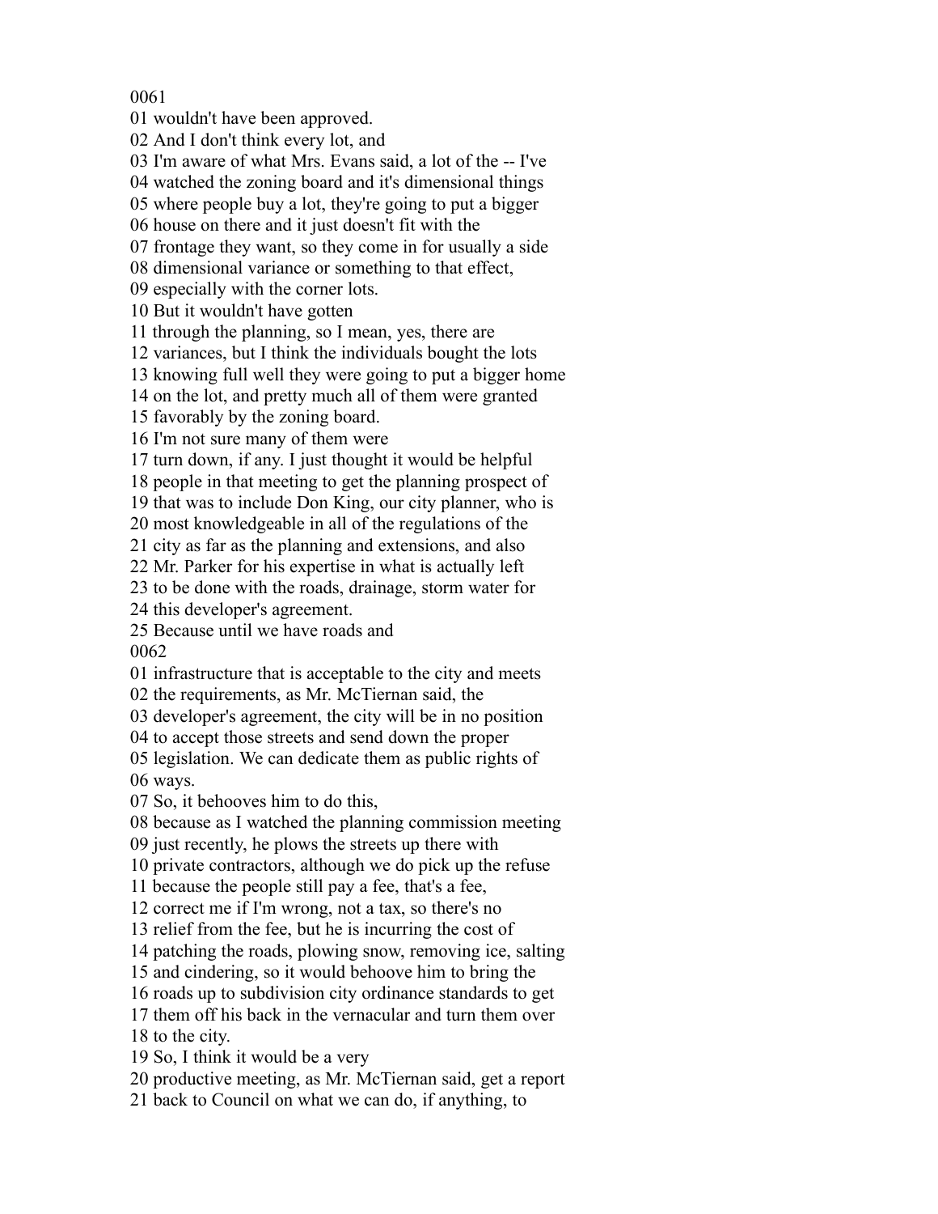0061
01 wouldn't have been approved.
02 And I don't think every lot, and
03 I'm aware of what Mrs. Evans said, a lot of the -- I've
04 watched the zoning board and it's dimensional things
05 where people buy a lot, they're going to put a bigger
06 house on there and it just doesn't fit with the
07 frontage they want, so they come in for usually a side
08 dimensional variance or something to that effect,
09 especially with the corner lots.
10 But it wouldn't have gotten
11 through the planning, so I mean, yes, there are
12 variances, but I think the individuals bought the lots
13 knowing full well they were going to put a bigger home
14 on the lot, and pretty much all of them were granted
15 favorably by the zoning board.
16 I'm not sure many of them were
17 turn down, if any. I just thought it would be helpful
18 people in that meeting to get the planning prospect of
19 that was to include Don King, our city planner, who is
20 most knowledgeable in all of the regulations of the
21 city as far as the planning and extensions, and also
22 Mr. Parker for his expertise in what is actually left
23 to be done with the roads, drainage, storm water for
24 this developer's agreement.
25 Because until we have roads and
0062
01 infrastructure that is acceptable to the city and meets
02 the requirements, as Mr. McTiernan said, the
03 developer's agreement, the city will be in no position
04 to accept those streets and send down the proper
05 legislation. We can dedicate them as public rights of
06 ways.
07 So, it behooves him to do this,
08 because as I watched the planning commission meeting
09 just recently, he plows the streets up there with
10 private contractors, although we do pick up the refuse
11 because the people still pay a fee, that's a fee,
12 correct me if I'm wrong, not a tax, so there's no
13 relief from the fee, but he is incurring the cost of
14 patching the roads, plowing snow, removing ice, salting
15 and cindering, so it would behoove him to bring the
16 roads up to subdivision city ordinance standards to get
17 them off his back in the vernacular and turn them over
18 to the city.
19 So, I think it would be a very
20 productive meeting, as Mr. McTiernan said, get a report
21 back to Council on what we can do, if anything, to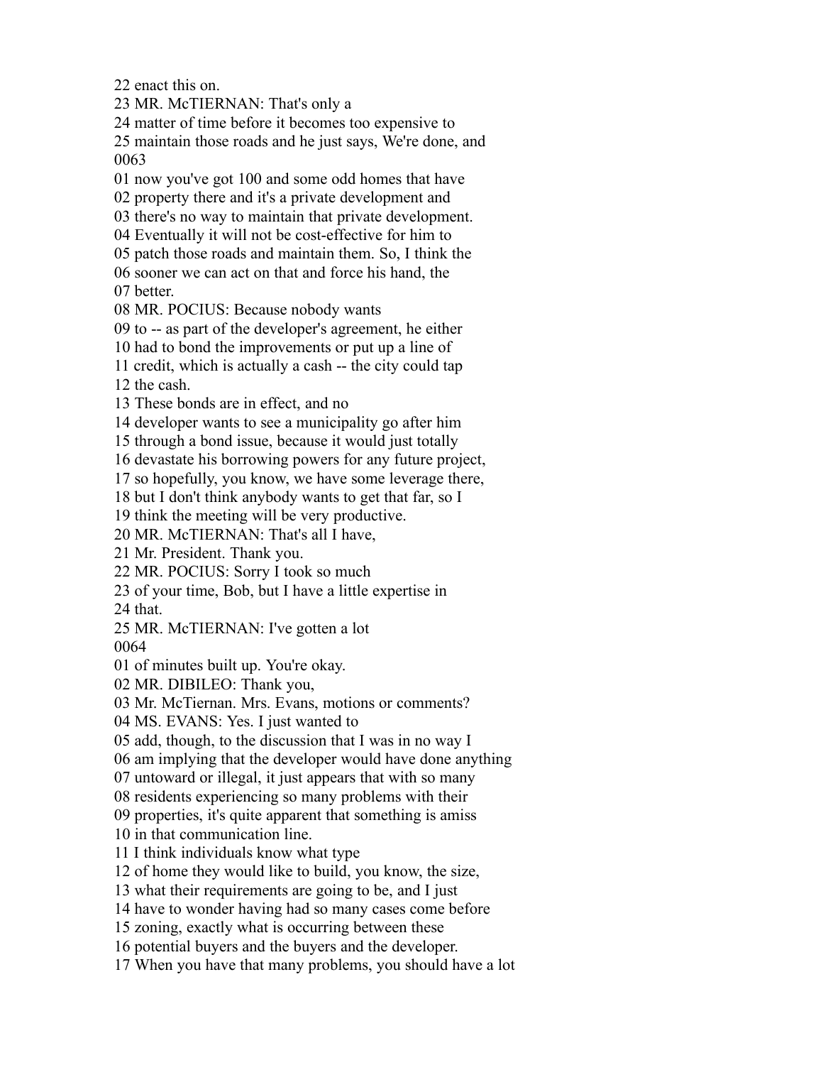22 enact this on.
23 MR. McTIERNAN: That's only a
24 matter of time before it becomes too expensive to
25 maintain those roads and he just says, We're done, and
0063
01 now you've got 100 and some odd homes that have
02 property there and it's a private development and
03 there's no way to maintain that private development.
04 Eventually it will not be cost-effective for him to
05 patch those roads and maintain them. So, I think the
06 sooner we can act on that and force his hand, the
07 better.
08 MR. POCIUS: Because nobody wants
09 to -- as part of the developer's agreement, he either
10 had to bond the improvements or put up a line of
11 credit, which is actually a cash -- the city could tap
12 the cash.
13 These bonds are in effect, and no
14 developer wants to see a municipality go after him
15 through a bond issue, because it would just totally
16 devastate his borrowing powers for any future project,
17 so hopefully, you know, we have some leverage there,
18 but I don't think anybody wants to get that far, so I
19 think the meeting will be very productive.
20 MR. McTIERNAN: That's all I have,
21 Mr. President. Thank you.
22 MR. POCIUS: Sorry I took so much
23 of your time, Bob, but I have a little expertise in
24 that.
25 MR. McTIERNAN: I've gotten a lot
0064
01 of minutes built up. You're okay.
02 MR. DIBILEO: Thank you,
03 Mr. McTiernan. Mrs. Evans, motions or comments?
04 MS. EVANS: Yes. I just wanted to
05 add, though, to the discussion that I was in no way I
06 am implying that the developer would have done anything
07 untoward or illegal, it just appears that with so many
08 residents experiencing so many problems with their
09 properties, it's quite apparent that something is amiss
10 in that communication line.
11 I think individuals know what type
12 of home they would like to build, you know, the size,
13 what their requirements are going to be, and I just
14 have to wonder having had so many cases come before
15 zoning, exactly what is occurring between these
16 potential buyers and the buyers and the developer.
17 When you have that many problems, you should have a lot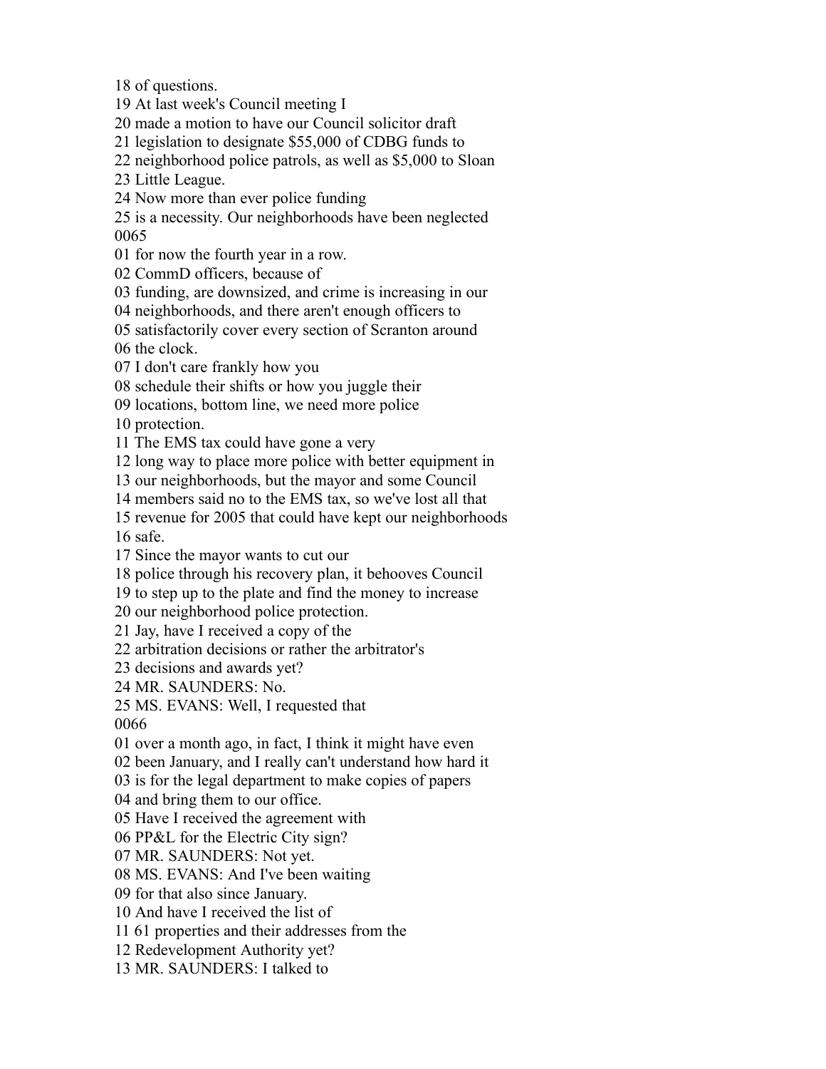18 of questions.
19 At last week's Council meeting I
20 made a motion to have our Council solicitor draft
21 legislation to designate $55,000 of CDBG funds to
22 neighborhood police patrols, as well as $5,000 to Sloan
23 Little League.
24 Now more than ever police funding
25 is a necessity. Our neighborhoods have been neglected
0065
01 for now the fourth year in a row.
02 CommD officers, because of
03 funding, are downsized, and crime is increasing in our
04 neighborhoods, and there aren't enough officers to
05 satisfactorily cover every section of Scranton around
06 the clock.
07 I don't care frankly how you
08 schedule their shifts or how you juggle their
09 locations, bottom line, we need more police
10 protection.
11 The EMS tax could have gone a very
12 long way to place more police with better equipment in
13 our neighborhoods, but the mayor and some Council
14 members said no to the EMS tax, so we've lost all that
15 revenue for 2005 that could have kept our neighborhoods
16 safe.
17 Since the mayor wants to cut our
18 police through his recovery plan, it behooves Council
19 to step up to the plate and find the money to increase
20 our neighborhood police protection.
21 Jay, have I received a copy of the
22 arbitration decisions or rather the arbitrator's
23 decisions and awards yet?
24 MR. SAUNDERS: No.
25 MS. EVANS: Well, I requested that
0066
01 over a month ago, in fact, I think it might have even
02 been January, and I really can't understand how hard it
03 is for the legal department to make copies of papers
04 and bring them to our office.
05 Have I received the agreement with
06 PP&L for the Electric City sign?
07 MR. SAUNDERS: Not yet.
08 MS. EVANS: And I've been waiting
09 for that also since January.
10 And have I received the list of
11 61 properties and their addresses from the
12 Redevelopment Authority yet?
13 MR. SAUNDERS: I talked to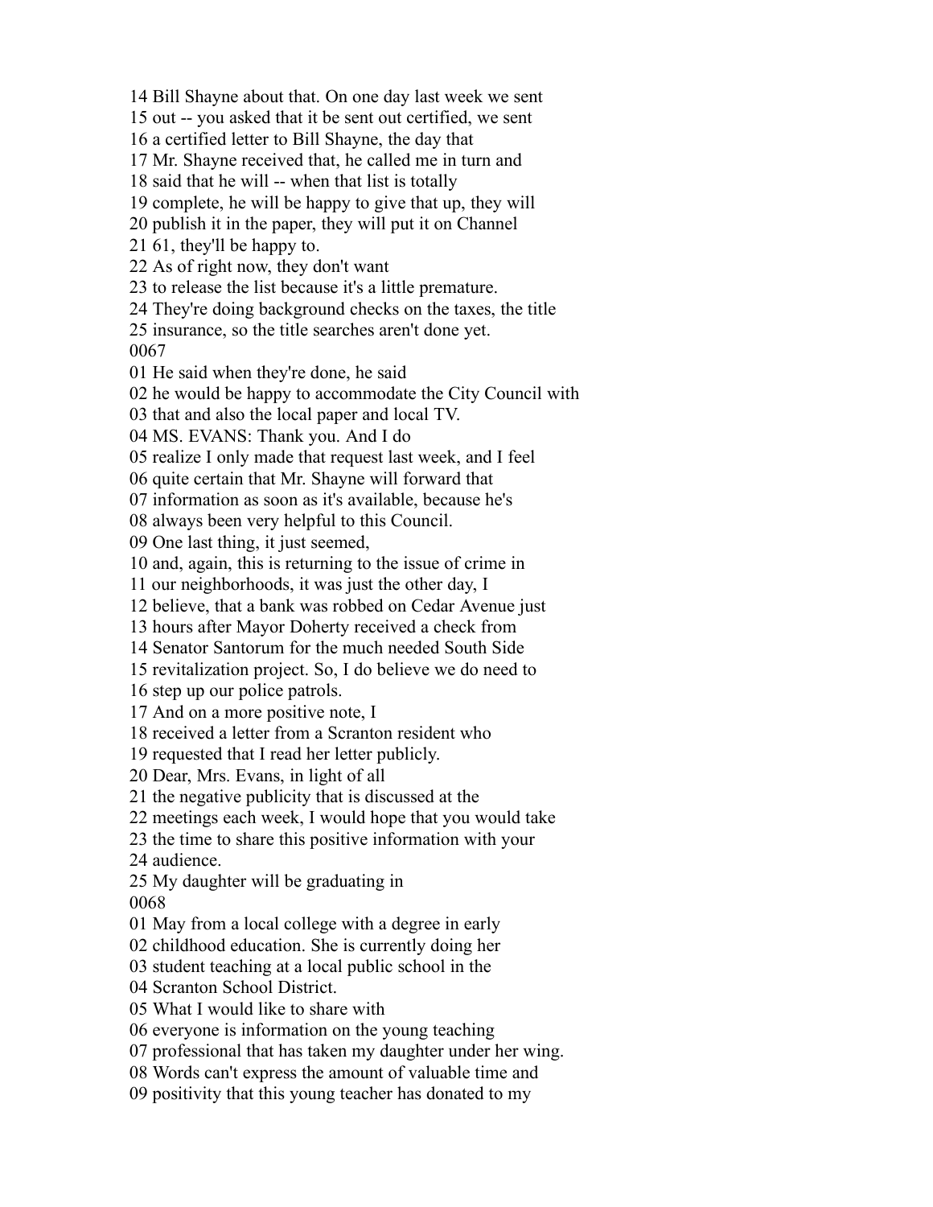14 Bill Shayne about that. On one day last week we sent
15 out -- you asked that it be sent out certified, we sent
16 a certified letter to Bill Shayne, the day that
17 Mr. Shayne received that, he called me in turn and
18 said that he will -- when that list is totally
19 complete, he will be happy to give that up, they will
20 publish it in the paper, they will put it on Channel
21 61, they'll be happy to.
22 As of right now, they don't want
23 to release the list because it's a little premature.
24 They're doing background checks on the taxes, the title
25 insurance, so the title searches aren't done yet.
0067
01 He said when they're done, he said
02 he would be happy to accommodate the City Council with
03 that and also the local paper and local TV.
04 MS. EVANS: Thank you. And I do
05 realize I only made that request last week, and I feel
06 quite certain that Mr. Shayne will forward that
07 information as soon as it's available, because he's
08 always been very helpful to this Council.
09 One last thing, it just seemed,
10 and, again, this is returning to the issue of crime in
11 our neighborhoods, it was just the other day, I
12 believe, that a bank was robbed on Cedar Avenue just
13 hours after Mayor Doherty received a check from
14 Senator Santorum for the much needed South Side
15 revitalization project. So, I do believe we do need to
16 step up our police patrols.
17 And on a more positive note, I
18 received a letter from a Scranton resident who
19 requested that I read her letter publicly.
20 Dear, Mrs. Evans, in light of all
21 the negative publicity that is discussed at the
22 meetings each week, I would hope that you would take
23 the time to share this positive information with your
24 audience.
25 My daughter will be graduating in
0068
01 May from a local college with a degree in early
02 childhood education. She is currently doing her
03 student teaching at a local public school in the
04 Scranton School District.
05 What I would like to share with
06 everyone is information on the young teaching
07 professional that has taken my daughter under her wing.
08 Words can't express the amount of valuable time and
09 positivity that this young teacher has donated to my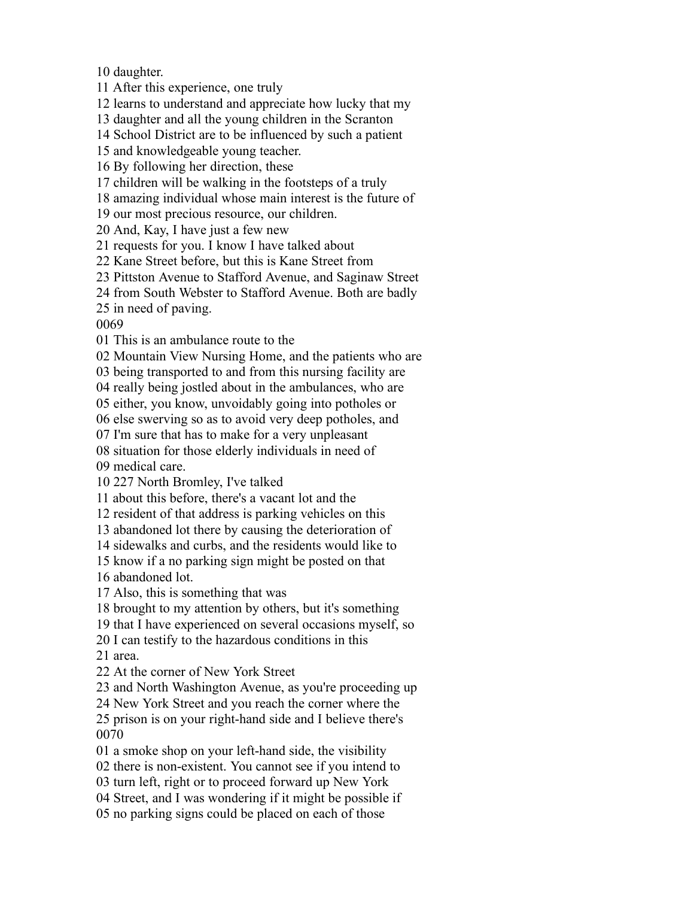10 daughter.
11 After this experience, one truly
12 learns to understand and appreciate how lucky that my
13 daughter and all the young children in the Scranton
14 School District are to be influenced by such a patient
15 and knowledgeable young teacher.
16 By following her direction, these
17 children will be walking in the footsteps of a truly
18 amazing individual whose main interest is the future of
19 our most precious resource, our children.
20 And, Kay, I have just a few new
21 requests for you. I know I have talked about
22 Kane Street before, but this is Kane Street from
23 Pittston Avenue to Stafford Avenue, and Saginaw Street
24 from South Webster to Stafford Avenue. Both are badly
25 in need of paving.
0069
01 This is an ambulance route to the
02 Mountain View Nursing Home, and the patients who are
03 being transported to and from this nursing facility are
04 really being jostled about in the ambulances, who are
05 either, you know, unvoidably going into potholes or
06 else swerving so as to avoid very deep potholes, and
07 I'm sure that has to make for a very unpleasant
08 situation for those elderly individuals in need of
09 medical care.
10 227 North Bromley, I've talked
11 about this before, there's a vacant lot and the
12 resident of that address is parking vehicles on this
13 abandoned lot there by causing the deterioration of
14 sidewalks and curbs, and the residents would like to
15 know if a no parking sign might be posted on that
16 abandoned lot.
17 Also, this is something that was
18 brought to my attention by others, but it's something
19 that I have experienced on several occasions myself, so
20 I can testify to the hazardous conditions in this
21 area.
22 At the corner of New York Street
23 and North Washington Avenue, as you're proceeding up
24 New York Street and you reach the corner where the
25 prison is on your right-hand side and I believe there's
0070
01 a smoke shop on your left-hand side, the visibility
02 there is non-existent. You cannot see if you intend to
03 turn left, right or to proceed forward up New York
04 Street, and I was wondering if it might be possible if
05 no parking signs could be placed on each of those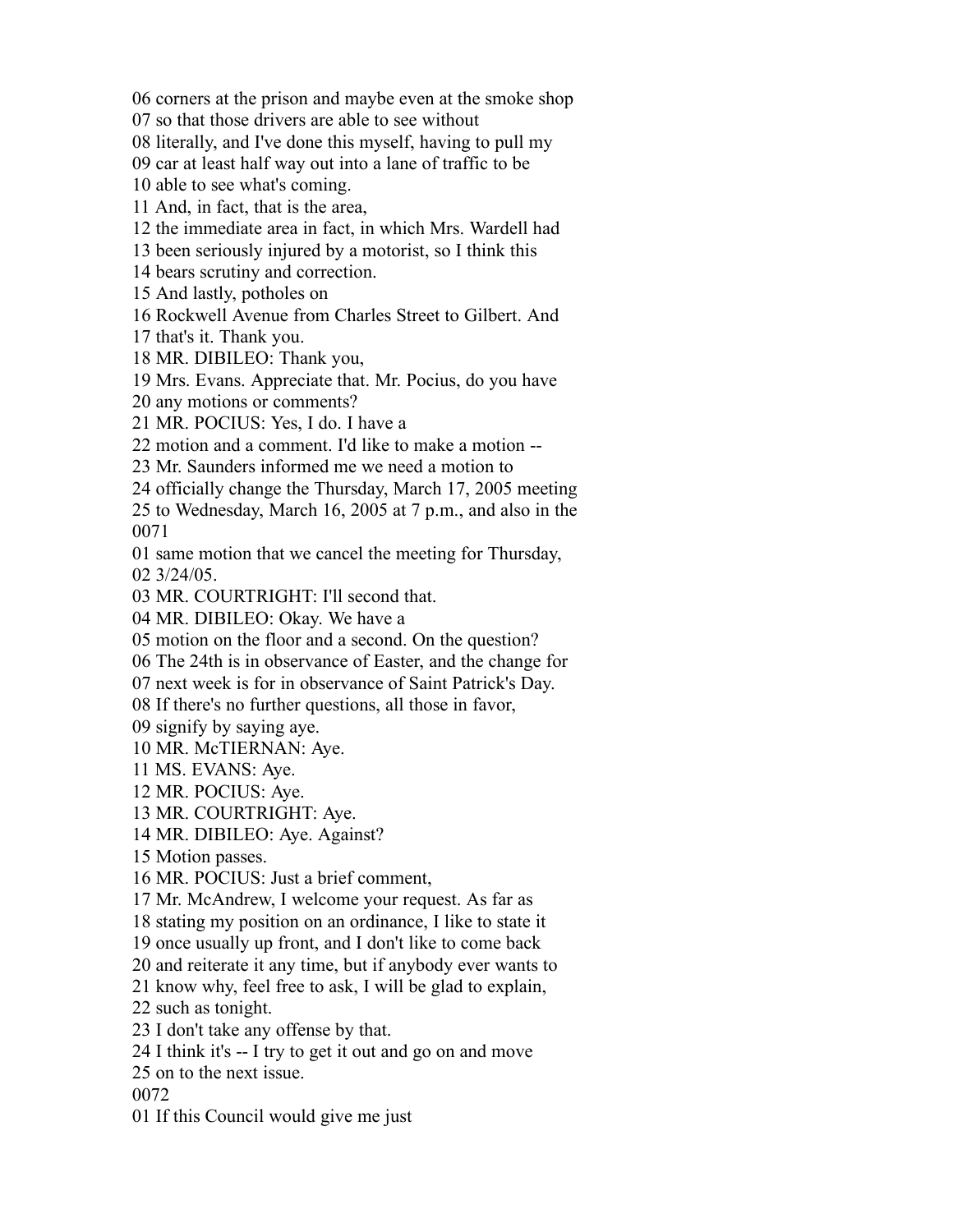06 corners at the prison and maybe even at the smoke shop
07 so that those drivers are able to see without
08 literally, and I've done this myself, having to pull my
09 car at least half way out into a lane of traffic to be
10 able to see what's coming.
11 And, in fact, that is the area,
12 the immediate area in fact, in which Mrs. Wardell had
13 been seriously injured by a motorist, so I think this
14 bears scrutiny and correction.
15 And lastly, potholes on
16 Rockwell Avenue from Charles Street to Gilbert. And
17 that's it. Thank you.
18 MR. DIBILEO: Thank you,
19 Mrs. Evans. Appreciate that. Mr. Pocius, do you have
20 any motions or comments?
21 MR. POCIUS: Yes, I do. I have a
22 motion and a comment. I'd like to make a motion --
23 Mr. Saunders informed me we need a motion to
24 officially change the Thursday, March 17, 2005 meeting
25 to Wednesday, March 16, 2005 at 7 p.m., and also in the
0071
01 same motion that we cancel the meeting for Thursday,
02 3/24/05.
03 MR. COURTRIGHT: I'll second that.
04 MR. DIBILEO: Okay. We have a
05 motion on the floor and a second. On the question?
06 The 24th is in observance of Easter, and the change for
07 next week is for in observance of Saint Patrick's Day.
08 If there's no further questions, all those in favor,
09 signify by saying aye.
10 MR. McTIERNAN: Aye.
11 MS. EVANS: Aye.
12 MR. POCIUS: Aye.
13 MR. COURTRIGHT: Aye.
14 MR. DIBILEO: Aye. Against?
15 Motion passes.
16 MR. POCIUS: Just a brief comment,
17 Mr. McAndrew, I welcome your request. As far as
18 stating my position on an ordinance, I like to state it
19 once usually up front, and I don't like to come back
20 and reiterate it any time, but if anybody ever wants to
21 know why, feel free to ask, I will be glad to explain,
22 such as tonight.
23 I don't take any offense by that.
24 I think it's -- I try to get it out and go on and move
25 on to the next issue.
0072
01 If this Council would give me just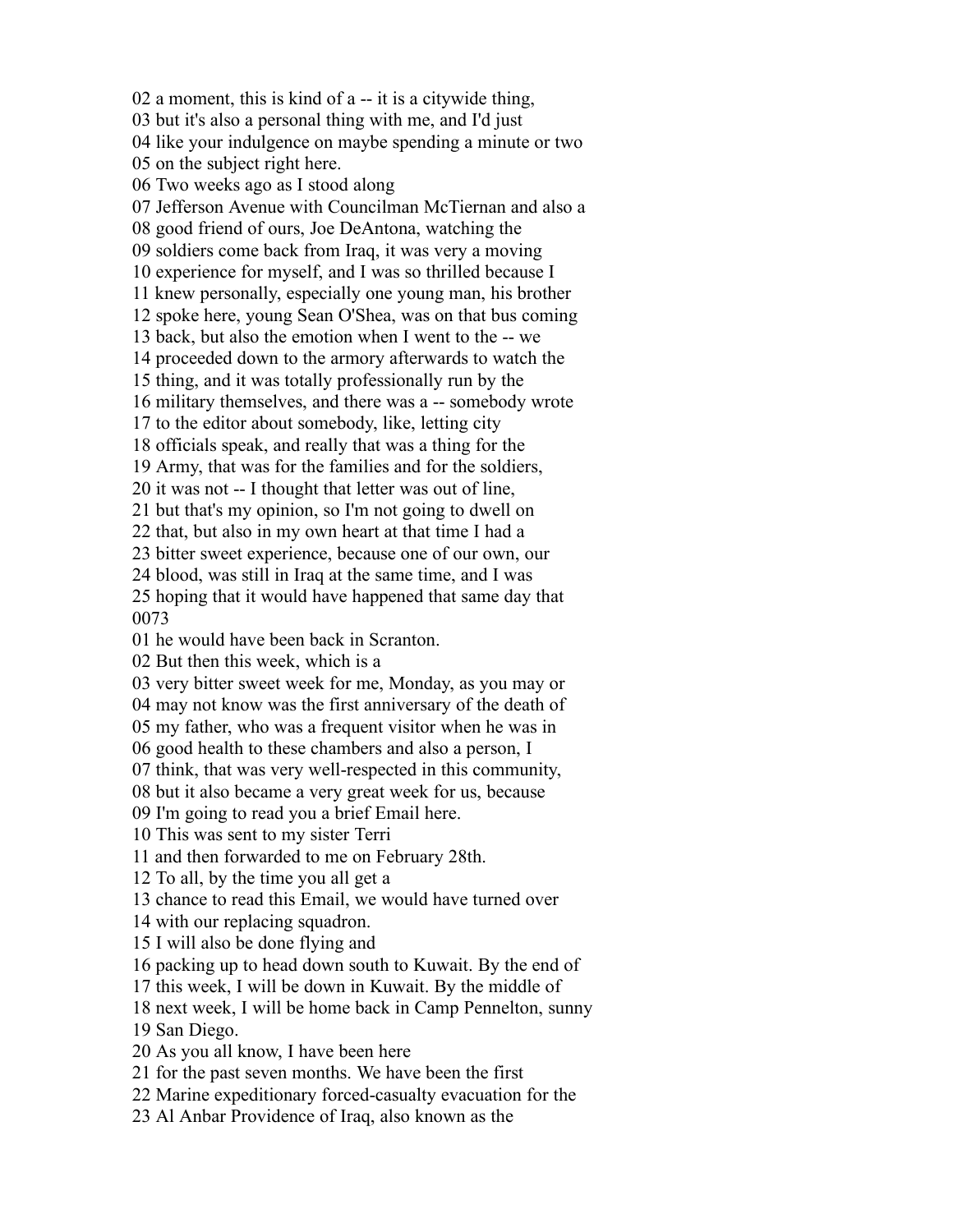02 a moment, this is kind of a -- it is a citywide thing,
03 but it's also a personal thing with me, and I'd just
04 like your indulgence on maybe spending a minute or two
05 on the subject right here.
06 Two weeks ago as I stood along
07 Jefferson Avenue with Councilman McTiernan and also a
08 good friend of ours, Joe DeAntona, watching the
09 soldiers come back from Iraq, it was very a moving
10 experience for myself, and I was so thrilled because I
11 knew personally, especially one young man, his brother
12 spoke here, young Sean O'Shea, was on that bus coming
13 back, but also the emotion when I went to the -- we
14 proceeded down to the armory afterwards to watch the
15 thing, and it was totally professionally run by the
16 military themselves, and there was a -- somebody wrote
17 to the editor about somebody, like, letting city
18 officials speak, and really that was a thing for the
19 Army, that was for the families and for the soldiers,
20 it was not -- I thought that letter was out of line,
21 but that's my opinion, so I'm not going to dwell on
22 that, but also in my own heart at that time I had a
23 bitter sweet experience, because one of our own, our
24 blood, was still in Iraq at the same time, and I was
25 hoping that it would have happened that same day that
0073
01 he would have been back in Scranton.
02 But then this week, which is a
03 very bitter sweet week for me, Monday, as you may or
04 may not know was the first anniversary of the death of
05 my father, who was a frequent visitor when he was in
06 good health to these chambers and also a person, I
07 think, that was very well-respected in this community,
08 but it also became a very great week for us, because
09 I'm going to read you a brief Email here.
10 This was sent to my sister Terri
11 and then forwarded to me on February 28th.
12 To all, by the time you all get a
13 chance to read this Email, we would have turned over
14 with our replacing squadron.
15 I will also be done flying and
16 packing up to head down south to Kuwait. By the end of
17 this week, I will be down in Kuwait. By the middle of
18 next week, I will be home back in Camp Pennelton, sunny
19 San Diego.
20 As you all know, I have been here
21 for the past seven months. We have been the first
22 Marine expeditionary forced-casualty evacuation for the
23 Al Anbar Providence of Iraq, also known as the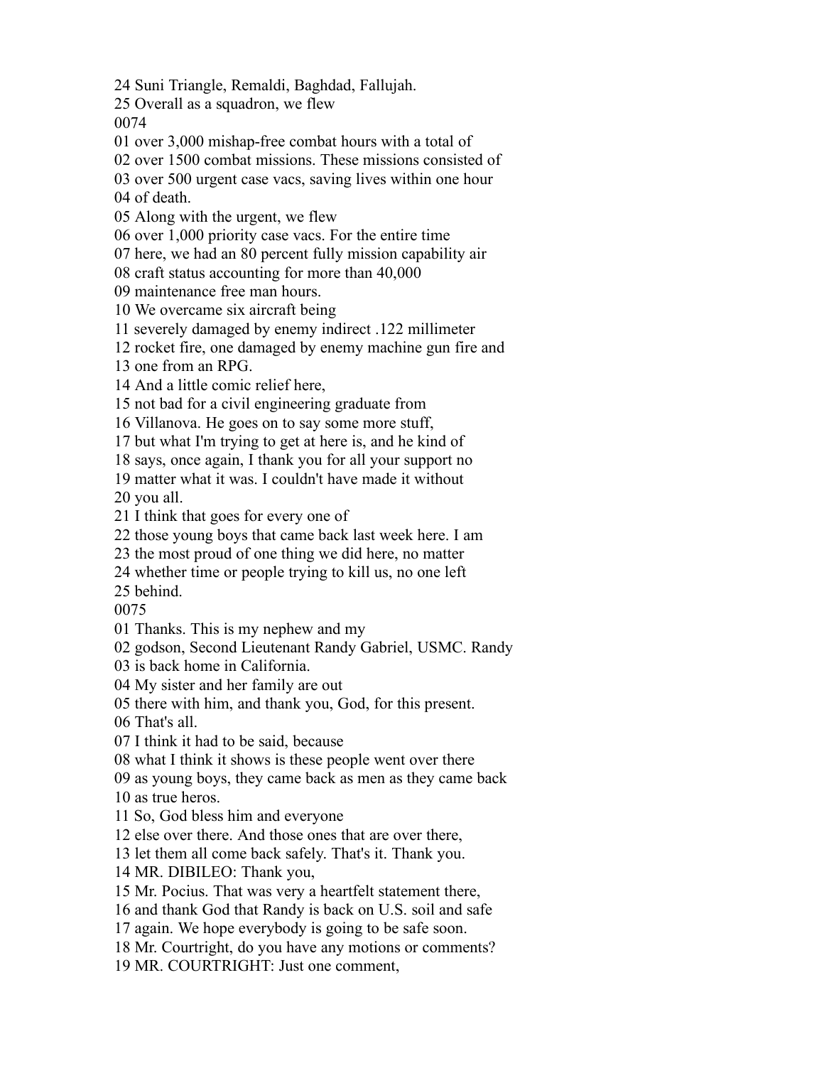24 Suni Triangle, Remaldi, Baghdad, Fallujah.
25 Overall as a squadron, we flew
0074
01 over 3,000 mishap-free combat hours with a total of
02 over 1500 combat missions. These missions consisted of
03 over 500 urgent case vacs, saving lives within one hour
04 of death.
05 Along with the urgent, we flew
06 over 1,000 priority case vacs. For the entire time
07 here, we had an 80 percent fully mission capability air
08 craft status accounting for more than 40,000
09 maintenance free man hours.
10 We overcame six aircraft being
11 severely damaged by enemy indirect .122 millimeter
12 rocket fire, one damaged by enemy machine gun fire and
13 one from an RPG.
14 And a little comic relief here,
15 not bad for a civil engineering graduate from
16 Villanova. He goes on to say some more stuff,
17 but what I'm trying to get at here is, and he kind of
18 says, once again, I thank you for all your support no
19 matter what it was. I couldn't have made it without
20 you all.
21 I think that goes for every one of
22 those young boys that came back last week here. I am
23 the most proud of one thing we did here, no matter
24 whether time or people trying to kill us, no one left
25 behind.
0075
01 Thanks. This is my nephew and my
02 godson, Second Lieutenant Randy Gabriel, USMC. Randy
03 is back home in California.
04 My sister and her family are out
05 there with him, and thank you, God, for this present.
06 That's all.
07 I think it had to be said, because
08 what I think it shows is these people went over there
09 as young boys, they came back as men as they came back
10 as true heros.
11 So, God bless him and everyone
12 else over there. And those ones that are over there,
13 let them all come back safely. That's it. Thank you.
14 MR. DIBILEO: Thank you,
15 Mr. Pocius. That was very a heartfelt statement there,
16 and thank God that Randy is back on U.S. soil and safe
17 again. We hope everybody is going to be safe soon.
18 Mr. Courtright, do you have any motions or comments?
19 MR. COURTRIGHT: Just one comment,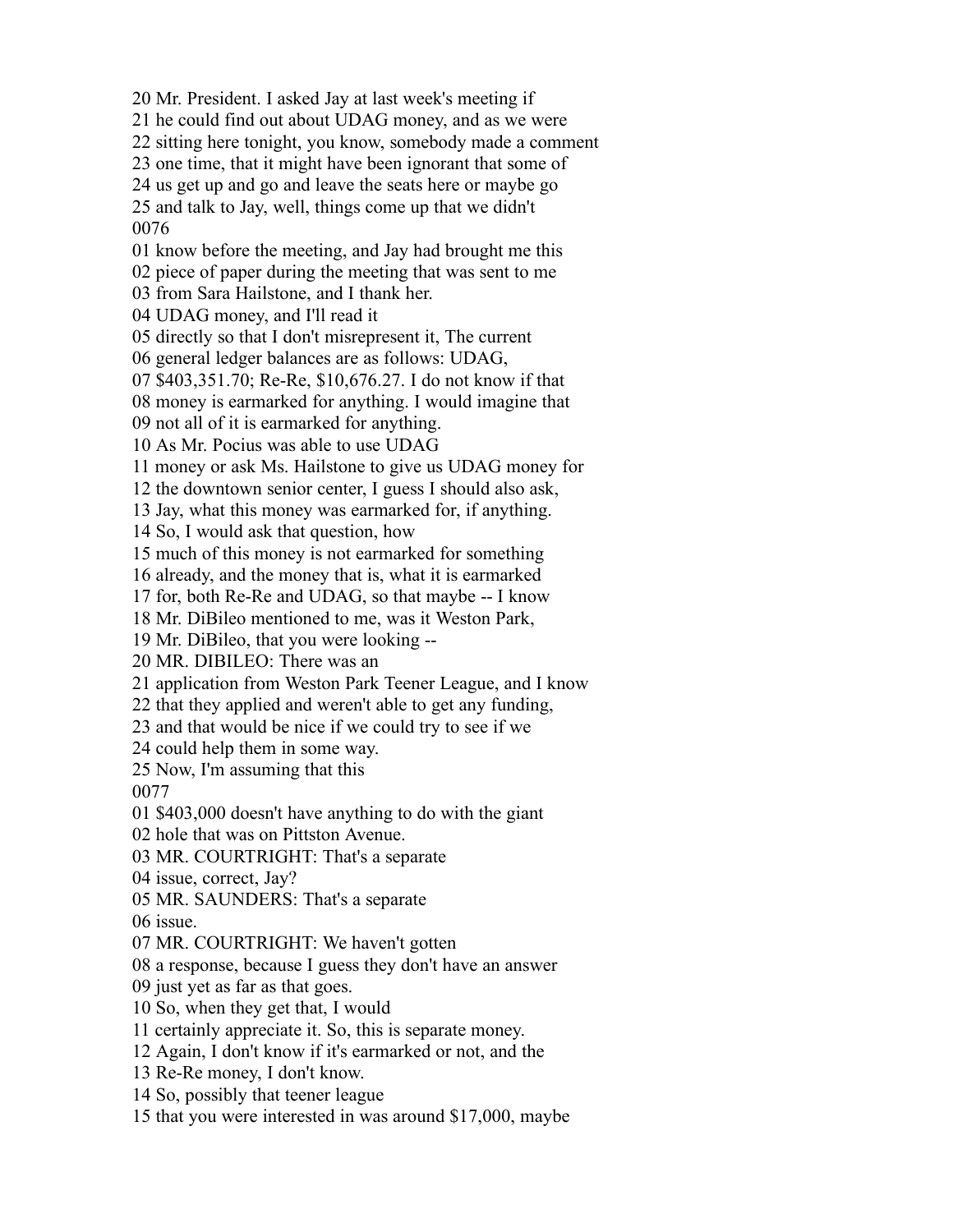20 Mr. President. I asked Jay at last week's meeting if
21 he could find out about UDAG money, and as we were
22 sitting here tonight, you know, somebody made a comment
23 one time, that it might have been ignorant that some of
24 us get up and go and leave the seats here or maybe go
25 and talk to Jay, well, things come up that we didn't
0076
01 know before the meeting, and Jay had brought me this
02 piece of paper during the meeting that was sent to me
03 from Sara Hailstone, and I thank her.
04 UDAG money, and I'll read it
05 directly so that I don't misrepresent it, The current
06 general ledger balances are as follows: UDAG,
07 $403,351.70; Re-Re, $10,676.27. I do not know if that
08 money is earmarked for anything. I would imagine that
09 not all of it is earmarked for anything.
10 As Mr. Pocius was able to use UDAG
11 money or ask Ms. Hailstone to give us UDAG money for
12 the downtown senior center, I guess I should also ask,
13 Jay, what this money was earmarked for, if anything.
14 So, I would ask that question, how
15 much of this money is not earmarked for something
16 already, and the money that is, what it is earmarked
17 for, both Re-Re and UDAG, so that maybe -- I know
18 Mr. DiBileo mentioned to me, was it Weston Park,
19 Mr. DiBileo, that you were looking --
20 MR. DIBILEO: There was an
21 application from Weston Park Teener League, and I know
22 that they applied and weren't able to get any funding,
23 and that would be nice if we could try to see if we
24 could help them in some way.
25 Now, I'm assuming that this
0077
01 $403,000 doesn't have anything to do with the giant
02 hole that was on Pittston Avenue.
03 MR. COURTRIGHT: That's a separate
04 issue, correct, Jay?
05 MR. SAUNDERS: That's a separate
06 issue.
07 MR. COURTRIGHT: We haven't gotten
08 a response, because I guess they don't have an answer
09 just yet as far as that goes.
10 So, when they get that, I would
11 certainly appreciate it. So, this is separate money.
12 Again, I don't know if it's earmarked or not, and the
13 Re-Re money, I don't know.
14 So, possibly that teener league
15 that you were interested in was around $17,000, maybe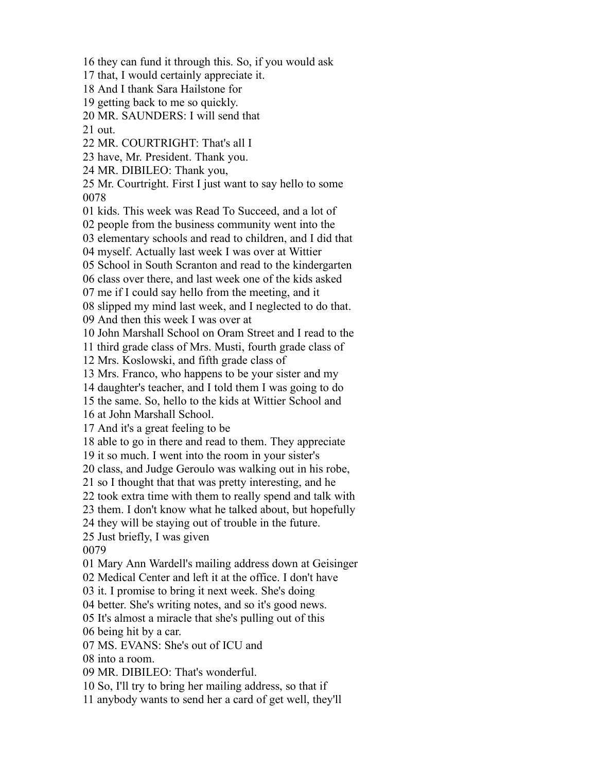16 they can fund it through this. So, if you would ask
17 that, I would certainly appreciate it.
18 And I thank Sara Hailstone for
19 getting back to me so quickly.
20 MR. SAUNDERS: I will send that
21 out.
22 MR. COURTRIGHT: That's all I
23 have, Mr. President. Thank you.
24 MR. DIBILEO: Thank you,
25 Mr. Courtright. First I just want to say hello to some
0078
01 kids. This week was Read To Succeed, and a lot of
02 people from the business community went into the
03 elementary schools and read to children, and I did that
04 myself. Actually last week I was over at Wittier
05 School in South Scranton and read to the kindergarten
06 class over there, and last week one of the kids asked
07 me if I could say hello from the meeting, and it
08 slipped my mind last week, and I neglected to do that.
09 And then this week I was over at
10 John Marshall School on Oram Street and I read to the
11 third grade class of Mrs. Musti, fourth grade class of
12 Mrs. Koslowski, and fifth grade class of
13 Mrs. Franco, who happens to be your sister and my
14 daughter's teacher, and I told them I was going to do
15 the same. So, hello to the kids at Wittier School and
16 at John Marshall School.
17 And it's a great feeling to be
18 able to go in there and read to them. They appreciate
19 it so much. I went into the room in your sister's
20 class, and Judge Geroulo was walking out in his robe,
21 so I thought that that was pretty interesting, and he
22 took extra time with them to really spend and talk with
23 them. I don't know what he talked about, but hopefully
24 they will be staying out of trouble in the future.
25 Just briefly, I was given
0079
01 Mary Ann Wardell's mailing address down at Geisinger
02 Medical Center and left it at the office. I don't have
03 it. I promise to bring it next week. She's doing
04 better. She's writing notes, and so it's good news.
05 It's almost a miracle that she's pulling out of this
06 being hit by a car.
07 MS. EVANS: She's out of ICU and
08 into a room.
09 MR. DIBILEO: That's wonderful.
10 So, I'll try to bring her mailing address, so that if
11 anybody wants to send her a card of get well, they'll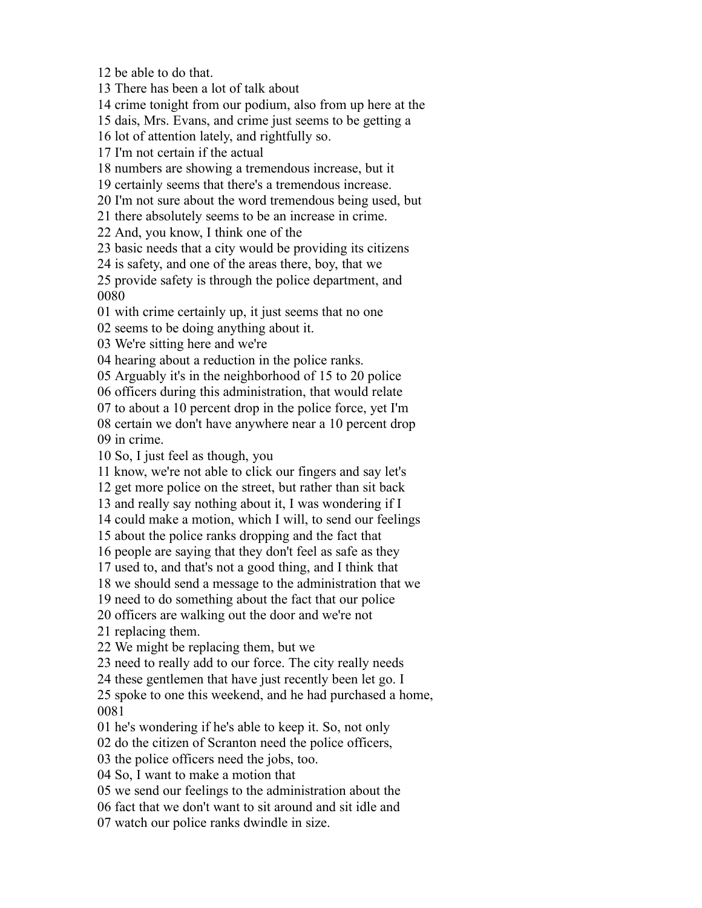12 be able to do that.
13 There has been a lot of talk about
14 crime tonight from our podium, also from up here at the
15 dais, Mrs. Evans, and crime just seems to be getting a
16 lot of attention lately, and rightfully so.
17 I'm not certain if the actual
18 numbers are showing a tremendous increase, but it
19 certainly seems that there's a tremendous increase.
20 I'm not sure about the word tremendous being used, but
21 there absolutely seems to be an increase in crime.
22 And, you know, I think one of the
23 basic needs that a city would be providing its citizens
24 is safety, and one of the areas there, boy, that we
25 provide safety is through the police department, and
0080
01 with crime certainly up, it just seems that no one
02 seems to be doing anything about it.
03 We're sitting here and we're
04 hearing about a reduction in the police ranks.
05 Arguably it's in the neighborhood of 15 to 20 police
06 officers during this administration, that would relate
07 to about a 10 percent drop in the police force, yet I'm
08 certain we don't have anywhere near a 10 percent drop
09 in crime.
10 So, I just feel as though, you
11 know, we're not able to click our fingers and say let's
12 get more police on the street, but rather than sit back
13 and really say nothing about it, I was wondering if I
14 could make a motion, which I will, to send our feelings
15 about the police ranks dropping and the fact that
16 people are saying that they don't feel as safe as they
17 used to, and that's not a good thing, and I think that
18 we should send a message to the administration that we
19 need to do something about the fact that our police
20 officers are walking out the door and we're not
21 replacing them.
22 We might be replacing them, but we
23 need to really add to our force. The city really needs
24 these gentlemen that have just recently been let go. I
25 spoke to one this weekend, and he had purchased a home,
0081
01 he's wondering if he's able to keep it. So, not only
02 do the citizen of Scranton need the police officers,
03 the police officers need the jobs, too.
04 So, I want to make a motion that
05 we send our feelings to the administration about the
06 fact that we don't want to sit around and sit idle and
07 watch our police ranks dwindle in size.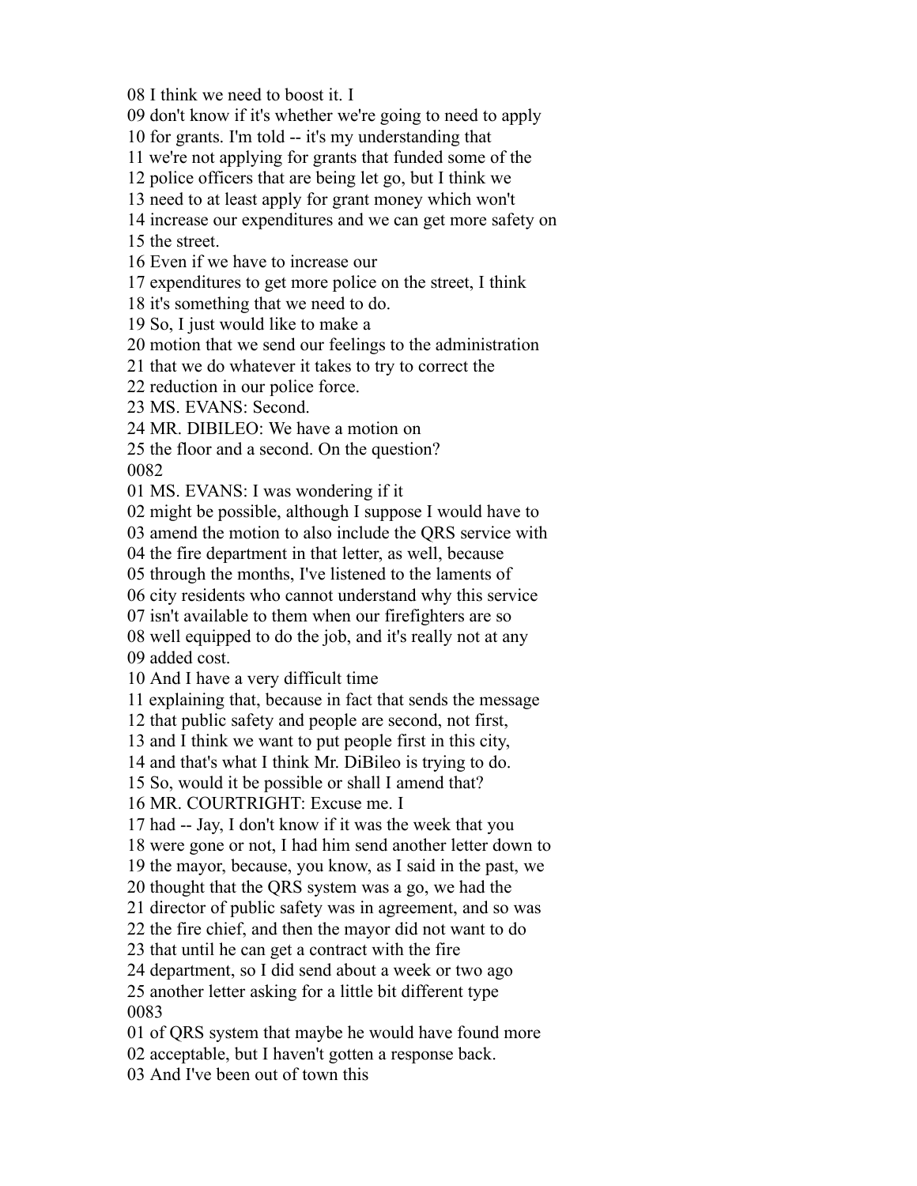08 I think we need to boost it. I
09 don't know if it's whether we're going to need to apply
10 for grants. I'm told -- it's my understanding that
11 we're not applying for grants that funded some of the
12 police officers that are being let go, but I think we
13 need to at least apply for grant money which won't
14 increase our expenditures and we can get more safety on
15 the street.
16 Even if we have to increase our
17 expenditures to get more police on the street, I think
18 it's something that we need to do.
19 So, I just would like to make a
20 motion that we send our feelings to the administration
21 that we do whatever it takes to try to correct the
22 reduction in our police force.
23 MS. EVANS: Second.
24 MR. DIBILEO: We have a motion on
25 the floor and a second. On the question?
0082
01 MS. EVANS: I was wondering if it
02 might be possible, although I suppose I would have to
03 amend the motion to also include the QRS service with
04 the fire department in that letter, as well, because
05 through the months, I've listened to the laments of
06 city residents who cannot understand why this service
07 isn't available to them when our firefighters are so
08 well equipped to do the job, and it's really not at any
09 added cost.
10 And I have a very difficult time
11 explaining that, because in fact that sends the message
12 that public safety and people are second, not first,
13 and I think we want to put people first in this city,
14 and that's what I think Mr. DiBileo is trying to do.
15 So, would it be possible or shall I amend that?
16 MR. COURTRIGHT: Excuse me. I
17 had -- Jay, I don't know if it was the week that you
18 were gone or not, I had him send another letter down to
19 the mayor, because, you know, as I said in the past, we
20 thought that the QRS system was a go, we had the
21 director of public safety was in agreement, and so was
22 the fire chief, and then the mayor did not want to do
23 that until he can get a contract with the fire
24 department, so I did send about a week or two ago
25 another letter asking for a little bit different type
0083
01 of QRS system that maybe he would have found more
02 acceptable, but I haven't gotten a response back.
03 And I've been out of town this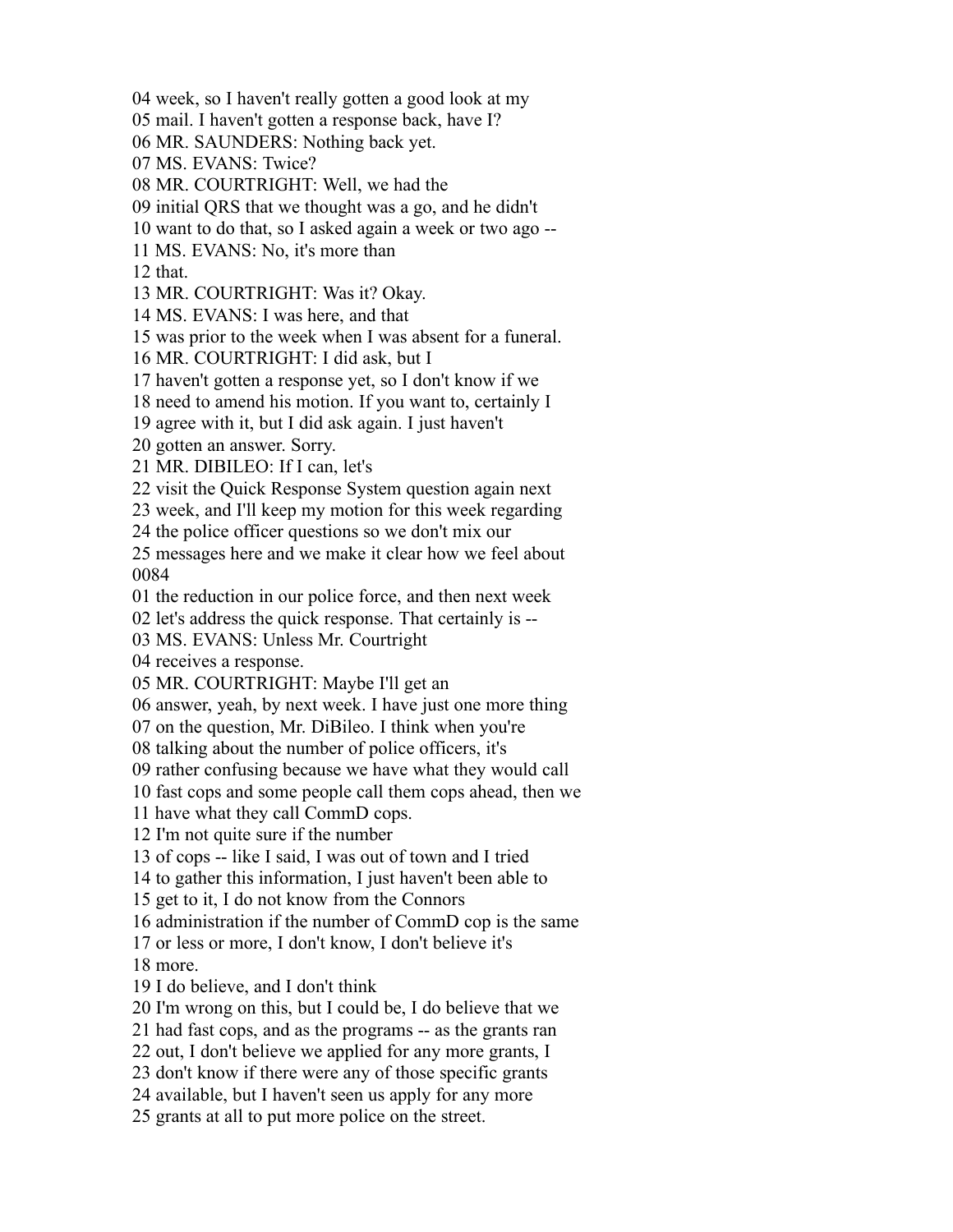04 week, so I haven't really gotten a good look at my
05 mail. I haven't gotten a response back, have I?
06 MR. SAUNDERS: Nothing back yet.
07 MS. EVANS: Twice?
08 MR. COURTRIGHT: Well, we had the
09 initial QRS that we thought was a go, and he didn't
10 want to do that, so I asked again a week or two ago --
11 MS. EVANS: No, it's more than
12 that.
13 MR. COURTRIGHT: Was it? Okay.
14 MS. EVANS: I was here, and that
15 was prior to the week when I was absent for a funeral.
16 MR. COURTRIGHT: I did ask, but I
17 haven't gotten a response yet, so I don't know if we
18 need to amend his motion. If you want to, certainly I
19 agree with it, but I did ask again. I just haven't
20 gotten an answer. Sorry.
21 MR. DIBILEO: If I can, let's
22 visit the Quick Response System question again next
23 week, and I'll keep my motion for this week regarding
24 the police officer questions so we don't mix our
25 messages here and we make it clear how we feel about
0084
01 the reduction in our police force, and then next week
02 let's address the quick response. That certainly is --
03 MS. EVANS: Unless Mr. Courtright
04 receives a response.
05 MR. COURTRIGHT: Maybe I'll get an
06 answer, yeah, by next week. I have just one more thing
07 on the question, Mr. DiBileo. I think when you're
08 talking about the number of police officers, it's
09 rather confusing because we have what they would call
10 fast cops and some people call them cops ahead, then we
11 have what they call CommD cops.
12 I'm not quite sure if the number
13 of cops -- like I said, I was out of town and I tried
14 to gather this information, I just haven't been able to
15 get to it, I do not know from the Connors
16 administration if the number of CommD cop is the same
17 or less or more, I don't know, I don't believe it's
18 more.
19 I do believe, and I don't think
20 I'm wrong on this, but I could be, I do believe that we
21 had fast cops, and as the programs -- as the grants ran
22 out, I don't believe we applied for any more grants, I
23 don't know if there were any of those specific grants
24 available, but I haven't seen us apply for any more
25 grants at all to put more police on the street.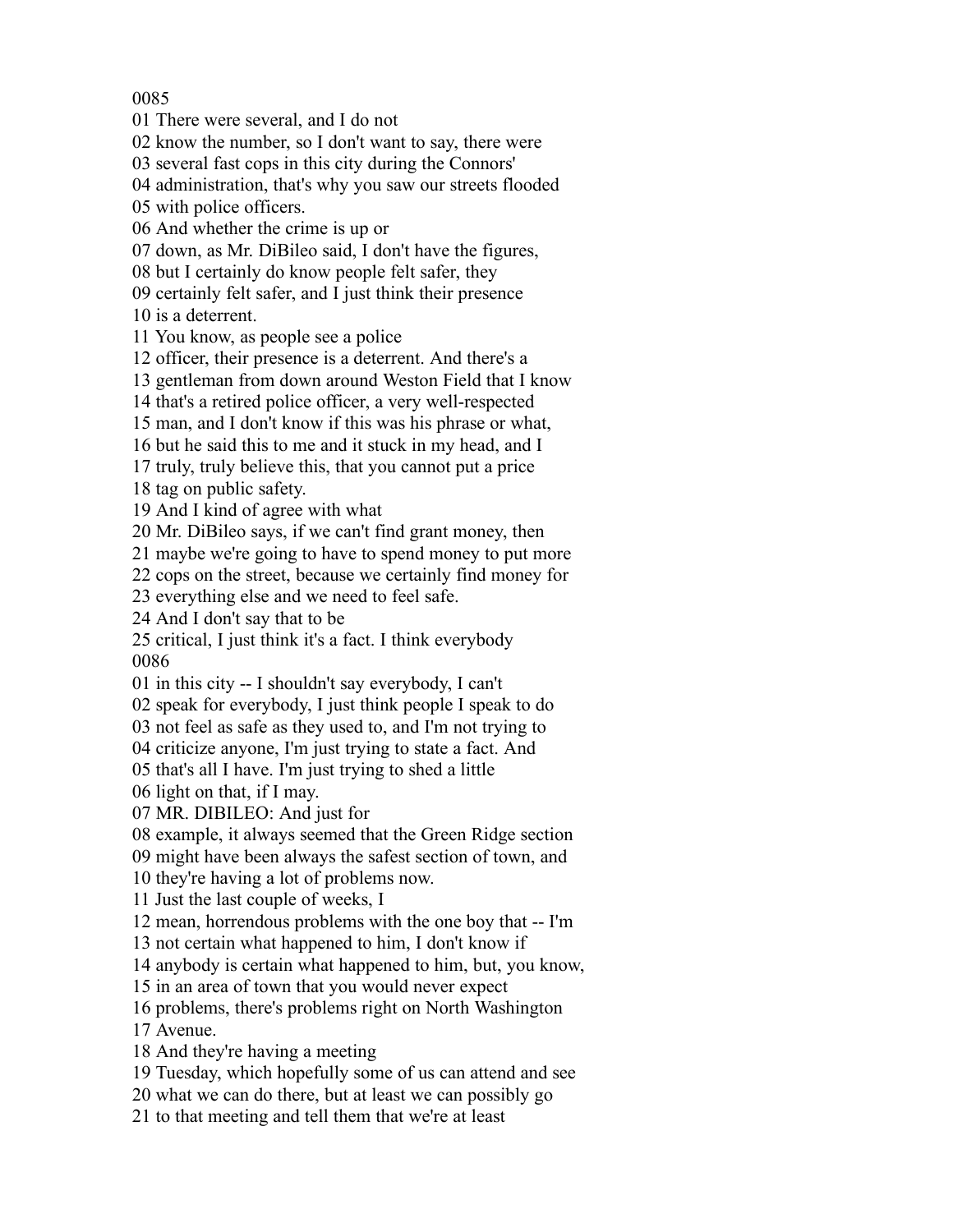0085

01 There were several, and I do not
02 know the number, so I don't want to say, there were
03 several fast cops in this city during the Connors'
04 administration, that's why you saw our streets flooded
05 with police officers.
06 And whether the crime is up or
07 down, as Mr. DiBileo said, I don't have the figures,
08 but I certainly do know people felt safer, they
09 certainly felt safer, and I just think their presence
10 is a deterrent.
11 You know, as people see a police
12 officer, their presence is a deterrent. And there's a
13 gentleman from down around Weston Field that I know
14 that's a retired police officer, a very well-respected
15 man, and I don't know if this was his phrase or what,
16 but he said this to me and it stuck in my head, and I
17 truly, truly believe this, that you cannot put a price
18 tag on public safety.
19 And I kind of agree with what
20 Mr. DiBileo says, if we can't find grant money, then
21 maybe we're going to have to spend money to put more
22 cops on the street, because we certainly find money for
23 everything else and we need to feel safe.
24 And I don't say that to be
25 critical, I just think it's a fact. I think everybody

0086

01 in this city -- I shouldn't say everybody, I can't
02 speak for everybody, I just think people I speak to do
03 not feel as safe as they used to, and I'm not trying to
04 criticize anyone, I'm just trying to state a fact. And
05 that's all I have. I'm just trying to shed a little
06 light on that, if I may.
07 MR. DIBILEO: And just for
08 example, it always seemed that the Green Ridge section
09 might have been always the safest section of town, and
10 they're having a lot of problems now.
11 Just the last couple of weeks, I
12 mean, horrendous problems with the one boy that -- I'm
13 not certain what happened to him, I don't know if
14 anybody is certain what happened to him, but, you know,
15 in an area of town that you would never expect
16 problems, there's problems right on North Washington
17 Avenue.
18 And they're having a meeting
19 Tuesday, which hopefully some of us can attend and see
20 what we can do there, but at least we can possibly go
21 to that meeting and tell them that we're at least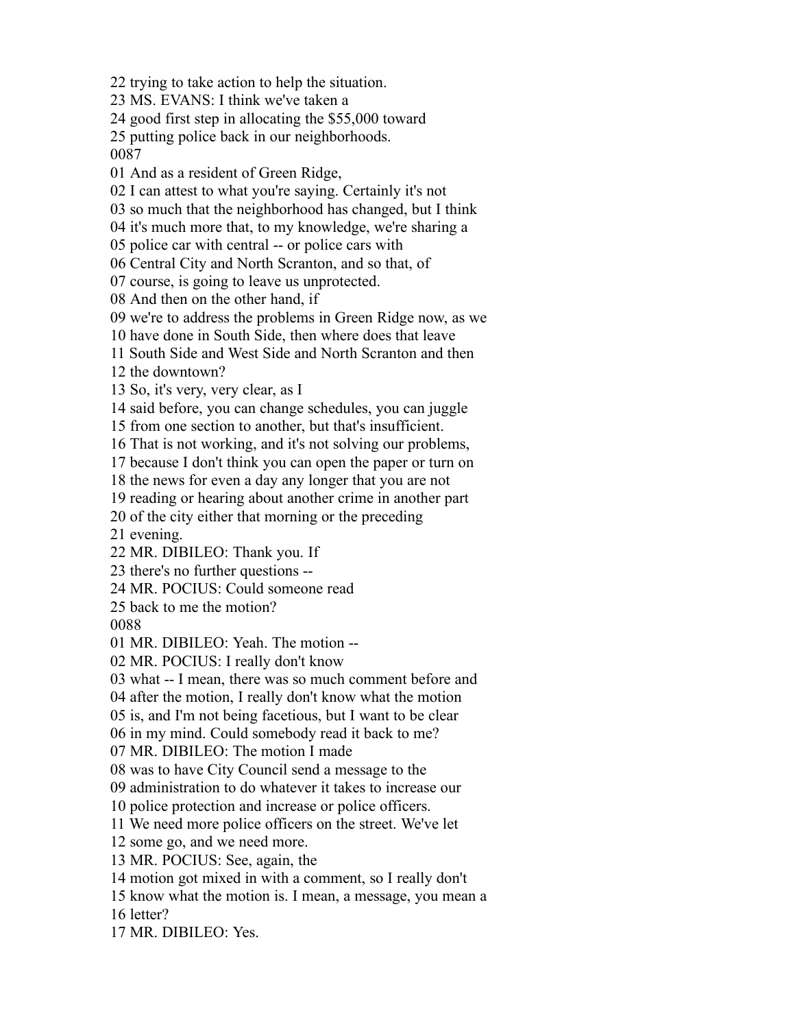22 trying to take action to help the situation.
23 MS. EVANS: I think we've taken a
24 good first step in allocating the $55,000 toward
25 putting police back in our neighborhoods.
0087
01 And as a resident of Green Ridge,
02 I can attest to what you're saying. Certainly it's not
03 so much that the neighborhood has changed, but I think
04 it's much more that, to my knowledge, we're sharing a
05 police car with central -- or police cars with
06 Central City and North Scranton, and so that, of
07 course, is going to leave us unprotected.
08 And then on the other hand, if
09 we're to address the problems in Green Ridge now, as we
10 have done in South Side, then where does that leave
11 South Side and West Side and North Scranton and then
12 the downtown?
13 So, it's very, very clear, as I
14 said before, you can change schedules, you can juggle
15 from one section to another, but that's insufficient.
16 That is not working, and it's not solving our problems,
17 because I don't think you can open the paper or turn on
18 the news for even a day any longer that you are not
19 reading or hearing about another crime in another part
20 of the city either that morning or the preceding
21 evening.
22 MR. DIBILEO: Thank you. If
23 there's no further questions --
24 MR. POCIUS: Could someone read
25 back to me the motion?
0088
01 MR. DIBILEO: Yeah. The motion --
02 MR. POCIUS: I really don't know
03 what -- I mean, there was so much comment before and
04 after the motion, I really don't know what the motion
05 is, and I'm not being facetious, but I want to be clear
06 in my mind. Could somebody read it back to me?
07 MR. DIBILEO: The motion I made
08 was to have City Council send a message to the
09 administration to do whatever it takes to increase our
10 police protection and increase or police officers.
11 We need more police officers on the street. We've let
12 some go, and we need more.
13 MR. POCIUS: See, again, the
14 motion got mixed in with a comment, so I really don't
15 know what the motion is. I mean, a message, you mean a
16 letter?
17 MR. DIBILEO: Yes.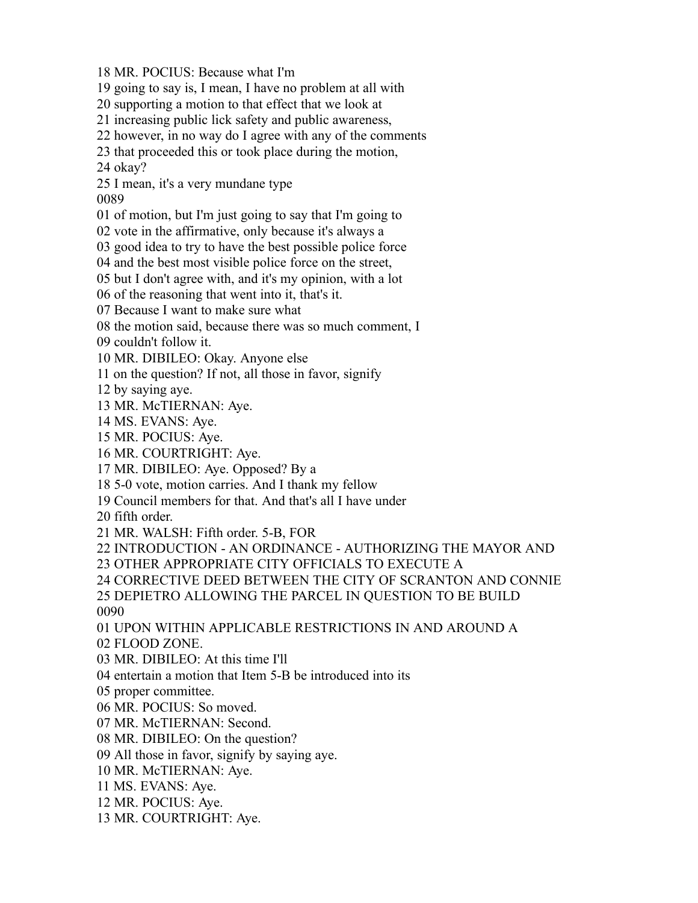18 MR. POCIUS: Because what I'm
19 going to say is, I mean, I have no problem at all with
20 supporting a motion to that effect that we look at
21 increasing public lick safety and public awareness,
22 however, in no way do I agree with any of the comments
23 that proceeded this or took place during the motion,
24 okay?
25 I mean, it's a very mundane type
0089
01 of motion, but I'm just going to say that I'm going to
02 vote in the affirmative, only because it's always a
03 good idea to try to have the best possible police force
04 and the best most visible police force on the street,
05 but I don't agree with, and it's my opinion, with a lot
06 of the reasoning that went into it, that's it.
07 Because I want to make sure what
08 the motion said, because there was so much comment, I
09 couldn't follow it.
10 MR. DIBILEO: Okay. Anyone else
11 on the question? If not, all those in favor, signify
12 by saying aye.
13 MR. McTIERNAN: Aye.
14 MS. EVANS: Aye.
15 MR. POCIUS: Aye.
16 MR. COURTRIGHT: Aye.
17 MR. DIBILEO: Aye. Opposed? By a
18 5-0 vote, motion carries. And I thank my fellow
19 Council members for that. And that's all I have under
20 fifth order.
21 MR. WALSH: Fifth order. 5-B, FOR
22 INTRODUCTION - AN ORDINANCE - AUTHORIZING THE MAYOR AND
23 OTHER APPROPRIATE CITY OFFICIALS TO EXECUTE A
24 CORRECTIVE DEED BETWEEN THE CITY OF SCRANTON AND CONNIE
25 DEPIETRO ALLOWING THE PARCEL IN QUESTION TO BE BUILD
0090
01 UPON WITHIN APPLICABLE RESTRICTIONS IN AND AROUND A
02 FLOOD ZONE.
03 MR. DIBILEO: At this time I'll
04 entertain a motion that Item 5-B be introduced into its
05 proper committee.
06 MR. POCIUS: So moved.
07 MR. McTIERNAN: Second.
08 MR. DIBILEO: On the question?
09 All those in favor, signify by saying aye.
10 MR. McTIERNAN: Aye.
11 MS. EVANS: Aye.
12 MR. POCIUS: Aye.
13 MR. COURTRIGHT: Aye.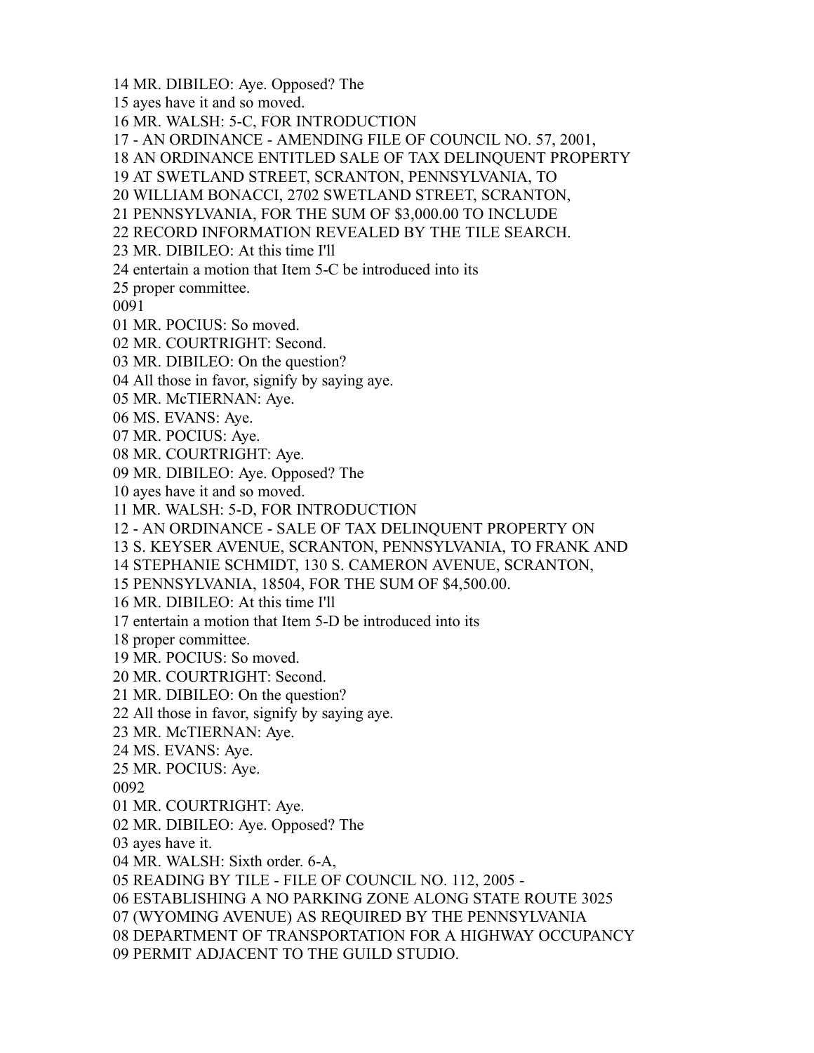14 MR. DIBILEO: Aye. Opposed? The
15 ayes have it and so moved.
16 MR. WALSH: 5-C, FOR INTRODUCTION
17 - AN ORDINANCE - AMENDING FILE OF COUNCIL NO. 57, 2001,
18 AN ORDINANCE ENTITLED SALE OF TAX DELINQUENT PROPERTY
19 AT SWETLAND STREET, SCRANTON, PENNSYLVANIA, TO
20 WILLIAM BONACCI, 2702 SWETLAND STREET, SCRANTON,
21 PENNSYLVANIA, FOR THE SUM OF $3,000.00 TO INCLUDE
22 RECORD INFORMATION REVEALED BY THE TILE SEARCH.
23 MR. DIBILEO: At this time I'll
24 entertain a motion that Item 5-C be introduced into its
25 proper committee.
0091
01 MR. POCIUS: So moved.
02 MR. COURTRIGHT: Second.
03 MR. DIBILEO: On the question?
04 All those in favor, signify by saying aye.
05 MR. McTIERNAN: Aye.
06 MS. EVANS: Aye.
07 MR. POCIUS: Aye.
08 MR. COURTRIGHT: Aye.
09 MR. DIBILEO: Aye. Opposed? The
10 ayes have it and so moved.
11 MR. WALSH: 5-D, FOR INTRODUCTION
12 - AN ORDINANCE - SALE OF TAX DELINQUENT PROPERTY ON
13 S. KEYSER AVENUE, SCRANTON, PENNSYLVANIA, TO FRANK AND
14 STEPHANIE SCHMIDT, 130 S. CAMERON AVENUE, SCRANTON,
15 PENNSYLVANIA, 18504, FOR THE SUM OF $4,500.00.
16 MR. DIBILEO: At this time I'll
17 entertain a motion that Item 5-D be introduced into its
18 proper committee.
19 MR. POCIUS: So moved.
20 MR. COURTRIGHT: Second.
21 MR. DIBILEO: On the question?
22 All those in favor, signify by saying aye.
23 MR. McTIERNAN: Aye.
24 MS. EVANS: Aye.
25 MR. POCIUS: Aye.
0092
01 MR. COURTRIGHT: Aye.
02 MR. DIBILEO: Aye. Opposed? The
03 ayes have it.
04 MR. WALSH: Sixth order. 6-A,
05 READING BY TILE - FILE OF COUNCIL NO. 112, 2005 -
06 ESTABLISHING A NO PARKING ZONE ALONG STATE ROUTE 3025
07 (WYOMING AVENUE) AS REQUIRED BY THE PENNSYLVANIA
08 DEPARTMENT OF TRANSPORTATION FOR A HIGHWAY OCCUPANCY
09 PERMIT ADJACENT TO THE GUILD STUDIO.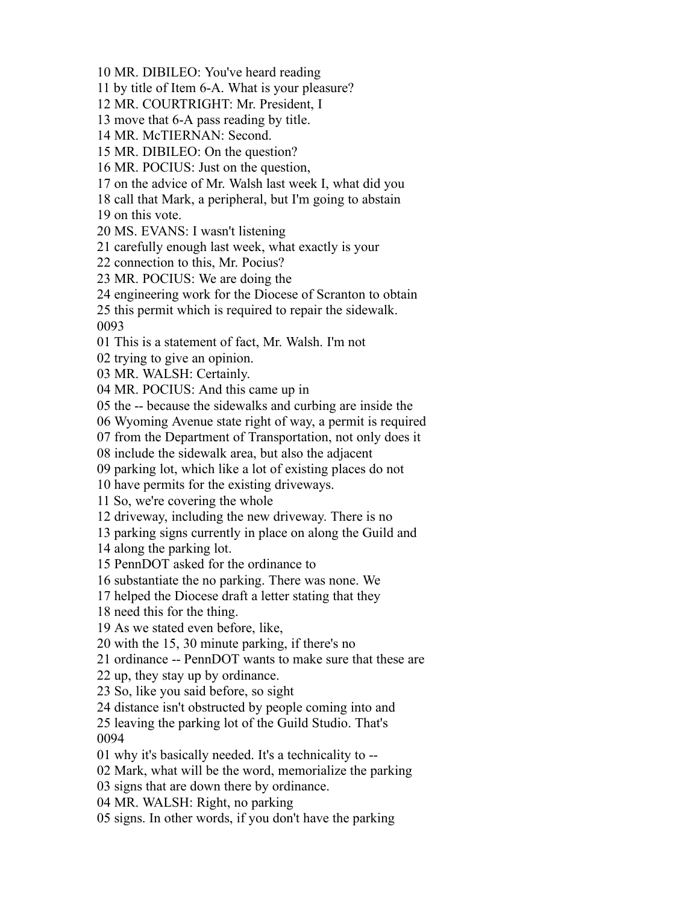10 MR. DIBILEO: You've heard reading
11 by title of Item 6-A. What is your pleasure?
12 MR. COURTRIGHT: Mr. President, I
13 move that 6-A pass reading by title.
14 MR. McTIERNAN: Second.
15 MR. DIBILEO: On the question?
16 MR. POCIUS: Just on the question,
17 on the advice of Mr. Walsh last week I, what did you
18 call that Mark, a peripheral, but I'm going to abstain
19 on this vote.
20 MS. EVANS: I wasn't listening
21 carefully enough last week, what exactly is your
22 connection to this, Mr. Pocius?
23 MR. POCIUS: We are doing the
24 engineering work for the Diocese of Scranton to obtain
25 this permit which is required to repair the sidewalk.
0093
01 This is a statement of fact, Mr. Walsh. I'm not
02 trying to give an opinion.
03 MR. WALSH: Certainly.
04 MR. POCIUS: And this came up in
05 the -- because the sidewalks and curbing are inside the
06 Wyoming Avenue state right of way, a permit is required
07 from the Department of Transportation, not only does it
08 include the sidewalk area, but also the adjacent
09 parking lot, which like a lot of existing places do not
10 have permits for the existing driveways.
11 So, we're covering the whole
12 driveway, including the new driveway. There is no
13 parking signs currently in place on along the Guild and
14 along the parking lot.
15 PennDOT asked for the ordinance to
16 substantiate the no parking. There was none. We
17 helped the Diocese draft a letter stating that they
18 need this for the thing.
19 As we stated even before, like,
20 with the 15, 30 minute parking, if there's no
21 ordinance -- PennDOT wants to make sure that these are
22 up, they stay up by ordinance.
23 So, like you said before, so sight
24 distance isn't obstructed by people coming into and
25 leaving the parking lot of the Guild Studio. That's
0094
01 why it's basically needed. It's a technicality to --
02 Mark, what will be the word, memorialize the parking
03 signs that are down there by ordinance.
04 MR. WALSH: Right, no parking
05 signs. In other words, if you don't have the parking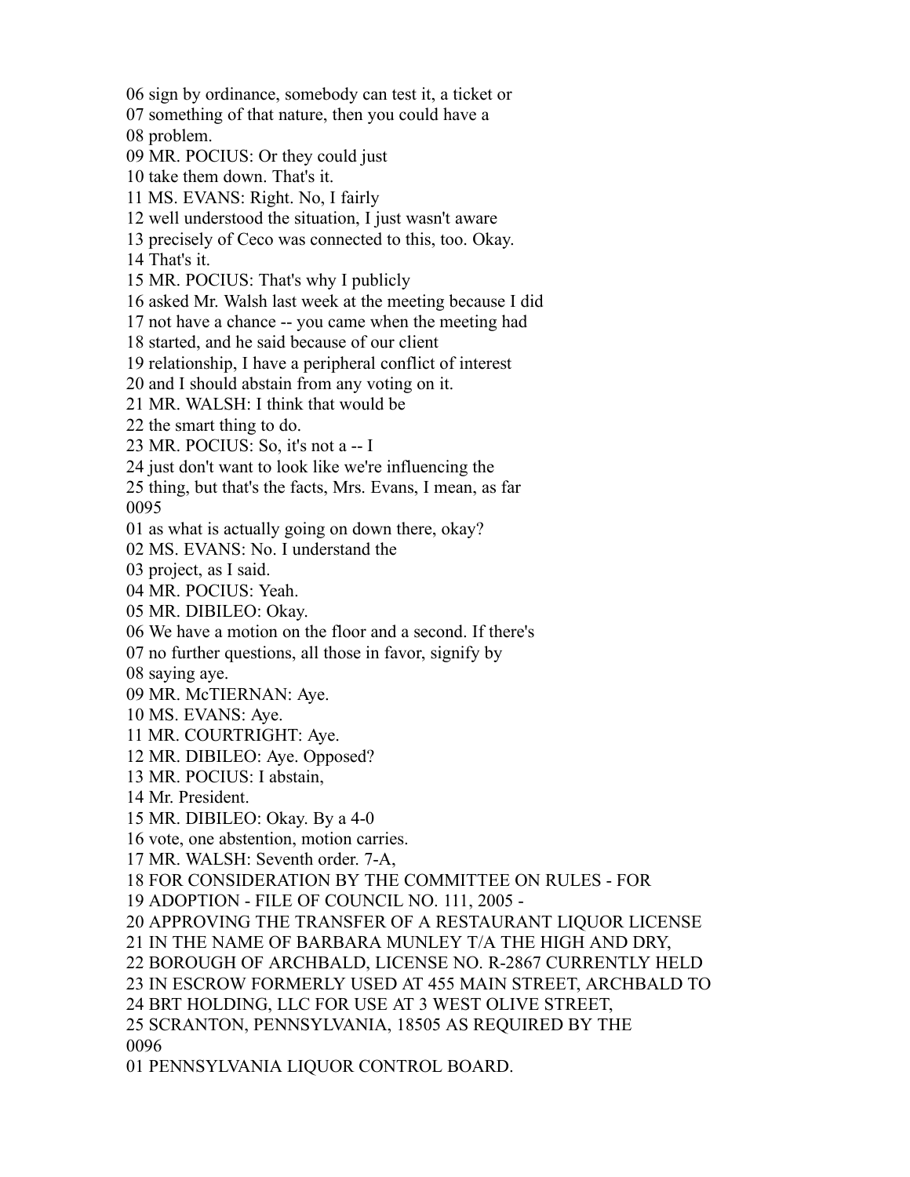06 sign by ordinance, somebody can test it, a ticket or
07 something of that nature, then you could have a
08 problem.
09 MR. POCIUS: Or they could just
10 take them down. That's it.
11 MS. EVANS: Right. No, I fairly
12 well understood the situation, I just wasn't aware
13 precisely of Ceco was connected to this, too. Okay.
14 That's it.
15 MR. POCIUS: That's why I publicly
16 asked Mr. Walsh last week at the meeting because I did
17 not have a chance -- you came when the meeting had
18 started, and he said because of our client
19 relationship, I have a peripheral conflict of interest
20 and I should abstain from any voting on it.
21 MR. WALSH: I think that would be
22 the smart thing to do.
23 MR. POCIUS: So, it's not a -- I
24 just don't want to look like we're influencing the
25 thing, but that's the facts, Mrs. Evans, I mean, as far
0095
01 as what is actually going on down there, okay?
02 MS. EVANS: No. I understand the
03 project, as I said.
04 MR. POCIUS: Yeah.
05 MR. DIBILEO: Okay.
06 We have a motion on the floor and a second. If there's
07 no further questions, all those in favor, signify by
08 saying aye.
09 MR. McTIERNAN: Aye.
10 MS. EVANS: Aye.
11 MR. COURTRIGHT: Aye.
12 MR. DIBILEO: Aye. Opposed?
13 MR. POCIUS: I abstain,
14 Mr. President.
15 MR. DIBILEO: Okay. By a 4-0
16 vote, one abstention, motion carries.
17 MR. WALSH: Seventh order. 7-A,
18 FOR CONSIDERATION BY THE COMMITTEE ON RULES - FOR
19 ADOPTION - FILE OF COUNCIL NO. 111, 2005 -
20 APPROVING THE TRANSFER OF A RESTAURANT LIQUOR LICENSE
21 IN THE NAME OF BARBARA MUNLEY T/A THE HIGH AND DRY,
22 BOROUGH OF ARCHBALD, LICENSE NO. R-2867 CURRENTLY HELD
23 IN ESCROW FORMERLY USED AT 455 MAIN STREET, ARCHBALD TO
24 BRT HOLDING, LLC FOR USE AT 3 WEST OLIVE STREET,
25 SCRANTON, PENNSYLVANIA, 18505 AS REQUIRED BY THE
0096
01 PENNSYLVANIA LIQUOR CONTROL BOARD.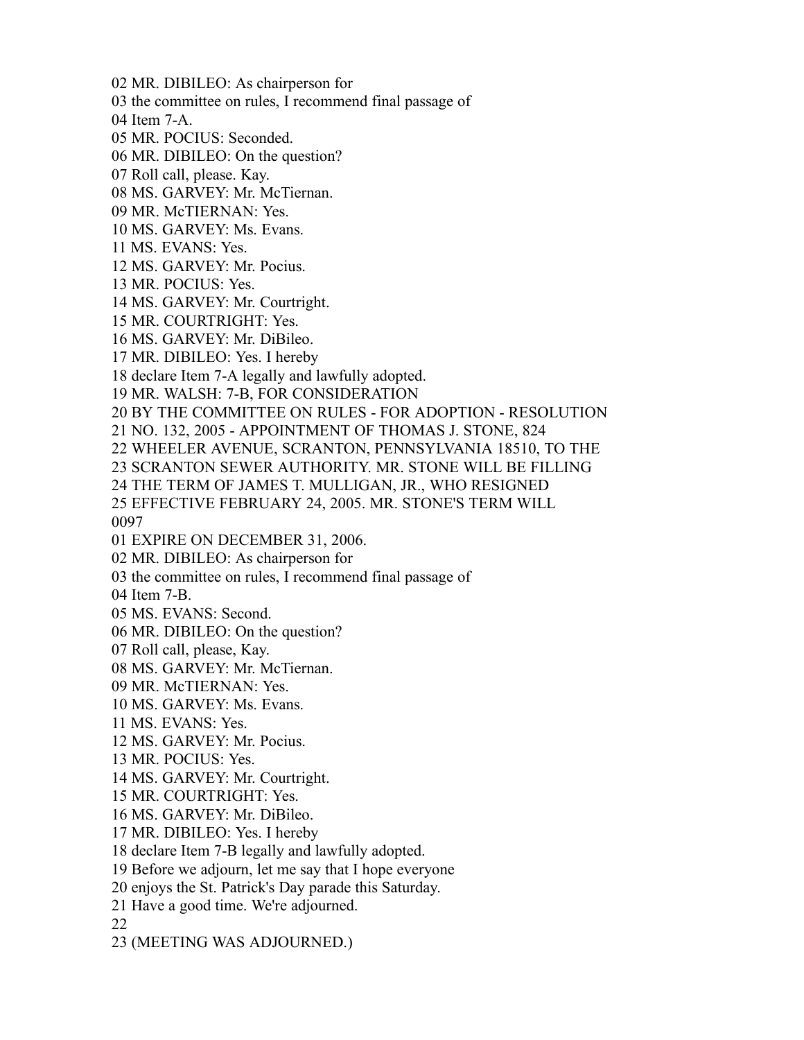02 MR. DIBILEO: As chairperson for
03 the committee on rules, I recommend final passage of
04 Item 7-A.
05 MR. POCIUS: Seconded.
06 MR. DIBILEO: On the question?
07 Roll call, please. Kay.
08 MS. GARVEY: Mr. McTiernan.
09 MR. McTIERNAN: Yes.
10 MS. GARVEY: Ms. Evans.
11 MS. EVANS: Yes.
12 MS. GARVEY: Mr. Pocius.
13 MR. POCIUS: Yes.
14 MS. GARVEY: Mr. Courtright.
15 MR. COURTRIGHT: Yes.
16 MS. GARVEY: Mr. DiBileo.
17 MR. DIBILEO: Yes. I hereby
18 declare Item 7-A legally and lawfully adopted.
19 MR. WALSH: 7-B, FOR CONSIDERATION
20 BY THE COMMITTEE ON RULES - FOR ADOPTION - RESOLUTION
21 NO. 132, 2005 - APPOINTMENT OF THOMAS J. STONE, 824
22 WHEELER AVENUE, SCRANTON, PENNSYLVANIA 18510, TO THE
23 SCRANTON SEWER AUTHORITY. MR. STONE WILL BE FILLING
24 THE TERM OF JAMES T. MULLIGAN, JR., WHO RESIGNED
25 EFFECTIVE FEBRUARY 24, 2005. MR. STONE'S TERM WILL
0097
01 EXPIRE ON DECEMBER 31, 2006.
02 MR. DIBILEO: As chairperson for
03 the committee on rules, I recommend final passage of
04 Item 7-B.
05 MS. EVANS: Second.
06 MR. DIBILEO: On the question?
07 Roll call, please, Kay.
08 MS. GARVEY: Mr. McTiernan.
09 MR. McTIERNAN: Yes.
10 MS. GARVEY: Ms. Evans.
11 MS. EVANS: Yes.
12 MS. GARVEY: Mr. Pocius.
13 MR. POCIUS: Yes.
14 MS. GARVEY: Mr. Courtright.
15 MR. COURTRIGHT: Yes.
16 MS. GARVEY: Mr. DiBileo.
17 MR. DIBILEO: Yes. I hereby
18 declare Item 7-B legally and lawfully adopted.
19 Before we adjourn, let me say that I hope everyone
20 enjoys the St. Patrick's Day parade this Saturday.
21 Have a good time. We're adjourned.
22
23 (MEETING WAS ADJOURNED.)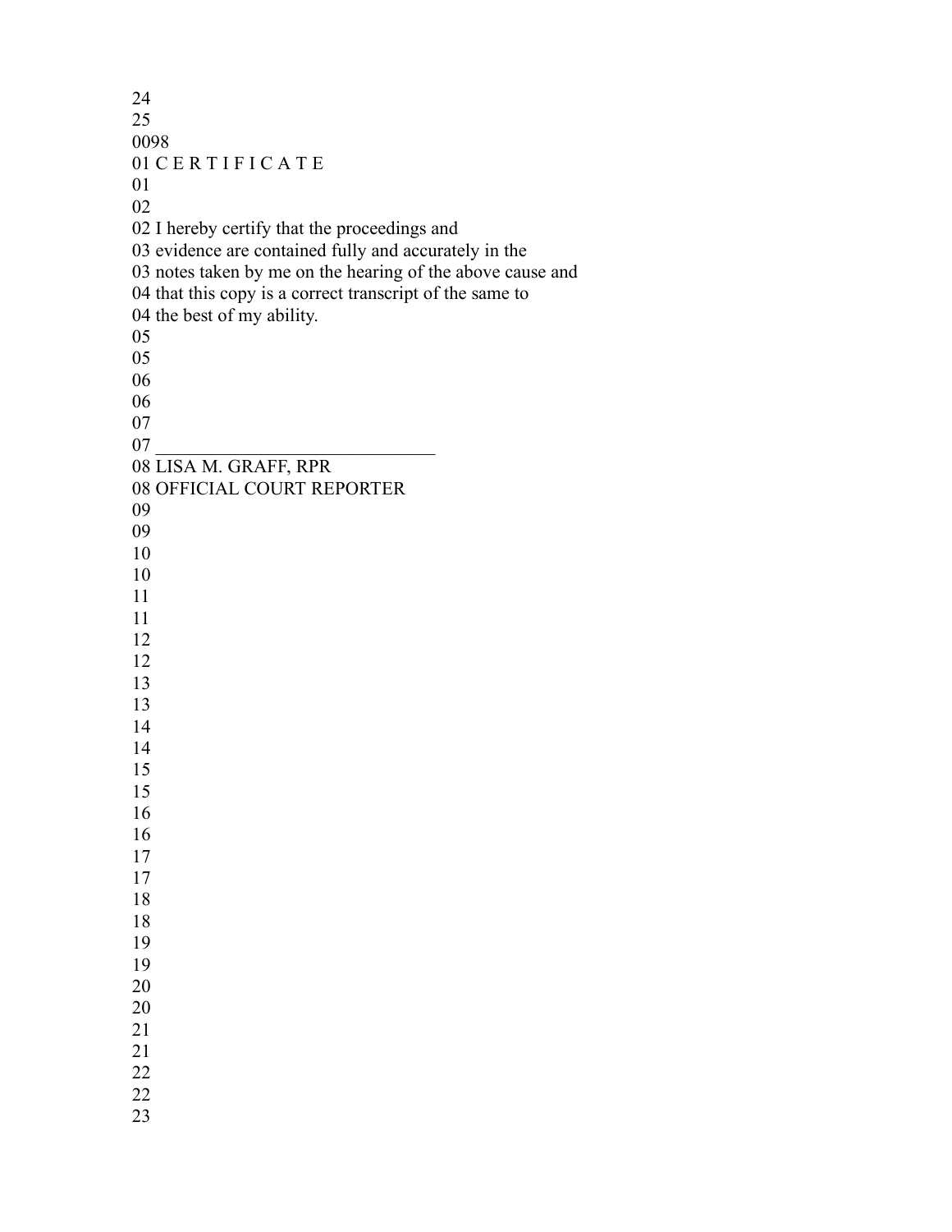24
25
0098
01 C E R T I F I C A T E
01
02
02 I hereby certify that the proceedings and
03 evidence are contained fully and accurately in the
03 notes taken by me on the hearing of the above cause and
04 that this copy is a correct transcript of the same to
04 the best of my ability.
05
05
06
06
07
07 ______________________________
08 LISA M. GRAFF, RPR
08 OFFICIAL COURT REPORTER
09
09
10
10
11
11
12
12
13
13
14
14
15
15
16
16
17
17
18
18
19
19
20
20
21
21
22
22
23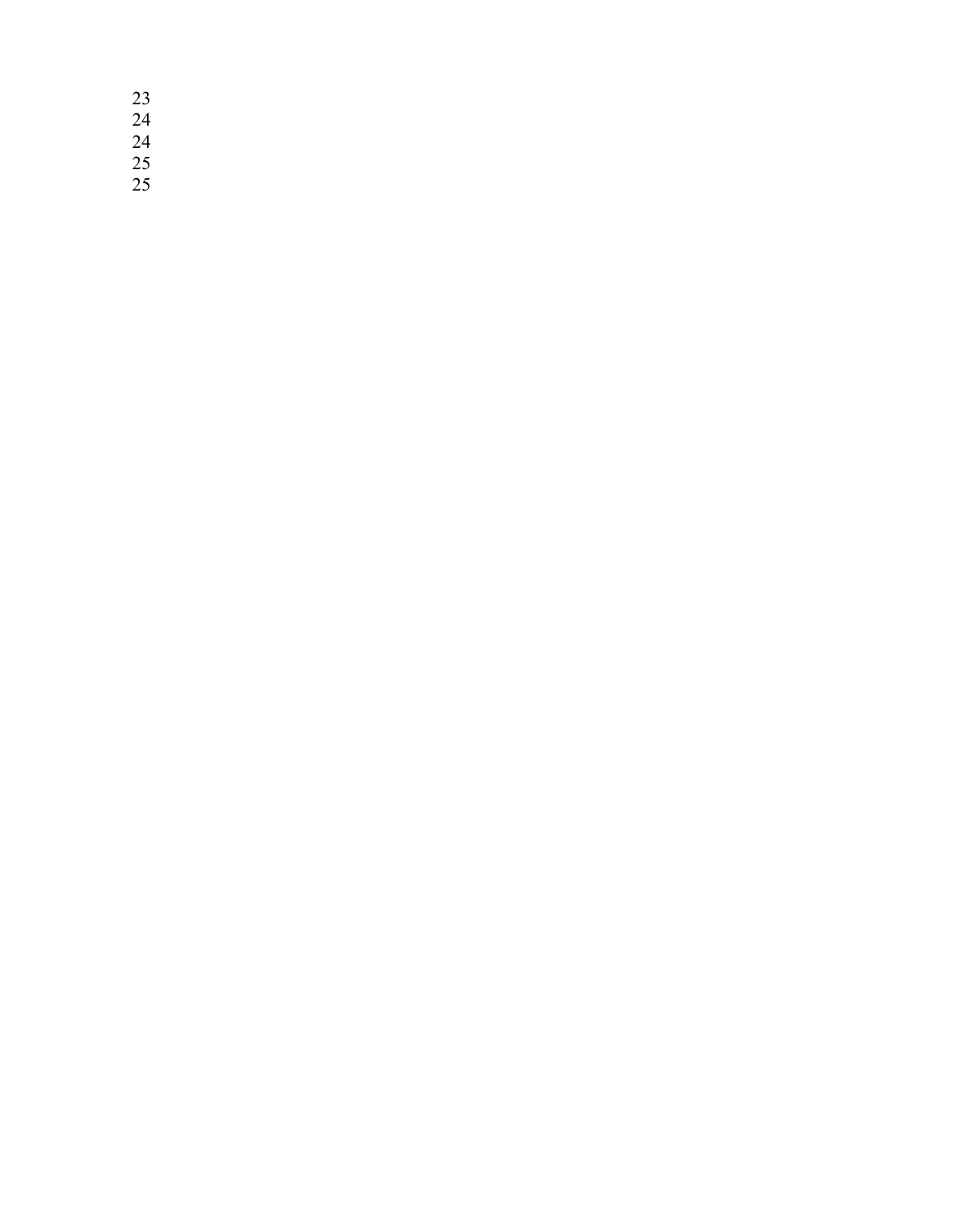23
24
24
25
25